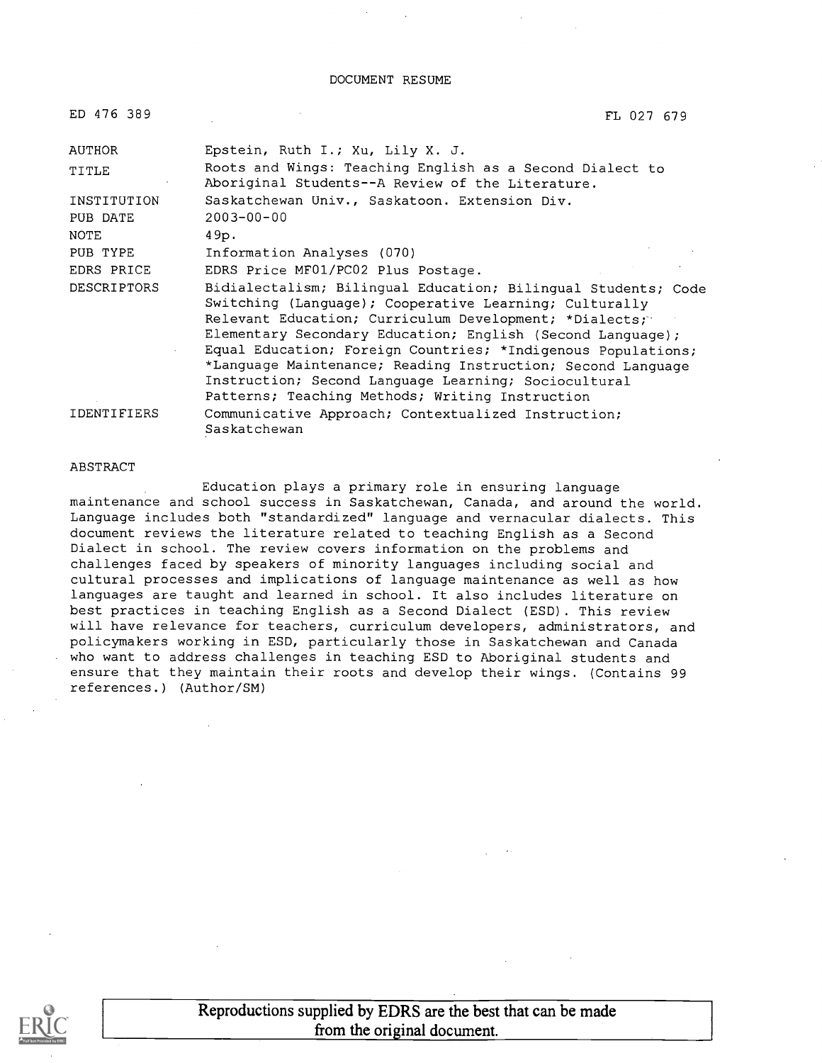DOCUMENT RESUME

ED 476 389 FL 027 679

| | |
|---|---|
| AUTHOR | Epstein, Ruth I.; Xu, Lily X. J. |
| TITLE | Roots and Wings: Teaching English as a Second Dialect to Aboriginal Students--A Review of the Literature. |
| INSTITUTION | Saskatchewan Univ., Saskatoon. Extension Div. |
| PUB DATE | 2003-00-00 |
| NOTE | 49p. |
| PUB TYPE | Information Analyses (070) |
| EDRS PRICE | EDRS Price MF01/PC02 Plus Postage. |
| DESCRIPTORS | Bidialectalism; Bilingual Education; Bilingual Students; Code Switching (Language); Cooperative Learning; Culturally Relevant Education; Curriculum Development; *Dialects; Elementary Secondary Education; English (Second Language); Equal Education; Foreign Countries; *Indigenous Populations; *Language Maintenance; Reading Instruction; Second Language Instruction; Second Language Learning; Sociocultural Patterns; Teaching Methods; Writing Instruction |
| IDENTIFIERS | Communicative Approach; Contextualized Instruction; Saskatchewan |

ABSTRACT

Education plays a primary role in ensuring language maintenance and school success in Saskatchewan, Canada, and around the world. Language includes both "standardized" language and vernacular dialects. This document reviews the literature related to teaching English as a Second Dialect in school. The review covers information on the problems and challenges faced by speakers of minority languages including social and cultural processes and implications of language maintenance as well as how languages are taught and learned in school. It also includes literature on best practices in teaching English as a Second Dialect (ESD). This review will have relevance for teachers, curriculum developers, administrators, and policymakers working in ESD, particularly those in Saskatchewan and Canada who want to address challenges in teaching ESD to Aboriginal students and ensure that they maintain their roots and develop their wings. (Contains 99 references.) (Author/SM)

Reproductions supplied by EDRS are the best that can be made from the original document.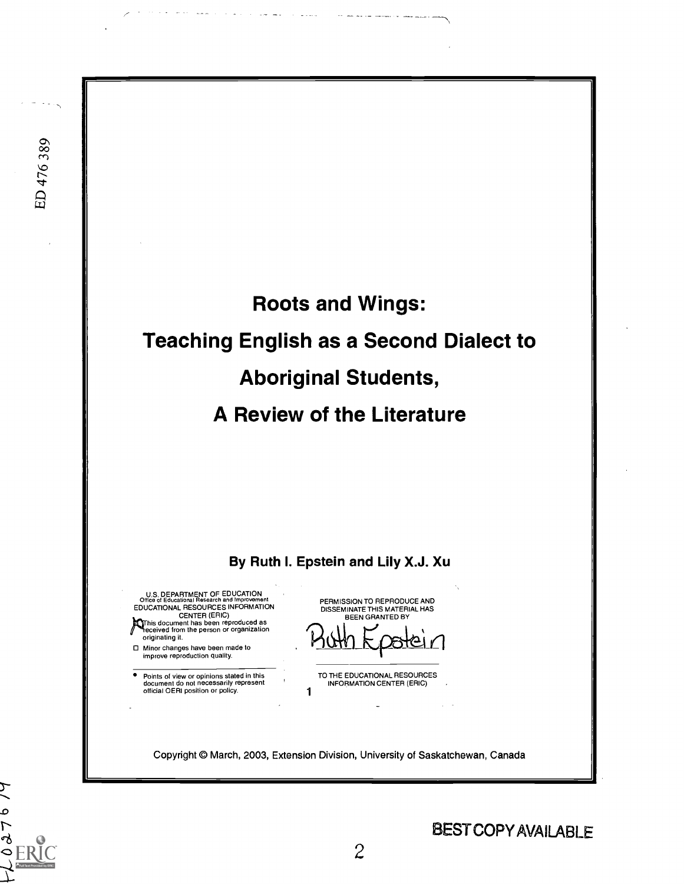ED 476 389

# Roots and Wings: Teaching English as a Second Dialect to Aboriginal Students, A Review of the Literature

**By Ruth I. Epstein and Lily X.J. Xu**

U.S. DEPARTMENT OF EDUCATION
Office of Educational Research and Improvement
EDUCATIONAL RESOURCES INFORMATION CENTER (ERIC)

- This document has been reproduced as received from the person or organization originating it.
- Minor changes have been made to improve reproduction quality.
- Points of view or opinions stated in this document do not necessarily represent official OERI position or policy.

PERMISSION TO REPRODUCE AND DISSEMINATE THIS MATERIAL HAS BEEN GRANTED BY

Ruth Epstein

TO THE EDUCATIONAL RESOURCES INFORMATION CENTER (ERIC)

Copyright © March, 2003, Extension Division, University of Saskatchewan, Canada

BEST COPY AVAILABLE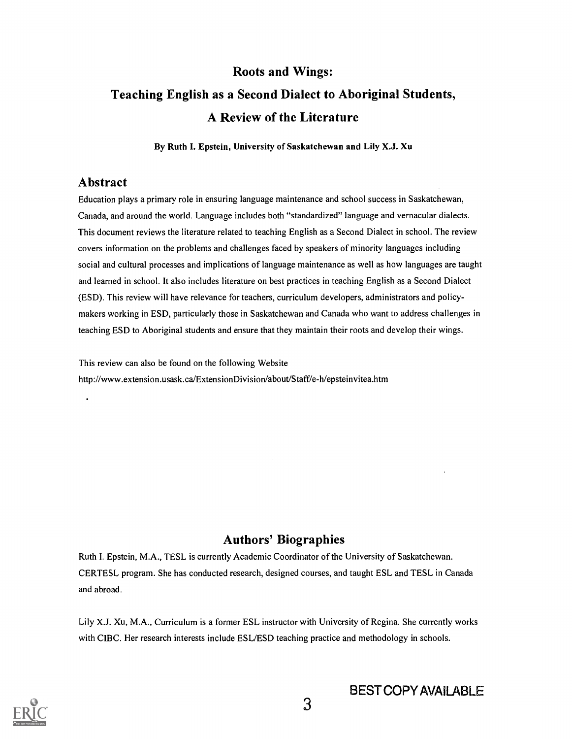# Roots and Wings:

# Teaching English as a Second Dialect to Aboriginal Students, A Review of the Literature

**By Ruth I. Epstein, University of Saskatchewan and Lily X.J. Xu**

## Abstract

Education plays a primary role in ensuring language maintenance and school success in Saskatchewan, Canada, and around the world. Language includes both "standardized" language and vernacular dialects. This document reviews the literature related to teaching English as a Second Dialect in school. The review covers information on the problems and challenges faced by speakers of minority languages including social and cultural processes and implications of language maintenance as well as how languages are taught and learned in school. It also includes literature on best practices in teaching English as a Second Dialect (ESD). This review will have relevance for teachers, curriculum developers, administrators and policy-makers working in ESD, particularly those in Saskatchewan and Canada who want to address challenges in teaching ESD to Aboriginal students and ensure that they maintain their roots and develop their wings.

This review can also be found on the following Website
http://www.extension.usask.ca/ExtensionDivision/about/Staff/e-h/epsteinvitea.htm

## Authors' Biographies

Ruth I. Epstein, M.A., TESL is currently Academic Coordinator of the University of Saskatchewan. CERTESL program. She has conducted research, designed courses, and taught ESL and TESL in Canada and abroad.

Lily X.J. Xu, M.A., Curriculum is a former ESL instructor with University of Regina. She currently works with CIBC. Her research interests include ESL/ESD teaching practice and methodology in schools.

BEST COPY AVAILABLE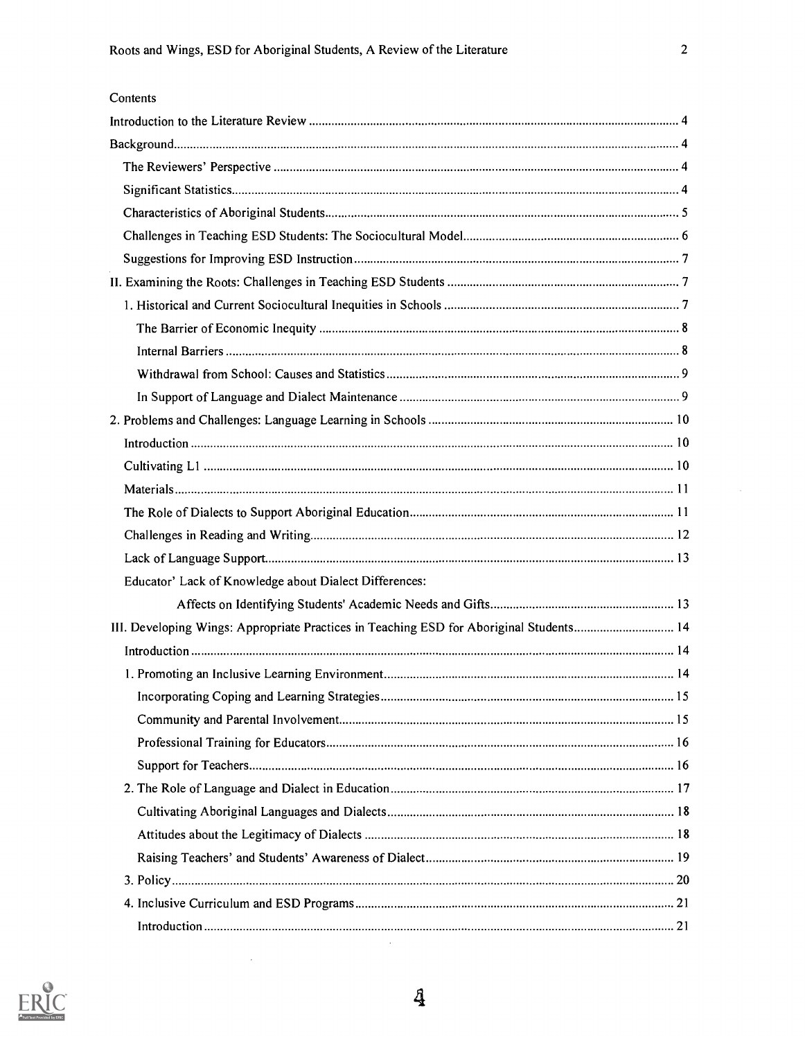Contents

Introduction to the Literature Review ..... 4

Background ..... 4

- The Reviewers' Perspective ..... 4
- Significant Statistics ..... 4
- Characteristics of Aboriginal Students ..... 5
- Challenges in Teaching ESD Students: The Sociocultural Model ..... 6
- Suggestions for Improving ESD Instruction ..... 7

II. Examining the Roots: Challenges in Teaching ESD Students ..... 7

- 1. Historical and Current Sociocultural Inequities in Schools ..... 7
  - The Barrier of Economic Inequity ..... 8
  - Internal Barriers ..... 8
  - Withdrawal from School: Causes and Statistics ..... 9
  - In Support of Language and Dialect Maintenance ..... 9
- 2. Problems and Challenges: Language Learning in Schools ..... 10
  - Introduction ..... 10
  - Cultivating L1 ..... 10
  - Materials ..... 11
  - The Role of Dialects to Support Aboriginal Education ..... 11
  - Challenges in Reading and Writing ..... 12
  - Lack of Language Support ..... 13
  - Educator' Lack of Knowledge about Dialect Differences: Affects on Identifying Students' Academic Needs and Gifts ..... 13

III. Developing Wings: Appropriate Practices in Teaching ESD for Aboriginal Students ..... 14

- Introduction ..... 14
- 1. Promoting an Inclusive Learning Environment ..... 14
  - Incorporating Coping and Learning Strategies ..... 15
  - Community and Parental Involvement ..... 15
  - Professional Training for Educators ..... 16
  - Support for Teachers ..... 16
- 2. The Role of Language and Dialect in Education ..... 17
  - Cultivating Aboriginal Languages and Dialects ..... 18
  - Attitudes about the Legitimacy of Dialects ..... 18
  - Raising Teachers' and Students' Awareness of Dialect ..... 19
- 3. Policy ..... 20
- 4. Inclusive Curriculum and ESD Programs ..... 21
  - Introduction ..... 21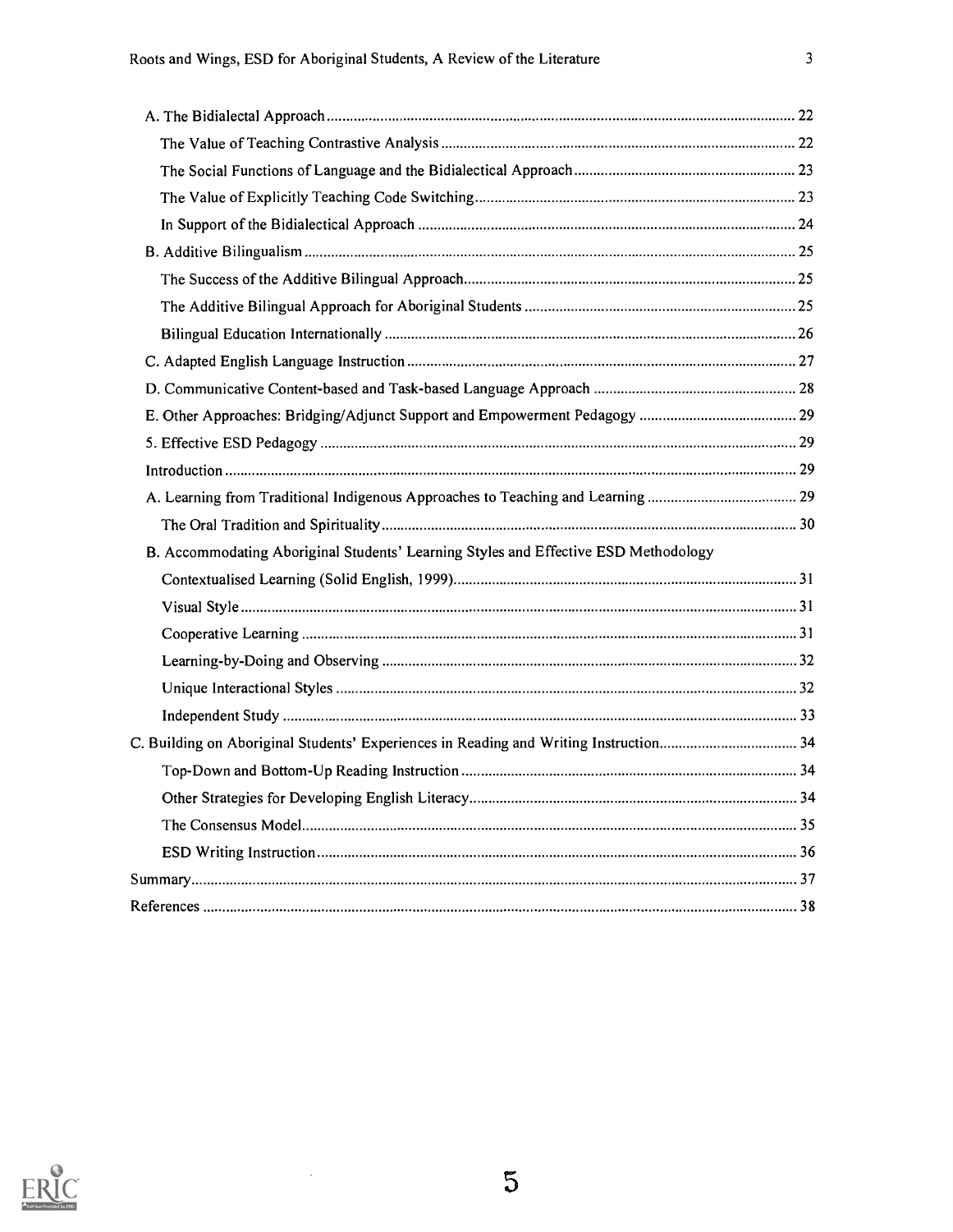A. The Bidialectal Approach ........ 22

The Value of Teaching Contrastive Analysis ........ 22

The Social Functions of Language and the Bidialectical Approach ........ 23

The Value of Explicitly Teaching Code Switching ........ 23

In Support of the Bidialectical Approach ........ 24

B. Additive Bilingualism ........ 25

The Success of the Additive Bilingual Approach ........ 25

The Additive Bilingual Approach for Aboriginal Students ........ 25

Bilingual Education Internationally ........ 26

C. Adapted English Language Instruction ........ 27

D. Communicative Content-based and Task-based Language Approach ........ 28

E. Other Approaches: Bridging/Adjunct Support and Empowerment Pedagogy ........ 29

5. Effective ESD Pedagogy ........ 29

Introduction ........ 29

A. Learning from Traditional Indigenous Approaches to Teaching and Learning ........ 29

The Oral Tradition and Spirituality ........ 30

B. Accommodating Aboriginal Students' Learning Styles and Effective ESD Methodology

Contextualised Learning (Solid English, 1999) ........ 31

Visual Style ........ 31

Cooperative Learning ........ 31

Learning-by-Doing and Observing ........ 32

Unique Interactional Styles ........ 32

Independent Study ........ 33

C. Building on Aboriginal Students' Experiences in Reading and Writing Instruction ........ 34

Top-Down and Bottom-Up Reading Instruction ........ 34

Other Strategies for Developing English Literacy ........ 34

The Consensus Model ........ 35

ESD Writing Instruction ........ 36

Summary ........ 37

References ........ 38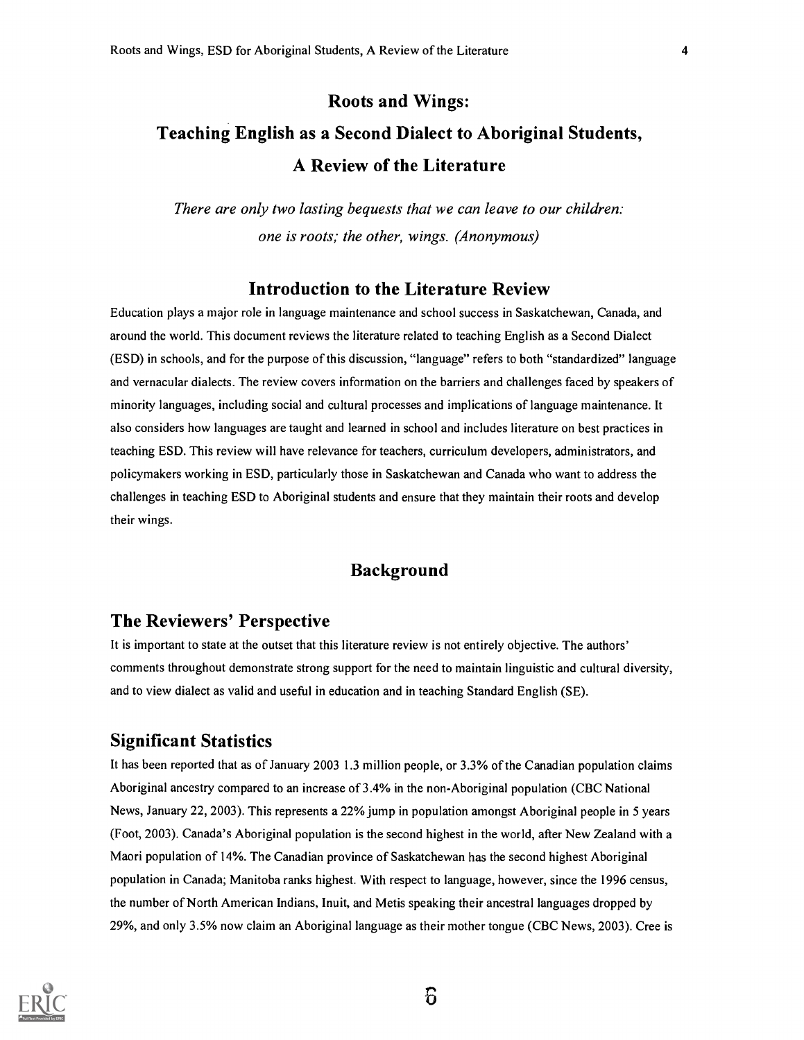# Roots and Wings:

# Teaching English as a Second Dialect to Aboriginal Students, A Review of the Literature

*There are only two lasting bequests that we can leave to our children: one is roots; the other, wings. (Anonymous)*

## Introduction to the Literature Review

Education plays a major role in language maintenance and school success in Saskatchewan, Canada, and around the world. This document reviews the literature related to teaching English as a Second Dialect (ESD) in schools, and for the purpose of this discussion, "language" refers to both "standardized" language and vernacular dialects. The review covers information on the barriers and challenges faced by speakers of minority languages, including social and cultural processes and implications of language maintenance. It also considers how languages are taught and learned in school and includes literature on best practices in teaching ESD. This review will have relevance for teachers, curriculum developers, administrators, and policymakers working in ESD, particularly those in Saskatchewan and Canada who want to address the challenges in teaching ESD to Aboriginal students and ensure that they maintain their roots and develop their wings.

## Background

### The Reviewers' Perspective

It is important to state at the outset that this literature review is not entirely objective. The authors' comments throughout demonstrate strong support for the need to maintain linguistic and cultural diversity, and to view dialect as valid and useful in education and in teaching Standard English (SE).

### Significant Statistics

It has been reported that as of January 2003 1.3 million people, or 3.3% of the Canadian population claims Aboriginal ancestry compared to an increase of 3.4% in the non-Aboriginal population (CBC National News, January 22, 2003). This represents a 22% jump in population amongst Aboriginal people in 5 years (Foot, 2003). Canada's Aboriginal population is the second highest in the world, after New Zealand with a Maori population of 14%. The Canadian province of Saskatchewan has the second highest Aboriginal population in Canada; Manitoba ranks highest. With respect to language, however, since the 1996 census, the number of North American Indians, Inuit, and Metis speaking their ancestral languages dropped by 29%, and only 3.5% now claim an Aboriginal language as their mother tongue (CBC News, 2003). Cree is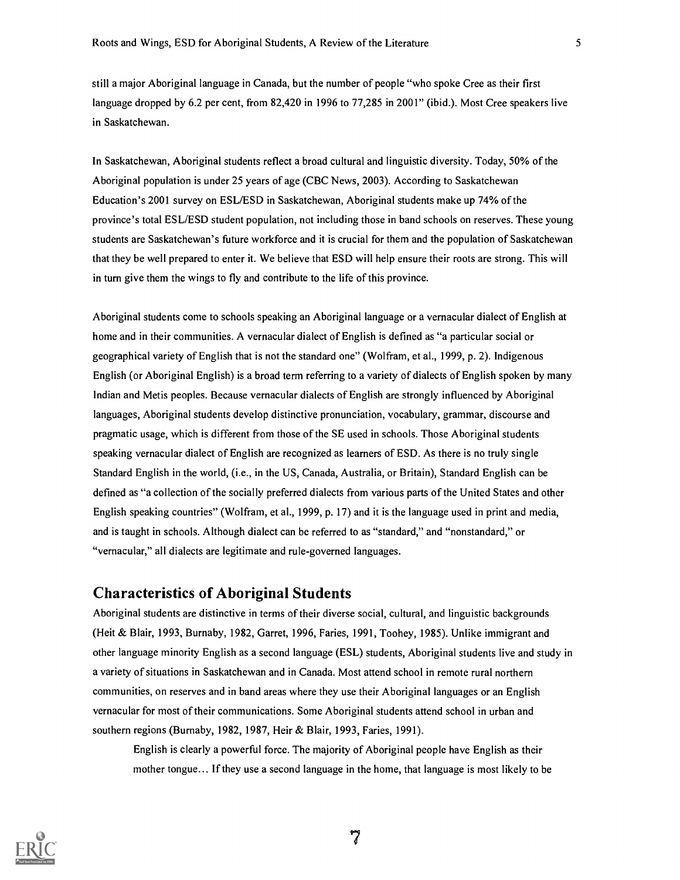still a major Aboriginal language in Canada, but the number of people "who spoke Cree as their first language dropped by 6.2 per cent, from 82,420 in 1996 to 77,285 in 2001" (ibid.). Most Cree speakers live in Saskatchewan.

In Saskatchewan, Aboriginal students reflect a broad cultural and linguistic diversity. Today, 50% of the Aboriginal population is under 25 years of age (CBC News, 2003). According to Saskatchewan Education's 2001 survey on ESL/ESD in Saskatchewan, Aboriginal students make up 74% of the province's total ESL/ESD student population, not including those in band schools on reserves. These young students are Saskatchewan's future workforce and it is crucial for them and the population of Saskatchewan that they be well prepared to enter it. We believe that ESD will help ensure their roots are strong. This will in turn give them the wings to fly and contribute to the life of this province.

Aboriginal students come to schools speaking an Aboriginal language or a vernacular dialect of English at home and in their communities. A vernacular dialect of English is defined as "a particular social or geographical variety of English that is not the standard one" (Wolfram, et al., 1999, p. 2). Indigenous English (or Aboriginal English) is a broad term referring to a variety of dialects of English spoken by many Indian and Metis peoples. Because vernacular dialects of English are strongly influenced by Aboriginal languages, Aboriginal students develop distinctive pronunciation, vocabulary, grammar, discourse and pragmatic usage, which is different from those of the SE used in schools. Those Aboriginal students speaking vernacular dialect of English are recognized as learners of ESD. As there is no truly single Standard English in the world, (i.e., in the US, Canada, Australia, or Britain), Standard English can be defined as "a collection of the socially preferred dialects from various parts of the United States and other English speaking countries" (Wolfram, et al., 1999, p. 17) and it is the language used in print and media, and is taught in schools. Although dialect can be referred to as "standard," and "nonstandard," or "vernacular," all dialects are legitimate and rule-governed languages.

## Characteristics of Aboriginal Students

Aboriginal students are distinctive in terms of their diverse social, cultural, and linguistic backgrounds (Heit & Blair, 1993, Burnaby, 1982, Garret, 1996, Faries, 1991, Toohey, 1985). Unlike immigrant and other language minority English as a second language (ESL) students, Aboriginal students live and study in a variety of situations in Saskatchewan and in Canada. Most attend school in remote rural northern communities, on reserves and in band areas where they use their Aboriginal languages or an English vernacular for most of their communications. Some Aboriginal students attend school in urban and southern regions (Burnaby, 1982, 1987, Heir & Blair, 1993, Faries, 1991).

> English is clearly a powerful force. The majority of Aboriginal people have English as their mother tongue… If they use a second language in the home, that language is most likely to be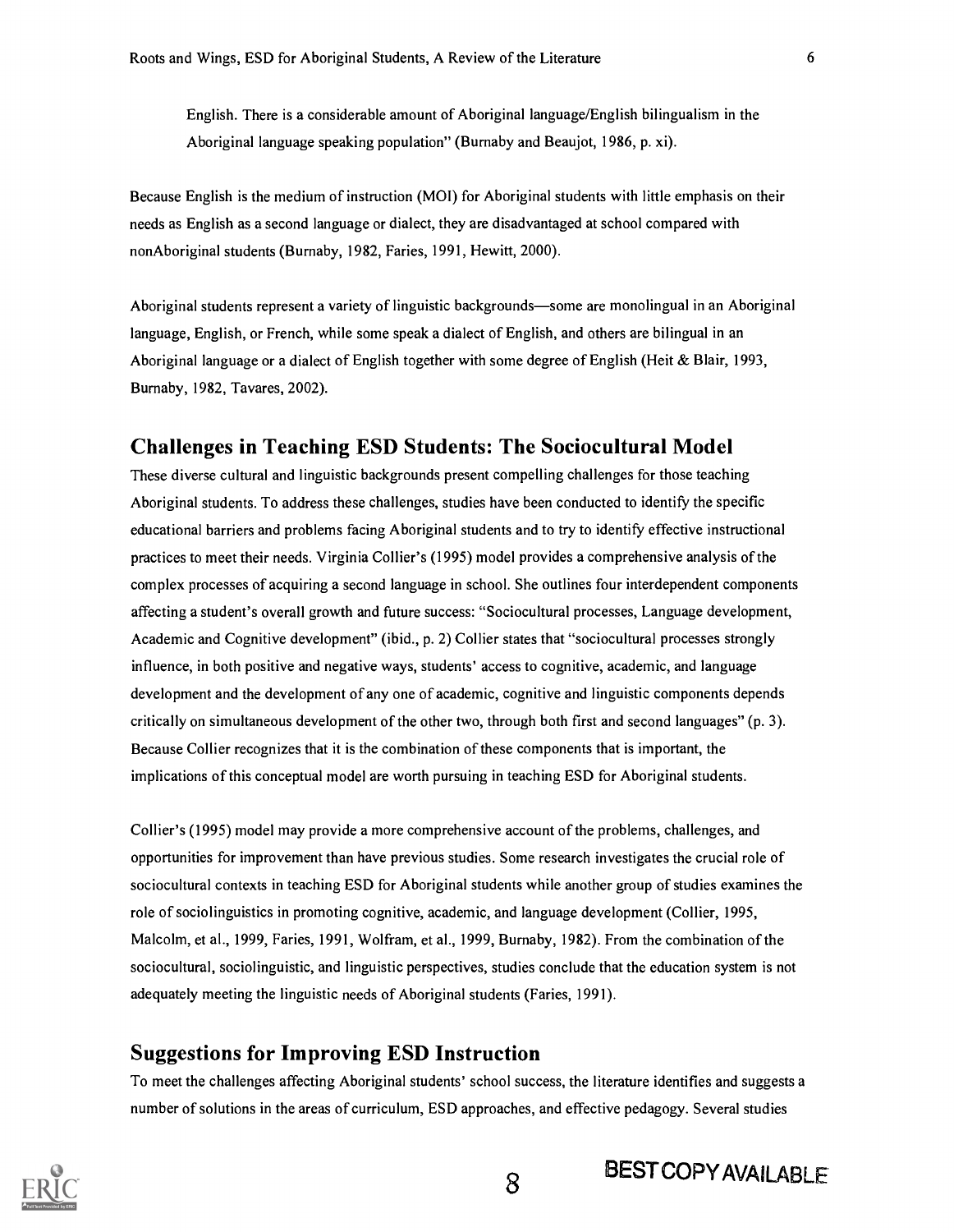English. There is a considerable amount of Aboriginal language/English bilingualism in the Aboriginal language speaking population" (Burnaby and Beaujot, 1986, p. xi).

Because English is the medium of instruction (MOI) for Aboriginal students with little emphasis on their needs as English as a second language or dialect, they are disadvantaged at school compared with nonAboriginal students (Burnaby, 1982, Faries, 1991, Hewitt, 2000).

Aboriginal students represent a variety of linguistic backgrounds—some are monolingual in an Aboriginal language, English, or French, while some speak a dialect of English, and others are bilingual in an Aboriginal language or a dialect of English together with some degree of English (Heit & Blair, 1993, Burnaby, 1982, Tavares, 2002).

## Challenges in Teaching ESD Students: The Sociocultural Model

These diverse cultural and linguistic backgrounds present compelling challenges for those teaching Aboriginal students. To address these challenges, studies have been conducted to identify the specific educational barriers and problems facing Aboriginal students and to try to identify effective instructional practices to meet their needs. Virginia Collier's (1995) model provides a comprehensive analysis of the complex processes of acquiring a second language in school. She outlines four interdependent components affecting a student's overall growth and future success: "Sociocultural processes, Language development, Academic and Cognitive development" (ibid., p. 2) Collier states that "sociocultural processes strongly influence, in both positive and negative ways, students' access to cognitive, academic, and language development and the development of any one of academic, cognitive and linguistic components depends critically on simultaneous development of the other two, through both first and second languages" (p. 3). Because Collier recognizes that it is the combination of these components that is important, the implications of this conceptual model are worth pursuing in teaching ESD for Aboriginal students.

Collier's (1995) model may provide a more comprehensive account of the problems, challenges, and opportunities for improvement than have previous studies. Some research investigates the crucial role of sociocultural contexts in teaching ESD for Aboriginal students while another group of studies examines the role of sociolinguistics in promoting cognitive, academic, and language development (Collier, 1995, Malcolm, et al., 1999, Faries, 1991, Wolfram, et al., 1999, Burnaby, 1982). From the combination of the sociocultural, sociolinguistic, and linguistic perspectives, studies conclude that the education system is not adequately meeting the linguistic needs of Aboriginal students (Faries, 1991).

## Suggestions for Improving ESD Instruction

To meet the challenges affecting Aboriginal students' school success, the literature identifies and suggests a number of solutions in the areas of curriculum, ESD approaches, and effective pedagogy. Several studies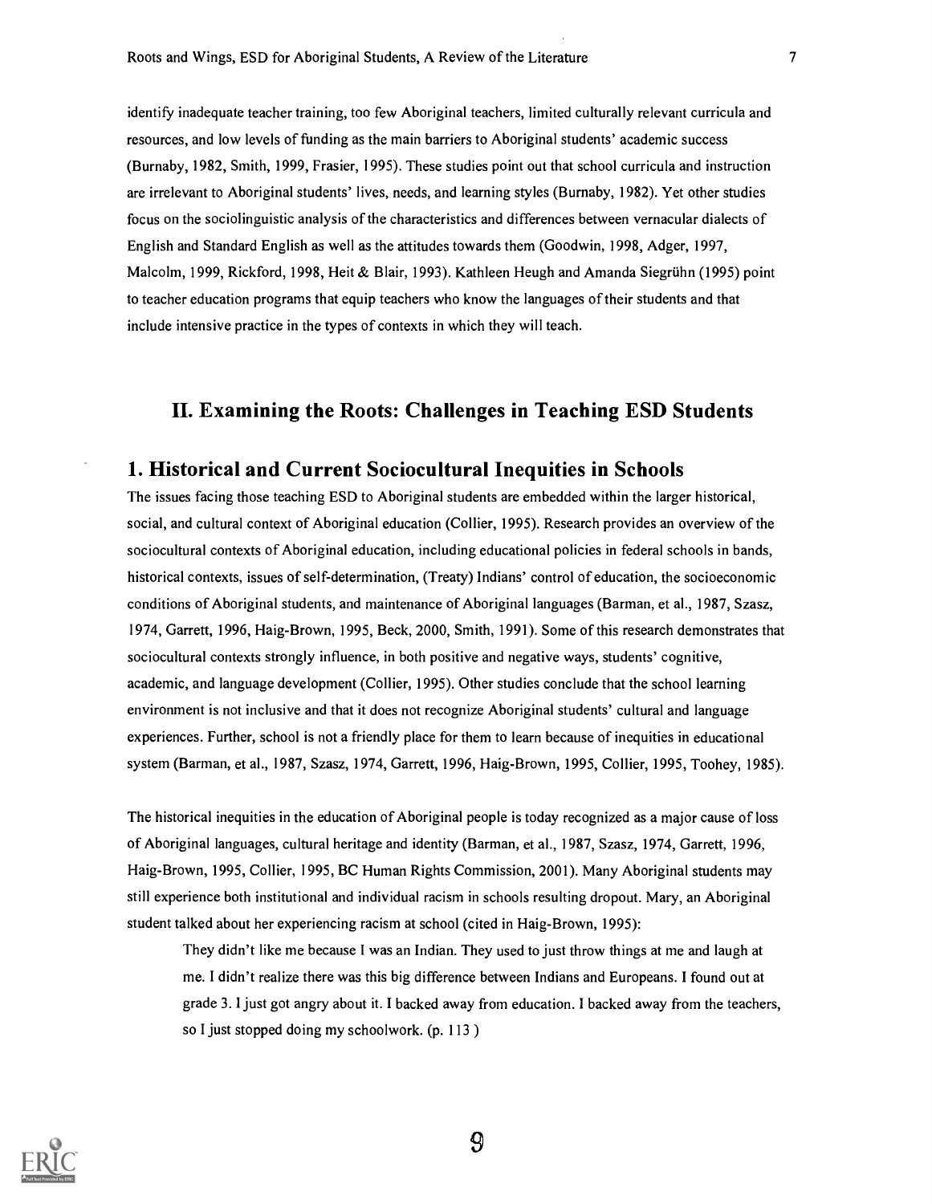identify inadequate teacher training, too few Aboriginal teachers, limited culturally relevant curricula and resources, and low levels of funding as the main barriers to Aboriginal students' academic success (Burnaby, 1982, Smith, 1999, Frasier, 1995). These studies point out that school curricula and instruction are irrelevant to Aboriginal students' lives, needs, and learning styles (Burnaby, 1982). Yet other studies focus on the sociolinguistic analysis of the characteristics and differences between vernacular dialects of English and Standard English as well as the attitudes towards them (Goodwin, 1998, Adger, 1997, Malcolm, 1999, Rickford, 1998, Heit & Blair, 1993). Kathleen Heugh and Amanda Siegrühn (1995) point to teacher education programs that equip teachers who know the languages of their students and that include intensive practice in the types of contexts in which they will teach.

## II. Examining the Roots: Challenges in Teaching ESD Students

### 1. Historical and Current Sociocultural Inequities in Schools

The issues facing those teaching ESD to Aboriginal students are embedded within the larger historical, social, and cultural context of Aboriginal education (Collier, 1995). Research provides an overview of the sociocultural contexts of Aboriginal education, including educational policies in federal schools in bands, historical contexts, issues of self-determination, (Treaty) Indians' control of education, the socioeconomic conditions of Aboriginal students, and maintenance of Aboriginal languages (Barman, et al., 1987, Szasz, 1974, Garrett, 1996, Haig-Brown, 1995, Beck, 2000, Smith, 1991). Some of this research demonstrates that sociocultural contexts strongly influence, in both positive and negative ways, students' cognitive, academic, and language development (Collier, 1995). Other studies conclude that the school learning environment is not inclusive and that it does not recognize Aboriginal students' cultural and language experiences. Further, school is not a friendly place for them to learn because of inequities in educational system (Barman, et al., 1987, Szasz, 1974, Garrett, 1996, Haig-Brown, 1995, Collier, 1995, Toohey, 1985).

The historical inequities in the education of Aboriginal people is today recognized as a major cause of loss of Aboriginal languages, cultural heritage and identity (Barman, et al., 1987, Szasz, 1974, Garrett, 1996, Haig-Brown, 1995, Collier, 1995, BC Human Rights Commission, 2001). Many Aboriginal students may still experience both institutional and individual racism in schools resulting dropout. Mary, an Aboriginal student talked about her experiencing racism at school (cited in Haig-Brown, 1995):

> They didn't like me because I was an Indian. They used to just throw things at me and laugh at me. I didn't realize there was this big difference between Indians and Europeans. I found out at grade 3. I just got angry about it. I backed away from education. I backed away from the teachers, so I just stopped doing my schoolwork. (p. 113 )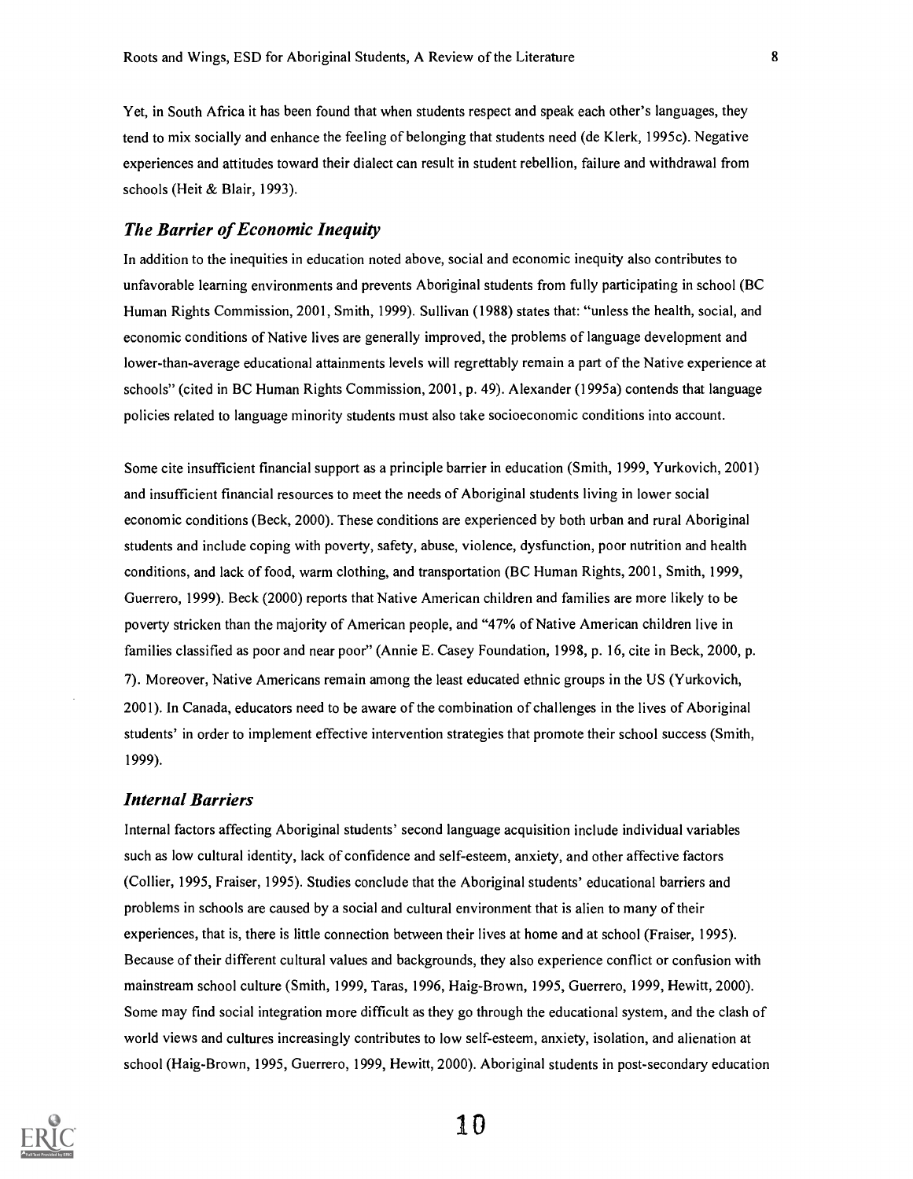Yet, in South Africa it has been found that when students respect and speak each other's languages, they tend to mix socially and enhance the feeling of belonging that students need (de Klerk, 1995c). Negative experiences and attitudes toward their dialect can result in student rebellion, failure and withdrawal from schools (Heit & Blair, 1993).

### *The Barrier of Economic Inequity*

In addition to the inequities in education noted above, social and economic inequity also contributes to unfavorable learning environments and prevents Aboriginal students from fully participating in school (BC Human Rights Commission, 2001, Smith, 1999). Sullivan (1988) states that: "unless the health, social, and economic conditions of Native lives are generally improved, the problems of language development and lower-than-average educational attainments levels will regrettably remain a part of the Native experience at schools" (cited in BC Human Rights Commission, 2001, p. 49). Alexander (1995a) contends that language policies related to language minority students must also take socioeconomic conditions into account.

Some cite insufficient financial support as a principle barrier in education (Smith, 1999, Yurkovich, 2001) and insufficient financial resources to meet the needs of Aboriginal students living in lower social economic conditions (Beck, 2000). These conditions are experienced by both urban and rural Aboriginal students and include coping with poverty, safety, abuse, violence, dysfunction, poor nutrition and health conditions, and lack of food, warm clothing, and transportation (BC Human Rights, 2001, Smith, 1999, Guerrero, 1999). Beck (2000) reports that Native American children and families are more likely to be poverty stricken than the majority of American people, and "47% of Native American children live in families classified as poor and near poor" (Annie E. Casey Foundation, 1998, p. 16, cite in Beck, 2000, p. 7). Moreover, Native Americans remain among the least educated ethnic groups in the US (Yurkovich, 2001). In Canada, educators need to be aware of the combination of challenges in the lives of Aboriginal students' in order to implement effective intervention strategies that promote their school success (Smith, 1999).

### *Internal Barriers*

Internal factors affecting Aboriginal students' second language acquisition include individual variables such as low cultural identity, lack of confidence and self-esteem, anxiety, and other affective factors (Collier, 1995, Fraiser, 1995). Studies conclude that the Aboriginal students' educational barriers and problems in schools are caused by a social and cultural environment that is alien to many of their experiences, that is, there is little connection between their lives at home and at school (Fraiser, 1995). Because of their different cultural values and backgrounds, they also experience conflict or confusion with mainstream school culture (Smith, 1999, Taras, 1996, Haig-Brown, 1995, Guerrero, 1999, Hewitt, 2000). Some may find social integration more difficult as they go through the educational system, and the clash of world views and cultures increasingly contributes to low self-esteem, anxiety, isolation, and alienation at school (Haig-Brown, 1995, Guerrero, 1999, Hewitt, 2000). Aboriginal students in post-secondary education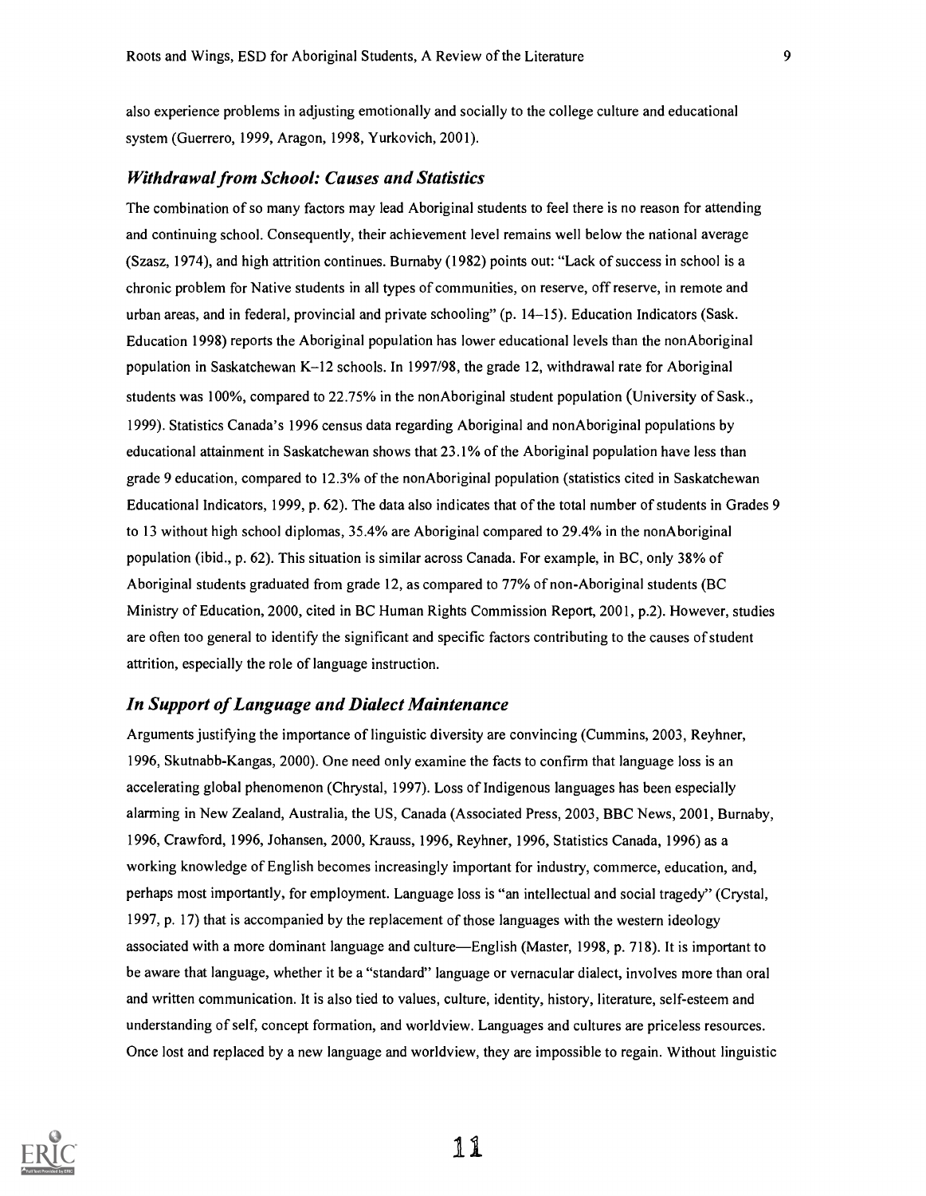also experience problems in adjusting emotionally and socially to the college culture and educational system (Guerrero, 1999, Aragon, 1998, Yurkovich, 2001).

### *Withdrawal from School: Causes and Statistics*

The combination of so many factors may lead Aboriginal students to feel there is no reason for attending and continuing school. Consequently, their achievement level remains well below the national average (Szasz, 1974), and high attrition continues. Burnaby (1982) points out: "Lack of success in school is a chronic problem for Native students in all types of communities, on reserve, off reserve, in remote and urban areas, and in federal, provincial and private schooling" (p. 14–15). Education Indicators (Sask. Education 1998) reports the Aboriginal population has lower educational levels than the nonAboriginal population in Saskatchewan K–12 schools. In 1997/98, the grade 12, withdrawal rate for Aboriginal students was 100%, compared to 22.75% in the nonAboriginal student population (University of Sask., 1999). Statistics Canada's 1996 census data regarding Aboriginal and nonAboriginal populations by educational attainment in Saskatchewan shows that 23.1% of the Aboriginal population have less than grade 9 education, compared to 12.3% of the nonAboriginal population (statistics cited in Saskatchewan Educational Indicators, 1999, p. 62). The data also indicates that of the total number of students in Grades 9 to 13 without high school diplomas, 35.4% are Aboriginal compared to 29.4% in the nonAboriginal population (ibid., p. 62). This situation is similar across Canada. For example, in BC, only 38% of Aboriginal students graduated from grade 12, as compared to 77% of non-Aboriginal students (BC Ministry of Education, 2000, cited in BC Human Rights Commission Report, 2001, p.2). However, studies are often too general to identify the significant and specific factors contributing to the causes of student attrition, especially the role of language instruction.

### *In Support of Language and Dialect Maintenance*

Arguments justifying the importance of linguistic diversity are convincing (Cummins, 2003, Reyhner, 1996, Skutnabb-Kangas, 2000). One need only examine the facts to confirm that language loss is an accelerating global phenomenon (Chrystal, 1997). Loss of Indigenous languages has been especially alarming in New Zealand, Australia, the US, Canada (Associated Press, 2003, BBC News, 2001, Burnaby, 1996, Crawford, 1996, Johansen, 2000, Krauss, 1996, Reyhner, 1996, Statistics Canada, 1996) as a working knowledge of English becomes increasingly important for industry, commerce, education, and, perhaps most importantly, for employment. Language loss is "an intellectual and social tragedy" (Crystal, 1997, p. 17) that is accompanied by the replacement of those languages with the western ideology associated with a more dominant language and culture—English (Master, 1998, p. 718). It is important to be aware that language, whether it be a "standard" language or vernacular dialect, involves more than oral and written communication. It is also tied to values, culture, identity, history, literature, self-esteem and understanding of self, concept formation, and worldview. Languages and cultures are priceless resources. Once lost and replaced by a new language and worldview, they are impossible to regain. Without linguistic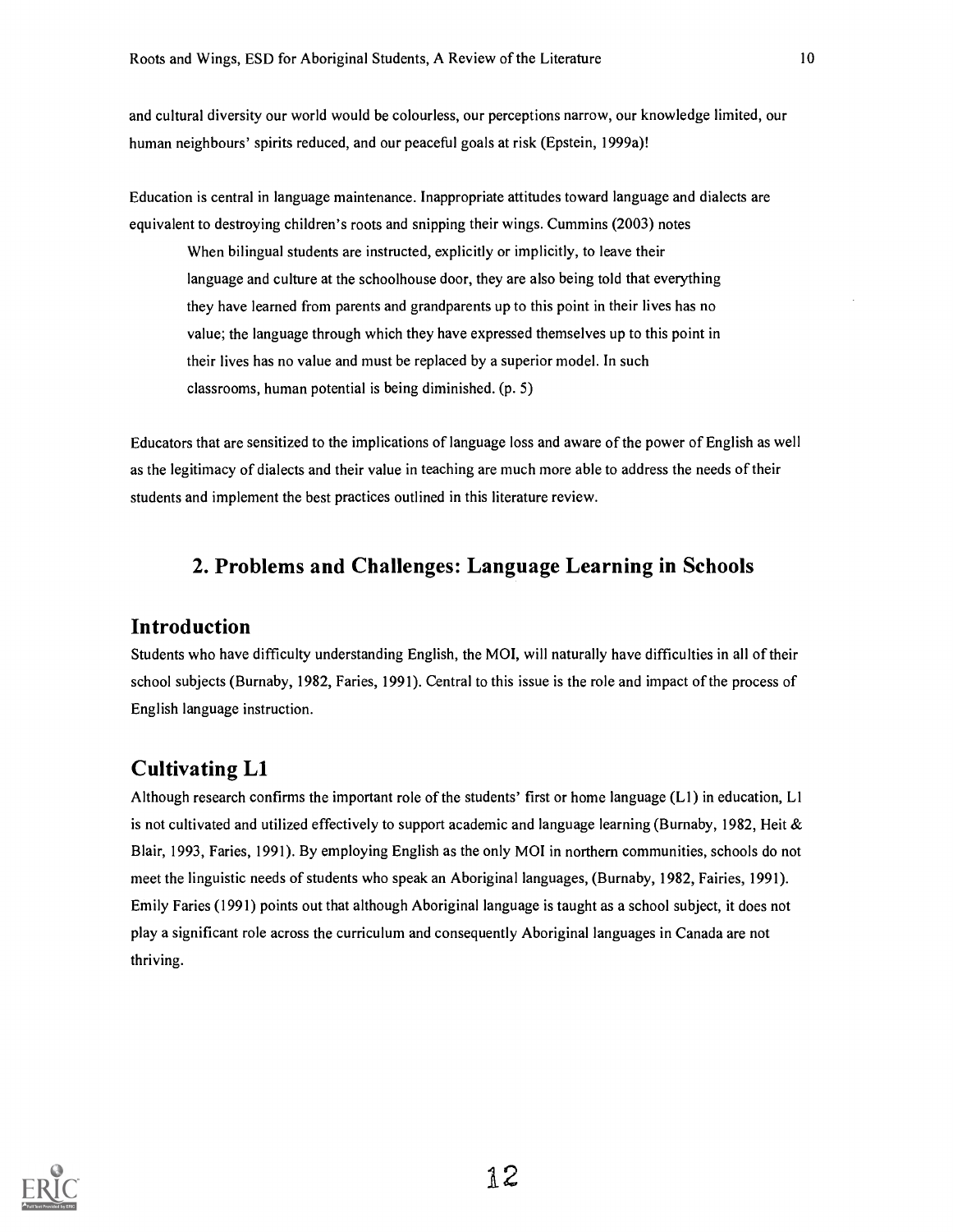and cultural diversity our world would be colourless, our perceptions narrow, our knowledge limited, our human neighbours' spirits reduced, and our peaceful goals at risk (Epstein, 1999a)!

Education is central in language maintenance. Inappropriate attitudes toward language and dialects are equivalent to destroying children's roots and snipping their wings. Cummins (2003) notes

> When bilingual students are instructed, explicitly or implicitly, to leave their language and culture at the schoolhouse door, they are also being told that everything they have learned from parents and grandparents up to this point in their lives has no value; the language through which they have expressed themselves up to this point in their lives has no value and must be replaced by a superior model. In such classrooms, human potential is being diminished. (p. 5)

Educators that are sensitized to the implications of language loss and aware of the power of English as well as the legitimacy of dialects and their value in teaching are much more able to address the needs of their students and implement the best practices outlined in this literature review.

## 2. Problems and Challenges: Language Learning in Schools

### Introduction

Students who have difficulty understanding English, the MOI, will naturally have difficulties in all of their school subjects (Burnaby, 1982, Faries, 1991). Central to this issue is the role and impact of the process of English language instruction.

### Cultivating L1

Although research confirms the important role of the students' first or home language (L1) in education, L1 is not cultivated and utilized effectively to support academic and language learning (Burnaby, 1982, Heit & Blair, 1993, Faries, 1991). By employing English as the only MOI in northern communities, schools do not meet the linguistic needs of students who speak an Aboriginal languages, (Burnaby, 1982, Fairies, 1991). Emily Faries (1991) points out that although Aboriginal language is taught as a school subject, it does not play a significant role across the curriculum and consequently Aboriginal languages in Canada are not thriving.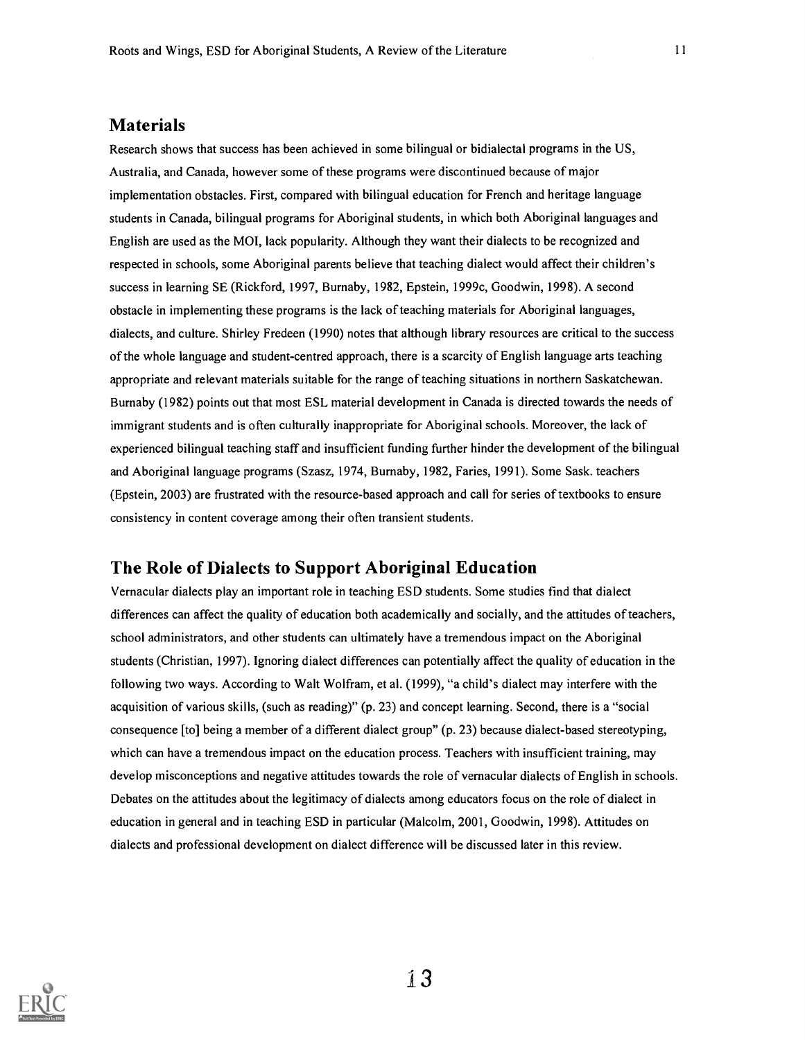## Materials

Research shows that success has been achieved in some bilingual or bidialectal programs in the US, Australia, and Canada, however some of these programs were discontinued because of major implementation obstacles. First, compared with bilingual education for French and heritage language students in Canada, bilingual programs for Aboriginal students, in which both Aboriginal languages and English are used as the MOI, lack popularity. Although they want their dialects to be recognized and respected in schools, some Aboriginal parents believe that teaching dialect would affect their children's success in learning SE (Rickford, 1997, Burnaby, 1982, Epstein, 1999c, Goodwin, 1998). A second obstacle in implementing these programs is the lack of teaching materials for Aboriginal languages, dialects, and culture. Shirley Fredeen (1990) notes that although library resources are critical to the success of the whole language and student-centred approach, there is a scarcity of English language arts teaching appropriate and relevant materials suitable for the range of teaching situations in northern Saskatchewan. Burnaby (1982) points out that most ESL material development in Canada is directed towards the needs of immigrant students and is often culturally inappropriate for Aboriginal schools. Moreover, the lack of experienced bilingual teaching staff and insufficient funding further hinder the development of the bilingual and Aboriginal language programs (Szasz, 1974, Burnaby, 1982, Faries, 1991). Some Sask. teachers (Epstein, 2003) are frustrated with the resource-based approach and call for series of textbooks to ensure consistency in content coverage among their often transient students.

## The Role of Dialects to Support Aboriginal Education

Vernacular dialects play an important role in teaching ESD students. Some studies find that dialect differences can affect the quality of education both academically and socially, and the attitudes of teachers, school administrators, and other students can ultimately have a tremendous impact on the Aboriginal students (Christian, 1997). Ignoring dialect differences can potentially affect the quality of education in the following two ways. According to Walt Wolfram, et al. (1999), "a child's dialect may interfere with the acquisition of various skills, (such as reading)" (p. 23) and concept learning. Second, there is a "social consequence [to] being a member of a different dialect group" (p. 23) because dialect-based stereotyping, which can have a tremendous impact on the education process. Teachers with insufficient training, may develop misconceptions and negative attitudes towards the role of vernacular dialects of English in schools. Debates on the attitudes about the legitimacy of dialects among educators focus on the role of dialect in education in general and in teaching ESD in particular (Malcolm, 2001, Goodwin, 1998). Attitudes on dialects and professional development on dialect difference will be discussed later in this review.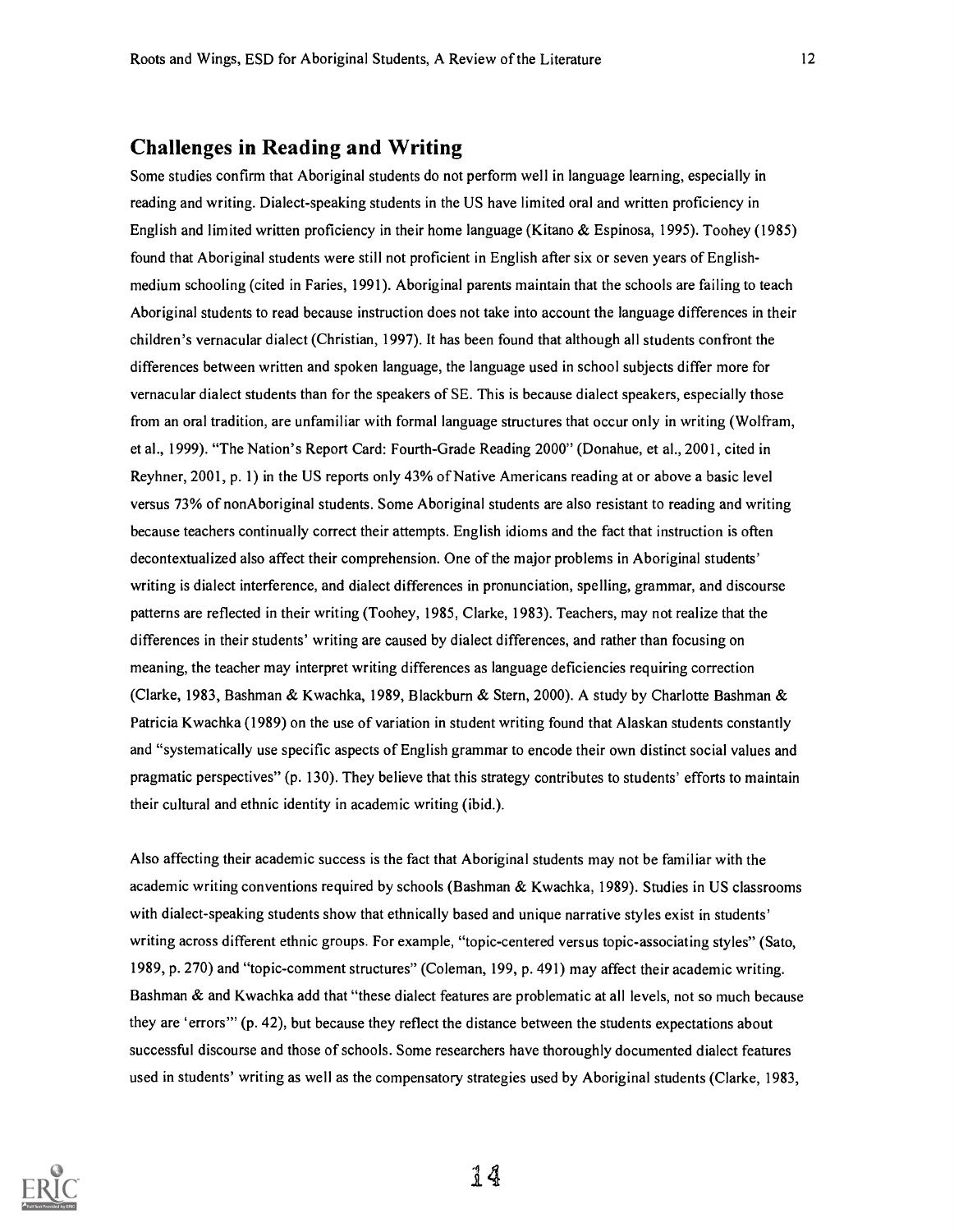## Challenges in Reading and Writing

Some studies confirm that Aboriginal students do not perform well in language learning, especially in reading and writing. Dialect-speaking students in the US have limited oral and written proficiency in English and limited written proficiency in their home language (Kitano & Espinosa, 1995). Toohey (1985) found that Aboriginal students were still not proficient in English after six or seven years of English-medium schooling (cited in Faries, 1991). Aboriginal parents maintain that the schools are failing to teach Aboriginal students to read because instruction does not take into account the language differences in their children's vernacular dialect (Christian, 1997). It has been found that although all students confront the differences between written and spoken language, the language used in school subjects differ more for vernacular dialect students than for the speakers of SE. This is because dialect speakers, especially those from an oral tradition, are unfamiliar with formal language structures that occur only in writing (Wolfram, et al., 1999). "The Nation's Report Card: Fourth-Grade Reading 2000" (Donahue, et al., 2001, cited in Reyhner, 2001, p. 1) in the US reports only 43% of Native Americans reading at or above a basic level versus 73% of nonAboriginal students. Some Aboriginal students are also resistant to reading and writing because teachers continually correct their attempts. English idioms and the fact that instruction is often decontextualized also affect their comprehension. One of the major problems in Aboriginal students' writing is dialect interference, and dialect differences in pronunciation, spelling, grammar, and discourse patterns are reflected in their writing (Toohey, 1985, Clarke, 1983). Teachers, may not realize that the differences in their students' writing are caused by dialect differences, and rather than focusing on meaning, the teacher may interpret writing differences as language deficiencies requiring correction (Clarke, 1983, Bashman & Kwachka, 1989, Blackburn & Stern, 2000). A study by Charlotte Bashman & Patricia Kwachka (1989) on the use of variation in student writing found that Alaskan students constantly and "systematically use specific aspects of English grammar to encode their own distinct social values and pragmatic perspectives" (p. 130). They believe that this strategy contributes to students' efforts to maintain their cultural and ethnic identity in academic writing (ibid.).

Also affecting their academic success is the fact that Aboriginal students may not be familiar with the academic writing conventions required by schools (Bashman & Kwachka, 1989). Studies in US classrooms with dialect-speaking students show that ethnically based and unique narrative styles exist in students' writing across different ethnic groups. For example, "topic-centered versus topic-associating styles" (Sato, 1989, p. 270) and "topic-comment structures" (Coleman, 199, p. 491) may affect their academic writing. Bashman & and Kwachka add that "these dialect features are problematic at all levels, not so much because they are 'errors'" (p. 42), but because they reflect the distance between the students expectations about successful discourse and those of schools. Some researchers have thoroughly documented dialect features used in students' writing as well as the compensatory strategies used by Aboriginal students (Clarke, 1983,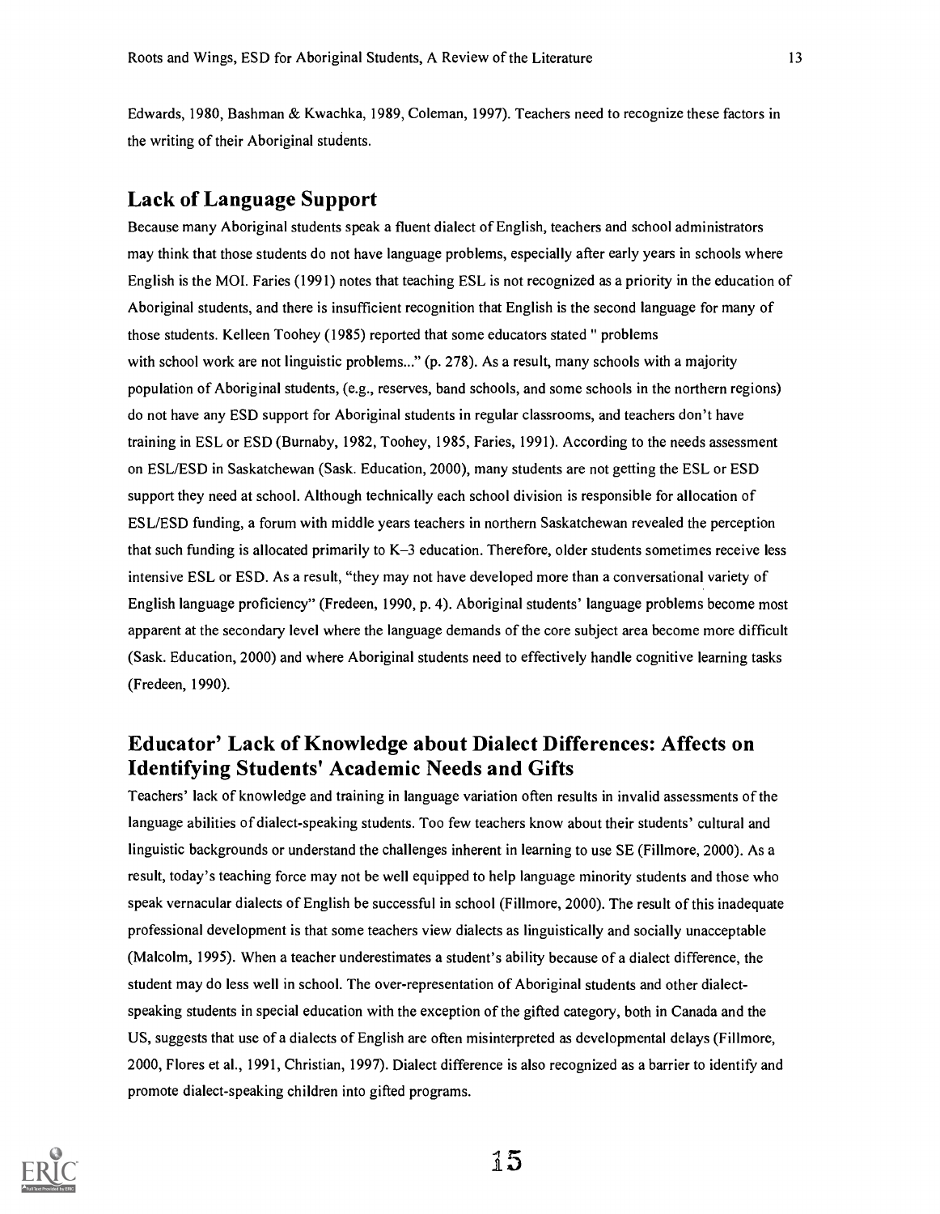Edwards, 1980, Bashman & Kwachka, 1989, Coleman, 1997). Teachers need to recognize these factors in the writing of their Aboriginal students.

## Lack of Language Support

Because many Aboriginal students speak a fluent dialect of English, teachers and school administrators may think that those students do not have language problems, especially after early years in schools where English is the MOI. Faries (1991) notes that teaching ESL is not recognized as a priority in the education of Aboriginal students, and there is insufficient recognition that English is the second language for many of those students. Kelleen Toohey (1985) reported that some educators stated " problems with school work are not linguistic problems..." (p. 278). As a result, many schools with a majority population of Aboriginal students, (e.g., reserves, band schools, and some schools in the northern regions) do not have any ESD support for Aboriginal students in regular classrooms, and teachers don't have training in ESL or ESD (Burnaby, 1982, Toohey, 1985, Faries, 1991). According to the needs assessment on ESL/ESD in Saskatchewan (Sask. Education, 2000), many students are not getting the ESL or ESD support they need at school. Although technically each school division is responsible for allocation of ESL/ESD funding, a forum with middle years teachers in northern Saskatchewan revealed the perception that such funding is allocated primarily to K–3 education. Therefore, older students sometimes receive less intensive ESL or ESD. As a result, "they may not have developed more than a conversational variety of English language proficiency" (Fredeen, 1990, p. 4). Aboriginal students' language problems become most apparent at the secondary level where the language demands of the core subject area become more difficult (Sask. Education, 2000) and where Aboriginal students need to effectively handle cognitive learning tasks (Fredeen, 1990).

## Educator' Lack of Knowledge about Dialect Differences: Affects on Identifying Students' Academic Needs and Gifts

Teachers' lack of knowledge and training in language variation often results in invalid assessments of the language abilities of dialect-speaking students. Too few teachers know about their students' cultural and linguistic backgrounds or understand the challenges inherent in learning to use SE (Fillmore, 2000). As a result, today's teaching force may not be well equipped to help language minority students and those who speak vernacular dialects of English be successful in school (Fillmore, 2000). The result of this inadequate professional development is that some teachers view dialects as linguistically and socially unacceptable (Malcolm, 1995). When a teacher underestimates a student's ability because of a dialect difference, the student may do less well in school. The over-representation of Aboriginal students and other dialect-speaking students in special education with the exception of the gifted category, both in Canada and the US, suggests that use of a dialects of English are often misinterpreted as developmental delays (Fillmore, 2000, Flores et al., 1991, Christian, 1997). Dialect difference is also recognized as a barrier to identify and promote dialect-speaking children into gifted programs.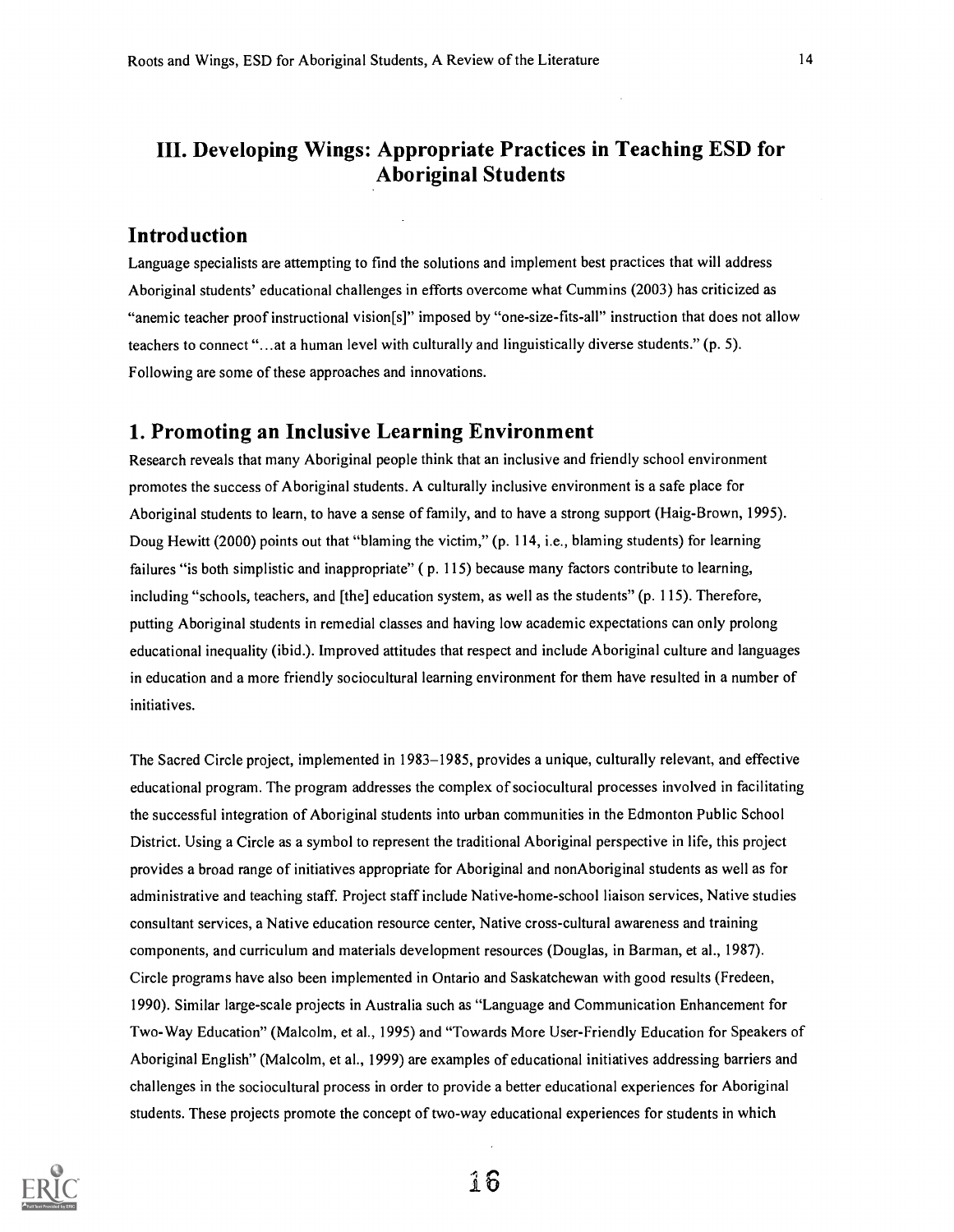## III. Developing Wings: Appropriate Practices in Teaching ESD for Aboriginal Students

### Introduction

Language specialists are attempting to find the solutions and implement best practices that will address Aboriginal students' educational challenges in efforts overcome what Cummins (2003) has criticized as "anemic teacher proof instructional vision[s]" imposed by "one-size-fits-all" instruction that does not allow teachers to connect "...at a human level with culturally and linguistically diverse students." (p. 5). Following are some of these approaches and innovations.

### 1. Promoting an Inclusive Learning Environment

Research reveals that many Aboriginal people think that an inclusive and friendly school environment promotes the success of Aboriginal students. A culturally inclusive environment is a safe place for Aboriginal students to learn, to have a sense of family, and to have a strong support (Haig-Brown, 1995). Doug Hewitt (2000) points out that "blaming the victim," (p. 114, i.e., blaming students) for learning failures "is both simplistic and inappropriate" ( p. 115) because many factors contribute to learning, including "schools, teachers, and [the] education system, as well as the students" (p. 115). Therefore, putting Aboriginal students in remedial classes and having low academic expectations can only prolong educational inequality (ibid.). Improved attitudes that respect and include Aboriginal culture and languages in education and a more friendly sociocultural learning environment for them have resulted in a number of initiatives.

The Sacred Circle project, implemented in 1983–1985, provides a unique, culturally relevant, and effective educational program. The program addresses the complex of sociocultural processes involved in facilitating the successful integration of Aboriginal students into urban communities in the Edmonton Public School District. Using a Circle as a symbol to represent the traditional Aboriginal perspective in life, this project provides a broad range of initiatives appropriate for Aboriginal and nonAboriginal students as well as for administrative and teaching staff. Project staff include Native-home-school liaison services, Native studies consultant services, a Native education resource center, Native cross-cultural awareness and training components, and curriculum and materials development resources (Douglas, in Barman, et al., 1987). Circle programs have also been implemented in Ontario and Saskatchewan with good results (Fredeen, 1990). Similar large-scale projects in Australia such as "Language and Communication Enhancement for Two-Way Education" (Malcolm, et al., 1995) and "Towards More User-Friendly Education for Speakers of Aboriginal English" (Malcolm, et al., 1999) are examples of educational initiatives addressing barriers and challenges in the sociocultural process in order to provide a better educational experiences for Aboriginal students. These projects promote the concept of two-way educational experiences for students in which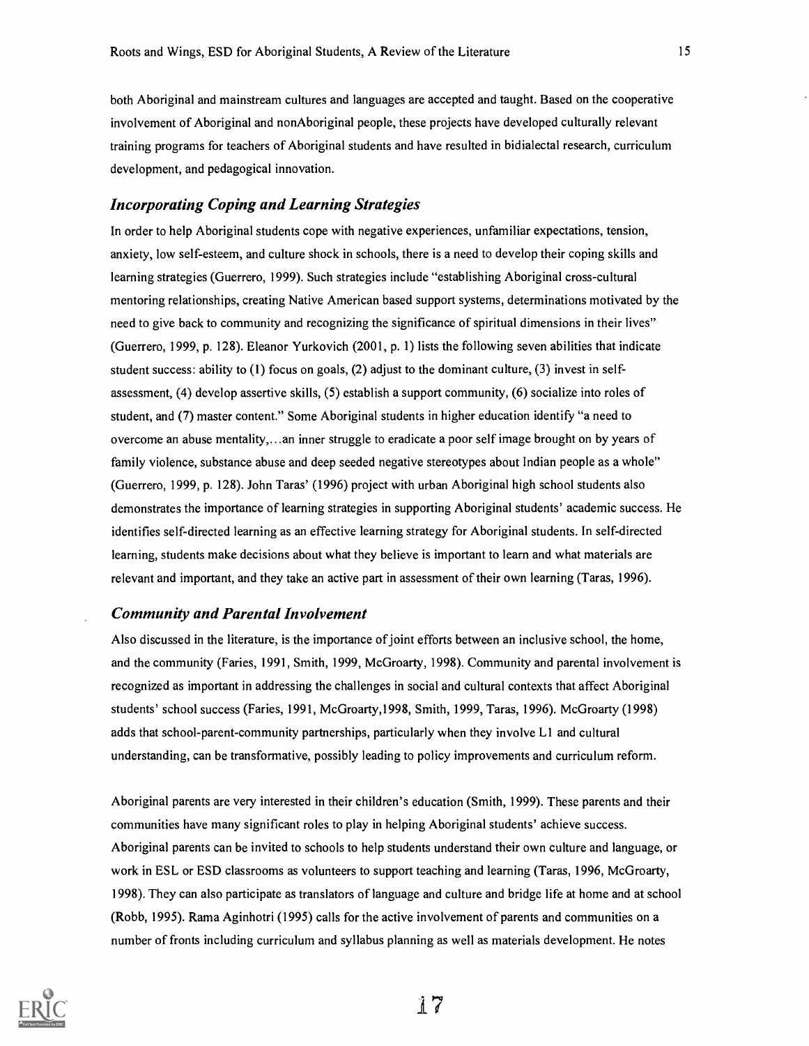both Aboriginal and mainstream cultures and languages are accepted and taught. Based on the cooperative involvement of Aboriginal and nonAboriginal people, these projects have developed culturally relevant training programs for teachers of Aboriginal students and have resulted in bidialectal research, curriculum development, and pedagogical innovation.

### *Incorporating Coping and Learning Strategies*

In order to help Aboriginal students cope with negative experiences, unfamiliar expectations, tension, anxiety, low self-esteem, and culture shock in schools, there is a need to develop their coping skills and learning strategies (Guerrero, 1999). Such strategies include "establishing Aboriginal cross-cultural mentoring relationships, creating Native American based support systems, determinations motivated by the need to give back to community and recognizing the significance of spiritual dimensions in their lives" (Guerrero, 1999, p. 128). Eleanor Yurkovich (2001, p. 1) lists the following seven abilities that indicate student success: ability to (1) focus on goals, (2) adjust to the dominant culture, (3) invest in self-assessment, (4) develop assertive skills, (5) establish a support community, (6) socialize into roles of student, and (7) master content." Some Aboriginal students in higher education identify "a need to overcome an abuse mentality,…an inner struggle to eradicate a poor self image brought on by years of family violence, substance abuse and deep seeded negative stereotypes about Indian people as a whole" (Guerrero, 1999, p. 128). John Taras' (1996) project with urban Aboriginal high school students also demonstrates the importance of learning strategies in supporting Aboriginal students' academic success. He identifies self-directed learning as an effective learning strategy for Aboriginal students. In self-directed learning, students make decisions about what they believe is important to learn and what materials are relevant and important, and they take an active part in assessment of their own learning (Taras, 1996).

### *Community and Parental Involvement*

Also discussed in the literature, is the importance of joint efforts between an inclusive school, the home, and the community (Faries, 1991, Smith, 1999, McGroarty, 1998). Community and parental involvement is recognized as important in addressing the challenges in social and cultural contexts that affect Aboriginal students' school success (Faries, 1991, McGroarty,1998, Smith, 1999, Taras, 1996). McGroarty (1998) adds that school-parent-community partnerships, particularly when they involve L1 and cultural understanding, can be transformative, possibly leading to policy improvements and curriculum reform.

Aboriginal parents are very interested in their children's education (Smith, 1999). These parents and their communities have many significant roles to play in helping Aboriginal students' achieve success. Aboriginal parents can be invited to schools to help students understand their own culture and language, or work in ESL or ESD classrooms as volunteers to support teaching and learning (Taras, 1996, McGroarty, 1998). They can also participate as translators of language and culture and bridge life at home and at school (Robb, 1995). Rama Aginhotri (1995) calls for the active involvement of parents and communities on a number of fronts including curriculum and syllabus planning as well as materials development. He notes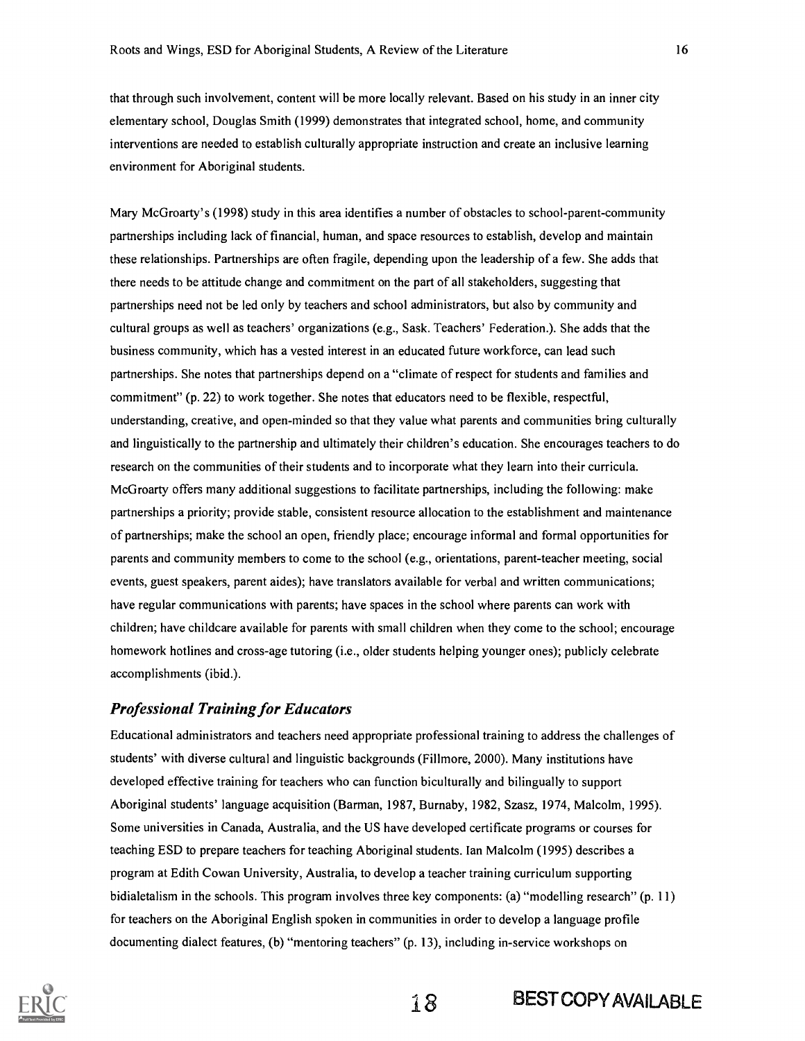that through such involvement, content will be more locally relevant. Based on his study in an inner city elementary school, Douglas Smith (1999) demonstrates that integrated school, home, and community interventions are needed to establish culturally appropriate instruction and create an inclusive learning environment for Aboriginal students.

Mary McGroarty's (1998) study in this area identifies a number of obstacles to school-parent-community partnerships including lack of financial, human, and space resources to establish, develop and maintain these relationships. Partnerships are often fragile, depending upon the leadership of a few. She adds that there needs to be attitude change and commitment on the part of all stakeholders, suggesting that partnerships need not be led only by teachers and school administrators, but also by community and cultural groups as well as teachers' organizations (e.g., Sask. Teachers' Federation.). She adds that the business community, which has a vested interest in an educated future workforce, can lead such partnerships. She notes that partnerships depend on a "climate of respect for students and families and commitment" (p. 22) to work together. She notes that educators need to be flexible, respectful, understanding, creative, and open-minded so that they value what parents and communities bring culturally and linguistically to the partnership and ultimately their children's education. She encourages teachers to do research on the communities of their students and to incorporate what they learn into their curricula. McGroarty offers many additional suggestions to facilitate partnerships, including the following: make partnerships a priority; provide stable, consistent resource allocation to the establishment and maintenance of partnerships; make the school an open, friendly place; encourage informal and formal opportunities for parents and community members to come to the school (e.g., orientations, parent-teacher meeting, social events, guest speakers, parent aides); have translators available for verbal and written communications; have regular communications with parents; have spaces in the school where parents can work with children; have childcare available for parents with small children when they come to the school; encourage homework hotlines and cross-age tutoring (i.e., older students helping younger ones); publicly celebrate accomplishments (ibid.).

### *Professional Training for Educators*

Educational administrators and teachers need appropriate professional training to address the challenges of students' with diverse cultural and linguistic backgrounds (Fillmore, 2000). Many institutions have developed effective training for teachers who can function biculturally and bilingually to support Aboriginal students' language acquisition (Barman, 1987, Burnaby, 1982, Szasz, 1974, Malcolm, 1995). Some universities in Canada, Australia, and the US have developed certificate programs or courses for teaching ESD to prepare teachers for teaching Aboriginal students. Ian Malcolm (1995) describes a program at Edith Cowan University, Australia, to develop a teacher training curriculum supporting bidialetalism in the schools. This program involves three key components: (a) "modelling research" (p. 11) for teachers on the Aboriginal English spoken in communities in order to develop a language profile documenting dialect features, (b) "mentoring teachers" (p. 13), including in-service workshops on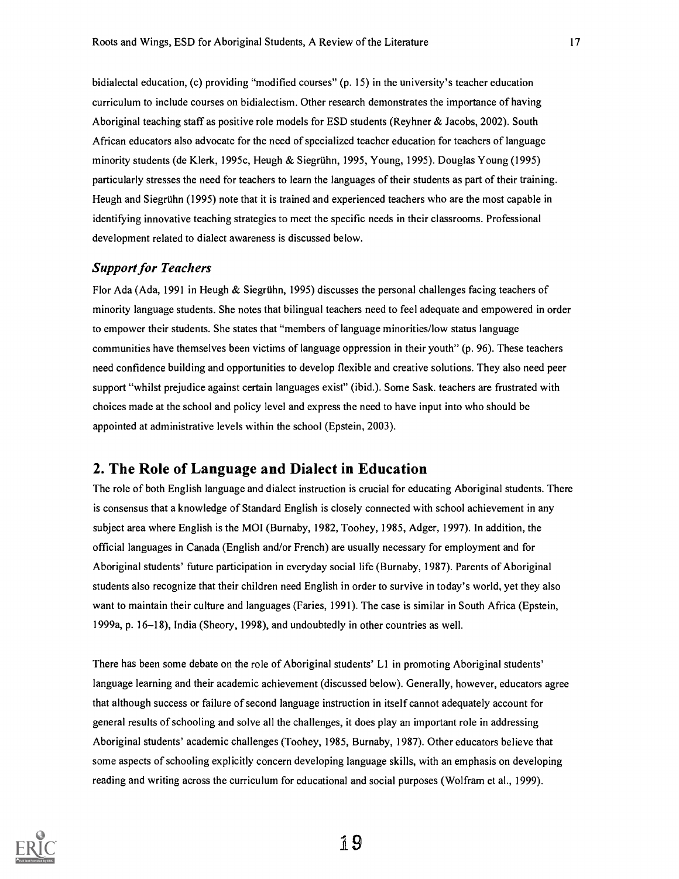bidialectal education, (c) providing "modified courses" (p. 15) in the university's teacher education curriculum to include courses on bidialectism. Other research demonstrates the importance of having Aboriginal teaching staff as positive role models for ESD students (Reyhner & Jacobs, 2002). South African educators also advocate for the need of specialized teacher education for teachers of language minority students (de Klerk, 1995c, Heugh & Siegrühn, 1995, Young, 1995). Douglas Young (1995) particularly stresses the need for teachers to learn the languages of their students as part of their training. Heugh and Siegrühn (1995) note that it is trained and experienced teachers who are the most capable in identifying innovative teaching strategies to meet the specific needs in their classrooms. Professional development related to dialect awareness is discussed below.

### *Support for Teachers*

Flor Ada (Ada, 1991 in Heugh & Siegrühn, 1995) discusses the personal challenges facing teachers of minority language students. She notes that bilingual teachers need to feel adequate and empowered in order to empower their students. She states that "members of language minorities/low status language communities have themselves been victims of language oppression in their youth" (p. 96). These teachers need confidence building and opportunities to develop flexible and creative solutions. They also need peer support "whilst prejudice against certain languages exist" (ibid.). Some Sask. teachers are frustrated with choices made at the school and policy level and express the need to have input into who should be appointed at administrative levels within the school (Epstein, 2003).

## 2. The Role of Language and Dialect in Education

The role of both English language and dialect instruction is crucial for educating Aboriginal students. There is consensus that a knowledge of Standard English is closely connected with school achievement in any subject area where English is the MOI (Burnaby, 1982, Toohey, 1985, Adger, 1997). In addition, the official languages in Canada (English and/or French) are usually necessary for employment and for Aboriginal students' future participation in everyday social life (Burnaby, 1987). Parents of Aboriginal students also recognize that their children need English in order to survive in today's world, yet they also want to maintain their culture and languages (Faries, 1991). The case is similar in South Africa (Epstein, 1999a, p. 16–18), India (Sheory, 1998), and undoubtedly in other countries as well.

There has been some debate on the role of Aboriginal students' L1 in promoting Aboriginal students' language learning and their academic achievement (discussed below). Generally, however, educators agree that although success or failure of second language instruction in itself cannot adequately account for general results of schooling and solve all the challenges, it does play an important role in addressing Aboriginal students' academic challenges (Toohey, 1985, Burnaby, 1987). Other educators believe that some aspects of schooling explicitly concern developing language skills, with an emphasis on developing reading and writing across the curriculum for educational and social purposes (Wolfram et al., 1999).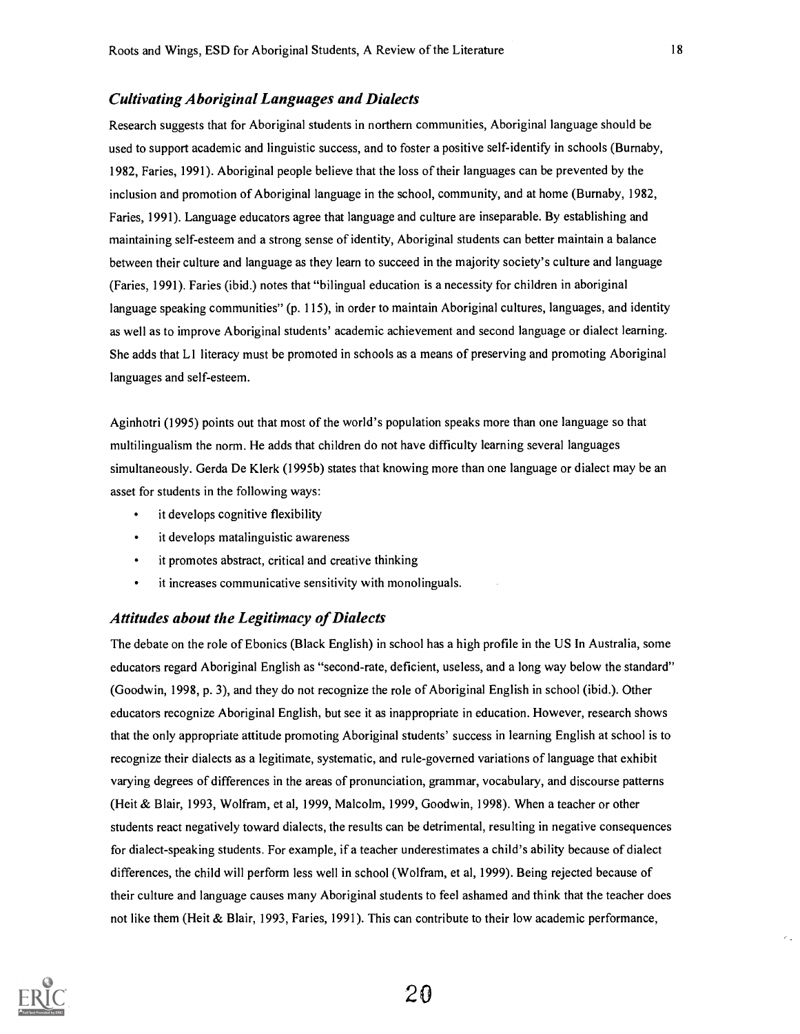### *Cultivating Aboriginal Languages and Dialects*

Research suggests that for Aboriginal students in northern communities, Aboriginal language should be used to support academic and linguistic success, and to foster a positive self-identify in schools (Burnaby, 1982, Faries, 1991). Aboriginal people believe that the loss of their languages can be prevented by the inclusion and promotion of Aboriginal language in the school, community, and at home (Burnaby, 1982, Faries, 1991). Language educators agree that language and culture are inseparable. By establishing and maintaining self-esteem and a strong sense of identity, Aboriginal students can better maintain a balance between their culture and language as they learn to succeed in the majority society's culture and language (Faries, 1991). Faries (ibid.) notes that "bilingual education is a necessity for children in aboriginal language speaking communities" (p. 115), in order to maintain Aboriginal cultures, languages, and identity as well as to improve Aboriginal students' academic achievement and second language or dialect learning. She adds that L1 literacy must be promoted in schools as a means of preserving and promoting Aboriginal languages and self-esteem.

Aginhotri (1995) points out that most of the world's population speaks more than one language so that multilingualism the norm. He adds that children do not have difficulty learning several languages simultaneously. Gerda De Klerk (1995b) states that knowing more than one language or dialect may be an asset for students in the following ways:

- it develops cognitive flexibility
- it develops matalinguistic awareness
- it promotes abstract, critical and creative thinking
- it increases communicative sensitivity with monolinguals.

### *Attitudes about the Legitimacy of Dialects*

The debate on the role of Ebonics (Black English) in school has a high profile in the US In Australia, some educators regard Aboriginal English as "second-rate, deficient, useless, and a long way below the standard" (Goodwin, 1998, p. 3), and they do not recognize the role of Aboriginal English in school (ibid.). Other educators recognize Aboriginal English, but see it as inappropriate in education. However, research shows that the only appropriate attitude promoting Aboriginal students' success in learning English at school is to recognize their dialects as a legitimate, systematic, and rule-governed variations of language that exhibit varying degrees of differences in the areas of pronunciation, grammar, vocabulary, and discourse patterns (Heit & Blair, 1993, Wolfram, et al, 1999, Malcolm, 1999, Goodwin, 1998). When a teacher or other students react negatively toward dialects, the results can be detrimental, resulting in negative consequences for dialect-speaking students. For example, if a teacher underestimates a child's ability because of dialect differences, the child will perform less well in school (Wolfram, et al, 1999). Being rejected because of their culture and language causes many Aboriginal students to feel ashamed and think that the teacher does not like them (Heit & Blair, 1993, Faries, 1991). This can contribute to their low academic performance,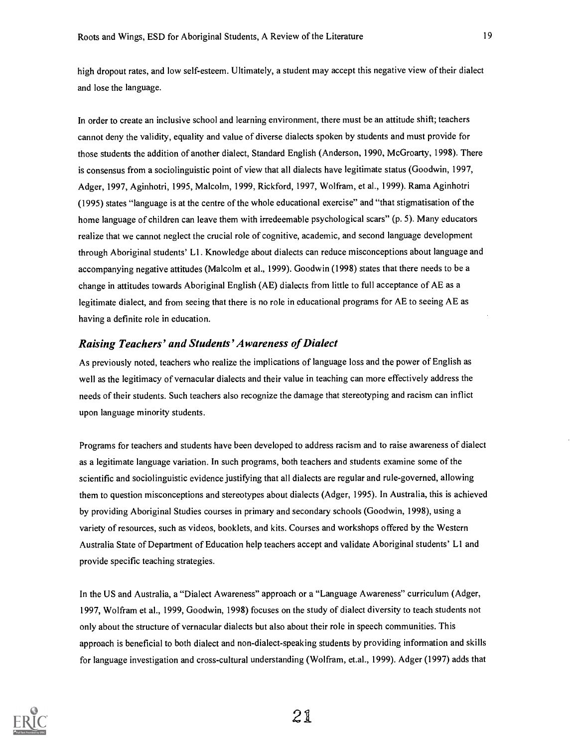high dropout rates, and low self-esteem. Ultimately, a student may accept this negative view of their dialect and lose the language.

In order to create an inclusive school and learning environment, there must be an attitude shift; teachers cannot deny the validity, equality and value of diverse dialects spoken by students and must provide for those students the addition of another dialect, Standard English (Anderson, 1990, McGroarty, 1998). There is consensus from a sociolinguistic point of view that all dialects have legitimate status (Goodwin, 1997, Adger, 1997, Aginhotri, 1995, Malcolm, 1999, Rickford, 1997, Wolfram, et al., 1999). Rama Aginhotri (1995) states "language is at the centre of the whole educational exercise" and "that stigmatisation of the home language of children can leave them with irredeemable psychological scars" (p. 5). Many educators realize that we cannot neglect the crucial role of cognitive, academic, and second language development through Aboriginal students' L1. Knowledge about dialects can reduce misconceptions about language and accompanying negative attitudes (Malcolm et al., 1999). Goodwin (1998) states that there needs to be a change in attitudes towards Aboriginal English (AE) dialects from little to full acceptance of AE as a legitimate dialect, and from seeing that there is no role in educational programs for AE to seeing AE as having a definite role in education.

### *Raising Teachers' and Students' Awareness of Dialect*

As previously noted, teachers who realize the implications of language loss and the power of English as well as the legitimacy of vernacular dialects and their value in teaching can more effectively address the needs of their students. Such teachers also recognize the damage that stereotyping and racism can inflict upon language minority students.

Programs for teachers and students have been developed to address racism and to raise awareness of dialect as a legitimate language variation. In such programs, both teachers and students examine some of the scientific and sociolinguistic evidence justifying that all dialects are regular and rule-governed, allowing them to question misconceptions and stereotypes about dialects (Adger, 1995). In Australia, this is achieved by providing Aboriginal Studies courses in primary and secondary schools (Goodwin, 1998), using a variety of resources, such as videos, booklets, and kits. Courses and workshops offered by the Western Australia State of Department of Education help teachers accept and validate Aboriginal students' L1 and provide specific teaching strategies.

In the US and Australia, a "Dialect Awareness" approach or a "Language Awareness" curriculum (Adger, 1997, Wolfram et al., 1999, Goodwin, 1998) focuses on the study of dialect diversity to teach students not only about the structure of vernacular dialects but also about their role in speech communities. This approach is beneficial to both dialect and non-dialect-speaking students by providing information and skills for language investigation and cross-cultural understanding (Wolfram, et.al., 1999). Adger (1997) adds that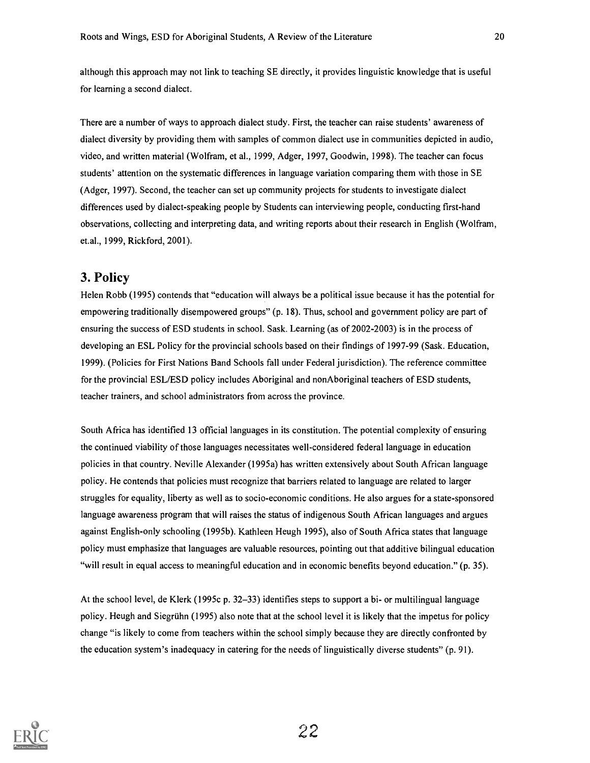although this approach may not link to teaching SE directly, it provides linguistic knowledge that is useful for learning a second dialect.

There are a number of ways to approach dialect study. First, the teacher can raise students' awareness of dialect diversity by providing them with samples of common dialect use in communities depicted in audio, video, and written material (Wolfram, et al., 1999, Adger, 1997, Goodwin, 1998). The teacher can focus students' attention on the systematic differences in language variation comparing them with those in SE (Adger, 1997). Second, the teacher can set up community projects for students to investigate dialect differences used by dialect-speaking people by Students can interviewing people, conducting first-hand observations, collecting and interpreting data, and writing reports about their research in English (Wolfram, et.al., 1999, Rickford, 2001).

## 3. Policy

Helen Robb (1995) contends that "education will always be a political issue because it has the potential for empowering traditionally disempowered groups" (p. 18). Thus, school and government policy are part of ensuring the success of ESD students in school. Sask. Learning (as of 2002-2003) is in the process of developing an ESL Policy for the provincial schools based on their findings of 1997-99 (Sask. Education, 1999). (Policies for First Nations Band Schools fall under Federal jurisdiction). The reference committee for the provincial ESL/ESD policy includes Aboriginal and nonAboriginal teachers of ESD students, teacher trainers, and school administrators from across the province.

South Africa has identified 13 official languages in its constitution. The potential complexity of ensuring the continued viability of those languages necessitates well-considered federal language in education policies in that country. Neville Alexander (1995a) has written extensively about South African language policy. He contends that policies must recognize that barriers related to language are related to larger struggles for equality, liberty as well as to socio-economic conditions. He also argues for a state-sponsored language awareness program that will raises the status of indigenous South African languages and argues against English-only schooling (1995b). Kathleen Heugh 1995), also of South Africa states that language policy must emphasize that languages are valuable resources, pointing out that additive bilingual education "will result in equal access to meaningful education and in economic benefits beyond education." (p. 35).

At the school level, de Klerk (1995c p. 32–33) identifies steps to support a bi- or multilingual language policy. Heugh and Siegrühn (1995) also note that at the school level it is likely that the impetus for policy change "is likely to come from teachers within the school simply because they are directly confronted by the education system's inadequacy in catering for the needs of linguistically diverse students" (p. 91).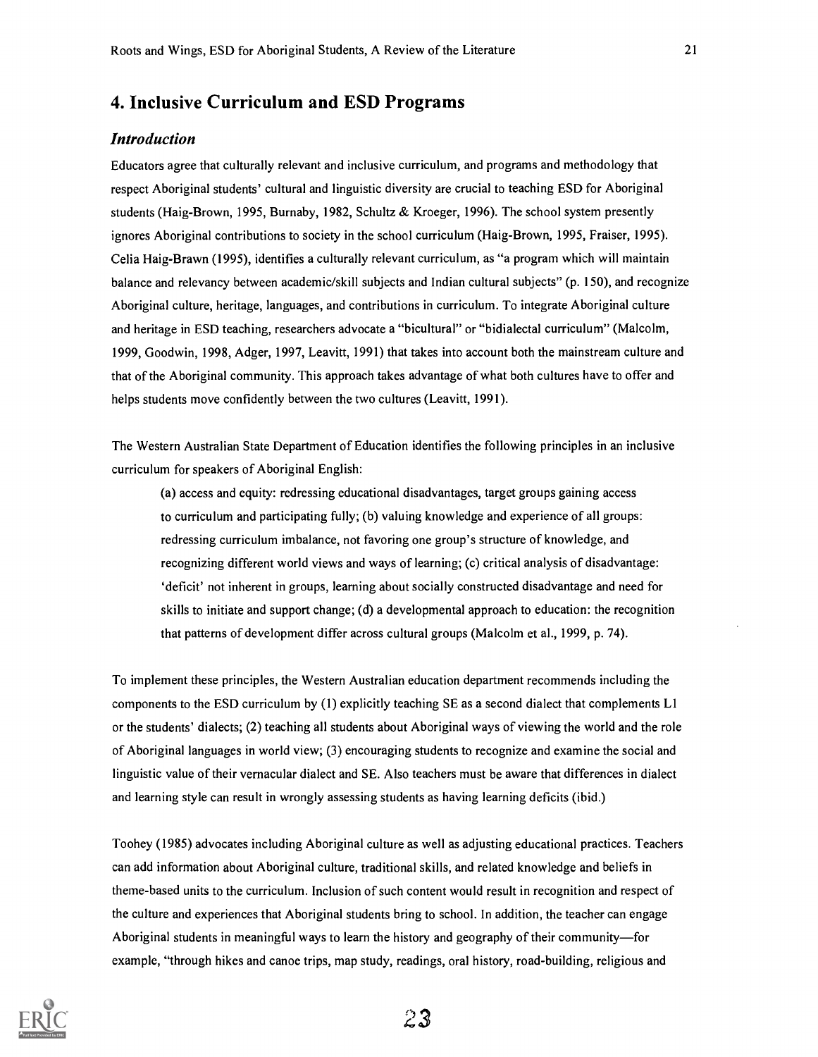## 4. Inclusive Curriculum and ESD Programs

### *Introduction*

Educators agree that culturally relevant and inclusive curriculum, and programs and methodology that respect Aboriginal students' cultural and linguistic diversity are crucial to teaching ESD for Aboriginal students (Haig-Brown, 1995, Burnaby, 1982, Schultz & Kroeger, 1996). The school system presently ignores Aboriginal contributions to society in the school curriculum (Haig-Brown, 1995, Fraiser, 1995). Celia Haig-Brawn (1995), identifies a culturally relevant curriculum, as "a program which will maintain balance and relevancy between academic/skill subjects and Indian cultural subjects" (p. 150), and recognize Aboriginal culture, heritage, languages, and contributions in curriculum. To integrate Aboriginal culture and heritage in ESD teaching, researchers advocate a "bicultural" or "bidialectal curriculum" (Malcolm, 1999, Goodwin, 1998, Adger, 1997, Leavitt, 1991) that takes into account both the mainstream culture and that of the Aboriginal community. This approach takes advantage of what both cultures have to offer and helps students move confidently between the two cultures (Leavitt, 1991).

The Western Australian State Department of Education identifies the following principles in an inclusive curriculum for speakers of Aboriginal English:

> (a) access and equity: redressing educational disadvantages, target groups gaining access to curriculum and participating fully; (b) valuing knowledge and experience of all groups: redressing curriculum imbalance, not favoring one group's structure of knowledge, and recognizing different world views and ways of learning; (c) critical analysis of disadvantage: 'deficit' not inherent in groups, learning about socially constructed disadvantage and need for skills to initiate and support change; (d) a developmental approach to education: the recognition that patterns of development differ across cultural groups (Malcolm et al., 1999, p. 74).

To implement these principles, the Western Australian education department recommends including the components to the ESD curriculum by (1) explicitly teaching SE as a second dialect that complements L1 or the students' dialects; (2) teaching all students about Aboriginal ways of viewing the world and the role of Aboriginal languages in world view; (3) encouraging students to recognize and examine the social and linguistic value of their vernacular dialect and SE. Also teachers must be aware that differences in dialect and learning style can result in wrongly assessing students as having learning deficits (ibid.)

Toohey (1985) advocates including Aboriginal culture as well as adjusting educational practices. Teachers can add information about Aboriginal culture, traditional skills, and related knowledge and beliefs in theme-based units to the curriculum. Inclusion of such content would result in recognition and respect of the culture and experiences that Aboriginal students bring to school. In addition, the teacher can engage Aboriginal students in meaningful ways to learn the history and geography of their community—for example, "through hikes and canoe trips, map study, readings, oral history, road-building, religious and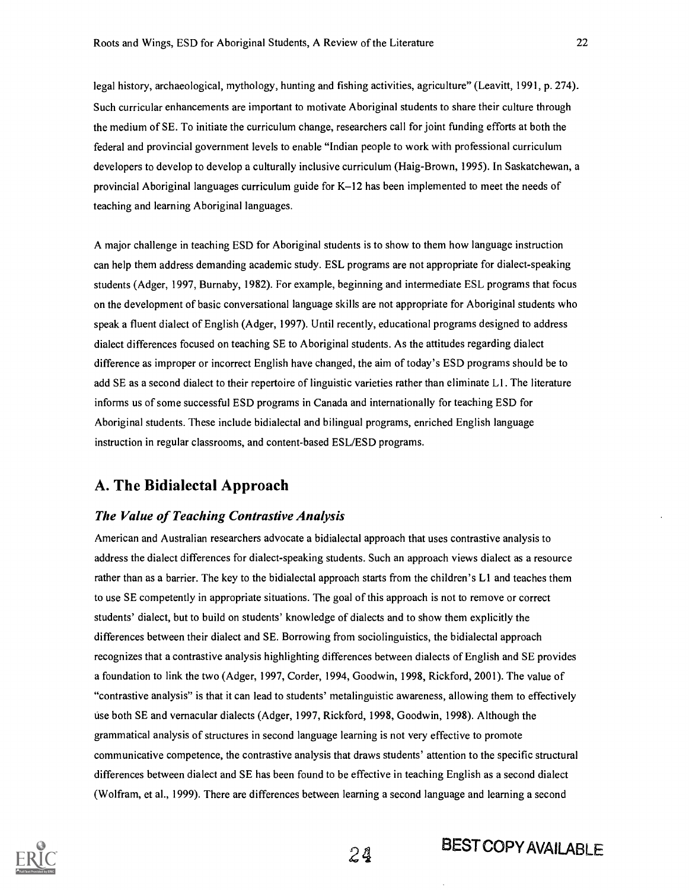legal history, archaeological, mythology, hunting and fishing activities, agriculture" (Leavitt, 1991, p. 274). Such curricular enhancements are important to motivate Aboriginal students to share their culture through the medium of SE. To initiate the curriculum change, researchers call for joint funding efforts at both the federal and provincial government levels to enable "Indian people to work with professional curriculum developers to develop to develop a culturally inclusive curriculum (Haig-Brown, 1995). In Saskatchewan, a provincial Aboriginal languages curriculum guide for K–12 has been implemented to meet the needs of teaching and learning Aboriginal languages.

A major challenge in teaching ESD for Aboriginal students is to show to them how language instruction can help them address demanding academic study. ESL programs are not appropriate for dialect-speaking students (Adger, 1997, Burnaby, 1982). For example, beginning and intermediate ESL programs that focus on the development of basic conversational language skills are not appropriate for Aboriginal students who speak a fluent dialect of English (Adger, 1997). Until recently, educational programs designed to address dialect differences focused on teaching SE to Aboriginal students. As the attitudes regarding dialect difference as improper or incorrect English have changed, the aim of today's ESD programs should be to add SE as a second dialect to their repertoire of linguistic varieties rather than eliminate L1. The literature informs us of some successful ESD programs in Canada and internationally for teaching ESD for Aboriginal students. These include bidialectal and bilingual programs, enriched English language instruction in regular classrooms, and content-based ESL/ESD programs.

## A. The Bidialectal Approach

### *The Value of Teaching Contrastive Analysis*

American and Australian researchers advocate a bidialectal approach that uses contrastive analysis to address the dialect differences for dialect-speaking students. Such an approach views dialect as a resource rather than as a barrier. The key to the bidialectal approach starts from the children's L1 and teaches them to use SE competently in appropriate situations. The goal of this approach is not to remove or correct students' dialect, but to build on students' knowledge of dialects and to show them explicitly the differences between their dialect and SE. Borrowing from sociolinguistics, the bidialectal approach recognizes that a contrastive analysis highlighting differences between dialects of English and SE provides a foundation to link the two (Adger, 1997, Corder, 1994, Goodwin, 1998, Rickford, 2001). The value of "contrastive analysis" is that it can lead to students' metalinguistic awareness, allowing them to effectively use both SE and vernacular dialects (Adger, 1997, Rickford, 1998, Goodwin, 1998). Although the grammatical analysis of structures in second language learning is not very effective to promote communicative competence, the contrastive analysis that draws students' attention to the specific structural differences between dialect and SE has been found to be effective in teaching English as a second dialect (Wolfram, et al., 1999). There are differences between learning a second language and learning a second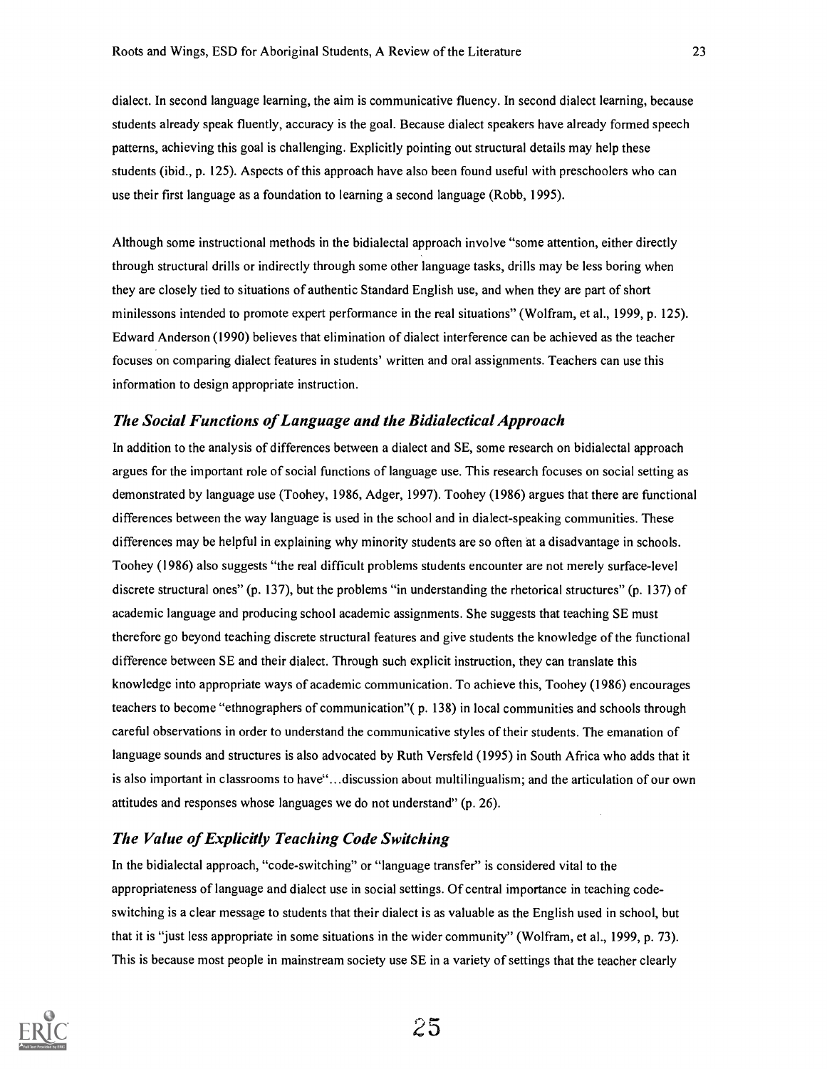dialect. In second language learning, the aim is communicative fluency. In second dialect learning, because students already speak fluently, accuracy is the goal. Because dialect speakers have already formed speech patterns, achieving this goal is challenging. Explicitly pointing out structural details may help these students (ibid., p. 125). Aspects of this approach have also been found useful with preschoolers who can use their first language as a foundation to learning a second language (Robb, 1995).

Although some instructional methods in the bidialectal approach involve "some attention, either directly through structural drills or indirectly through some other language tasks, drills may be less boring when they are closely tied to situations of authentic Standard English use, and when they are part of short minilessons intended to promote expert performance in the real situations" (Wolfram, et al., 1999, p. 125). Edward Anderson (1990) believes that elimination of dialect interference can be achieved as the teacher focuses on comparing dialect features in students' written and oral assignments. Teachers can use this information to design appropriate instruction.

### *The Social Functions of Language and the Bidialectical Approach*

In addition to the analysis of differences between a dialect and SE, some research on bidialectal approach argues for the important role of social functions of language use. This research focuses on social setting as demonstrated by language use (Toohey, 1986, Adger, 1997). Toohey (1986) argues that there are functional differences between the way language is used in the school and in dialect-speaking communities. These differences may be helpful in explaining why minority students are so often at a disadvantage in schools. Toohey (1986) also suggests "the real difficult problems students encounter are not merely surface-level discrete structural ones" (p. 137), but the problems "in understanding the rhetorical structures" (p. 137) of academic language and producing school academic assignments. She suggests that teaching SE must therefore go beyond teaching discrete structural features and give students the knowledge of the functional difference between SE and their dialect. Through such explicit instruction, they can translate this knowledge into appropriate ways of academic communication. To achieve this, Toohey (1986) encourages teachers to become "ethnographers of communication"( p. 138) in local communities and schools through careful observations in order to understand the communicative styles of their students. The emanation of language sounds and structures is also advocated by Ruth Versfeld (1995) in South Africa who adds that it is also important in classrooms to have"...discussion about multilingualism; and the articulation of our own attitudes and responses whose languages we do not understand" (p. 26).

### *The Value of Explicitly Teaching Code Switching*

In the bidialectal approach, "code-switching" or "language transfer" is considered vital to the appropriateness of language and dialect use in social settings. Of central importance in teaching code-switching is a clear message to students that their dialect is as valuable as the English used in school, but that it is "just less appropriate in some situations in the wider community" (Wolfram, et al., 1999, p. 73). This is because most people in mainstream society use SE in a variety of settings that the teacher clearly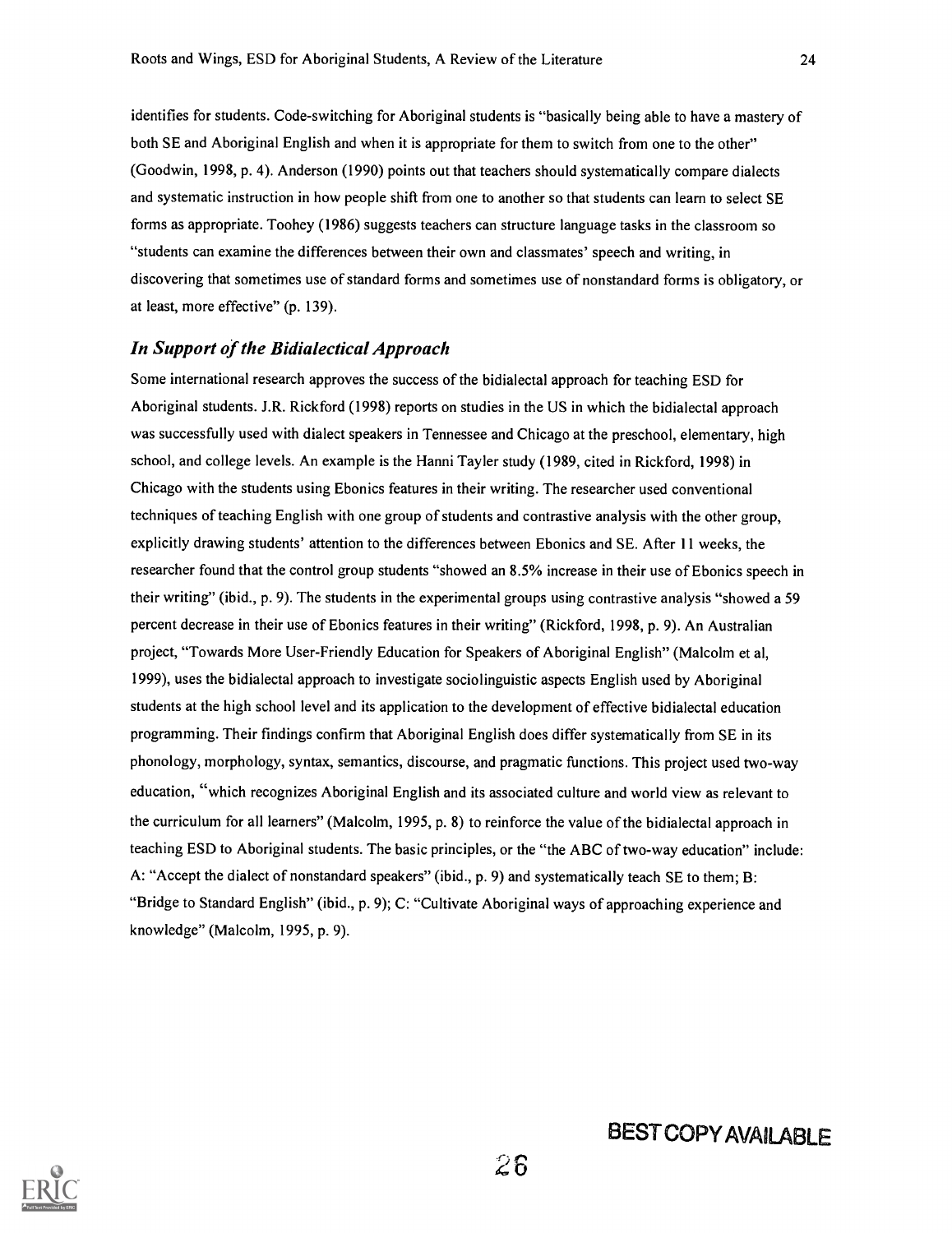identifies for students. Code-switching for Aboriginal students is "basically being able to have a mastery of both SE and Aboriginal English and when it is appropriate for them to switch from one to the other" (Goodwin, 1998, p. 4). Anderson (1990) points out that teachers should systematically compare dialects and systematic instruction in how people shift from one to another so that students can learn to select SE forms as appropriate. Toohey (1986) suggests teachers can structure language tasks in the classroom so "students can examine the differences between their own and classmates' speech and writing, in discovering that sometimes use of standard forms and sometimes use of nonstandard forms is obligatory, or at least, more effective" (p. 139).

### *In Support of the Bidialectical Approach*

Some international research approves the success of the bidialectal approach for teaching ESD for Aboriginal students. J.R. Rickford (1998) reports on studies in the US in which the bidialectal approach was successfully used with dialect speakers in Tennessee and Chicago at the preschool, elementary, high school, and college levels. An example is the Hanni Tayler study (1989, cited in Rickford, 1998) in Chicago with the students using Ebonics features in their writing. The researcher used conventional techniques of teaching English with one group of students and contrastive analysis with the other group, explicitly drawing students' attention to the differences between Ebonics and SE. After 11 weeks, the researcher found that the control group students "showed an 8.5% increase in their use of Ebonics speech in their writing" (ibid., p. 9). The students in the experimental groups using contrastive analysis "showed a 59 percent decrease in their use of Ebonics features in their writing" (Rickford, 1998, p. 9). An Australian project, "Towards More User-Friendly Education for Speakers of Aboriginal English" (Malcolm et al, 1999), uses the bidialectal approach to investigate sociolinguistic aspects English used by Aboriginal students at the high school level and its application to the development of effective bidialectal education programming. Their findings confirm that Aboriginal English does differ systematically from SE in its phonology, morphology, syntax, semantics, discourse, and pragmatic functions. This project used two-way education, "which recognizes Aboriginal English and its associated culture and world view as relevant to the curriculum for all learners" (Malcolm, 1995, p. 8) to reinforce the value of the bidialectal approach in teaching ESD to Aboriginal students. The basic principles, or the "the ABC of two-way education" include: A: "Accept the dialect of nonstandard speakers" (ibid., p. 9) and systematically teach SE to them; B: "Bridge to Standard English" (ibid., p. 9); C: "Cultivate Aboriginal ways of approaching experience and knowledge" (Malcolm, 1995, p. 9).

BEST COPY AVAILABLE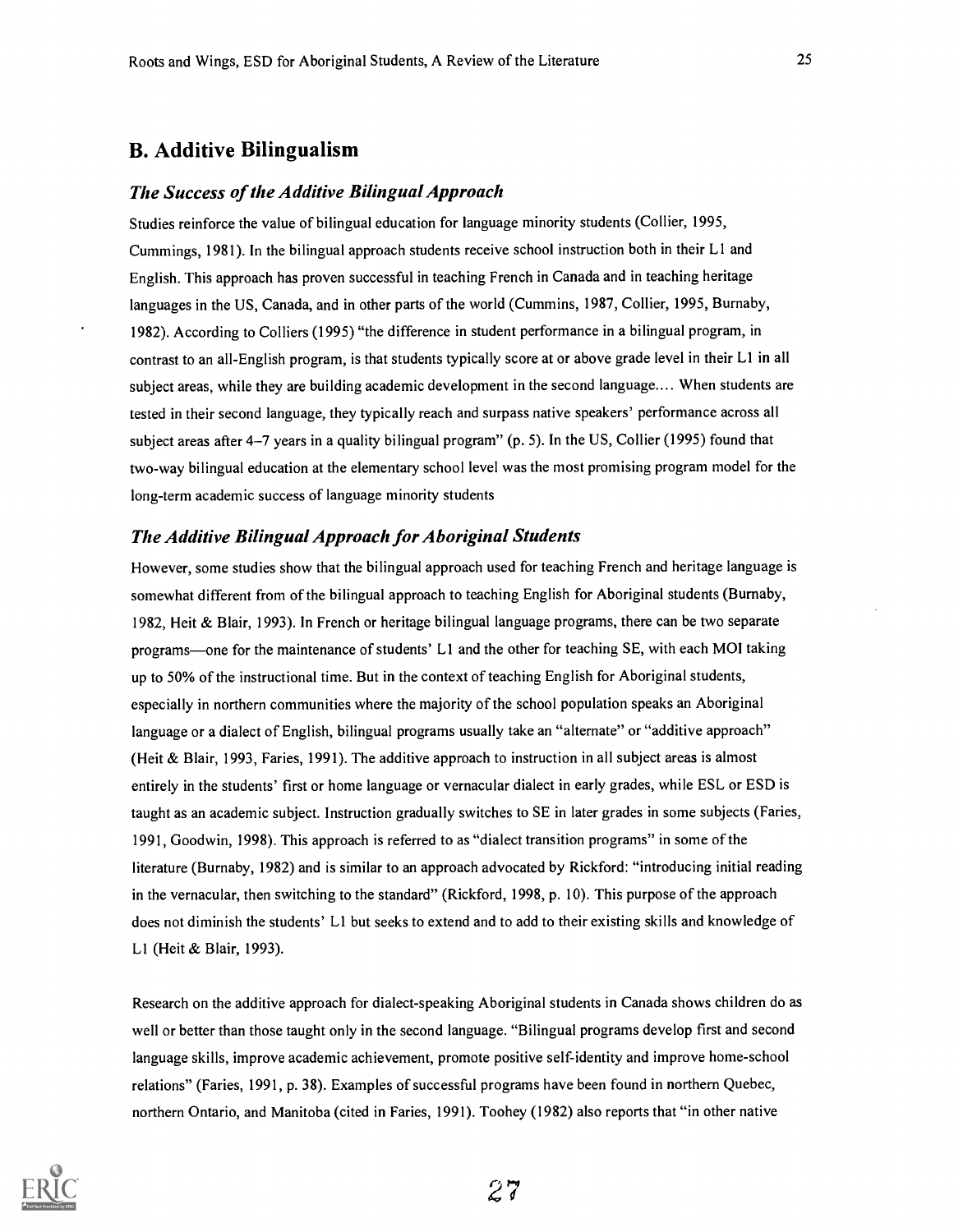## B. Additive Bilingualism

### *The Success of the Additive Bilingual Approach*

Studies reinforce the value of bilingual education for language minority students (Collier, 1995, Cummings, 1981). In the bilingual approach students receive school instruction both in their L1 and English. This approach has proven successful in teaching French in Canada and in teaching heritage languages in the US, Canada, and in other parts of the world (Cummins, 1987, Collier, 1995, Burnaby, 1982). According to Colliers (1995) "the difference in student performance in a bilingual program, in contrast to an all-English program, is that students typically score at or above grade level in their L1 in all subject areas, while they are building academic development in the second language.... When students are tested in their second language, they typically reach and surpass native speakers' performance across all subject areas after 4–7 years in a quality bilingual program" (p. 5). In the US, Collier (1995) found that two-way bilingual education at the elementary school level was the most promising program model for the long-term academic success of language minority students

### *The Additive Bilingual Approach for Aboriginal Students*

However, some studies show that the bilingual approach used for teaching French and heritage language is somewhat different from of the bilingual approach to teaching English for Aboriginal students (Burnaby, 1982, Heit & Blair, 1993). In French or heritage bilingual language programs, there can be two separate programs—one for the maintenance of students' L1 and the other for teaching SE, with each MOI taking up to 50% of the instructional time. But in the context of teaching English for Aboriginal students, especially in northern communities where the majority of the school population speaks an Aboriginal language or a dialect of English, bilingual programs usually take an "alternate" or "additive approach" (Heit & Blair, 1993, Faries, 1991). The additive approach to instruction in all subject areas is almost entirely in the students' first or home language or vernacular dialect in early grades, while ESL or ESD is taught as an academic subject. Instruction gradually switches to SE in later grades in some subjects (Faries, 1991, Goodwin, 1998). This approach is referred to as "dialect transition programs" in some of the literature (Burnaby, 1982) and is similar to an approach advocated by Rickford: "introducing initial reading in the vernacular, then switching to the standard" (Rickford, 1998, p. 10). This purpose of the approach does not diminish the students' L1 but seeks to extend and to add to their existing skills and knowledge of L1 (Heit & Blair, 1993).

Research on the additive approach for dialect-speaking Aboriginal students in Canada shows children do as well or better than those taught only in the second language. "Bilingual programs develop first and second language skills, improve academic achievement, promote positive self-identity and improve home-school relations" (Faries, 1991, p. 38). Examples of successful programs have been found in northern Quebec, northern Ontario, and Manitoba (cited in Faries, 1991). Toohey (1982) also reports that "in other native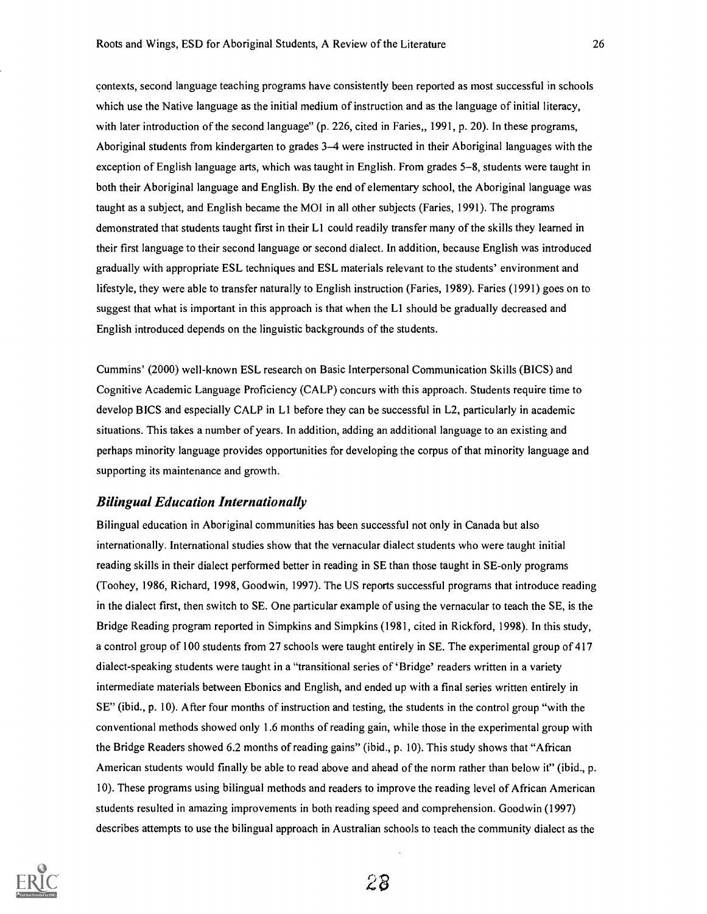contexts, second language teaching programs have consistently been reported as most successful in schools which use the Native language as the initial medium of instruction and as the language of initial literacy, with later introduction of the second language" (p. 226, cited in Faries,, 1991, p. 20). In these programs, Aboriginal students from kindergarten to grades 3–4 were instructed in their Aboriginal languages with the exception of English language arts, which was taught in English. From grades 5–8, students were taught in both their Aboriginal language and English. By the end of elementary school, the Aboriginal language was taught as a subject, and English became the MOI in all other subjects (Faries, 1991). The programs demonstrated that students taught first in their L1 could readily transfer many of the skills they learned in their first language to their second language or second dialect. In addition, because English was introduced gradually with appropriate ESL techniques and ESL materials relevant to the students' environment and lifestyle, they were able to transfer naturally to English instruction (Faries, 1989). Faries (1991) goes on to suggest that what is important in this approach is that when the L1 should be gradually decreased and English introduced depends on the linguistic backgrounds of the students.

Cummins' (2000) well-known ESL research on Basic Interpersonal Communication Skills (BICS) and Cognitive Academic Language Proficiency (CALP) concurs with this approach. Students require time to develop BICS and especially CALP in L1 before they can be successful in L2, particularly in academic situations. This takes a number of years. In addition, adding an additional language to an existing and perhaps minority language provides opportunities for developing the corpus of that minority language and supporting its maintenance and growth.

### *Bilingual Education Internationally*

Bilingual education in Aboriginal communities has been successful not only in Canada but also internationally. International studies show that the vernacular dialect students who were taught initial reading skills in their dialect performed better in reading in SE than those taught in SE-only programs (Toohey, 1986, Richard, 1998, Goodwin, 1997). The US reports successful programs that introduce reading in the dialect first, then switch to SE. One particular example of using the vernacular to teach the SE, is the Bridge Reading program reported in Simpkins and Simpkins (1981, cited in Rickford, 1998). In this study, a control group of 100 students from 27 schools were taught entirely in SE. The experimental group of 417 dialect-speaking students were taught in a "transitional series of 'Bridge' readers written in a variety intermediate materials between Ebonics and English, and ended up with a final series written entirely in SE" (ibid., p. 10). After four months of instruction and testing, the students in the control group "with the conventional methods showed only 1.6 months of reading gain, while those in the experimental group with the Bridge Readers showed 6.2 months of reading gains" (ibid., p. 10). This study shows that "African American students would finally be able to read above and ahead of the norm rather than below it" (ibid., p. 10). These programs using bilingual methods and readers to improve the reading level of African American students resulted in amazing improvements in both reading speed and comprehension. Goodwin (1997) describes attempts to use the bilingual approach in Australian schools to teach the community dialect as the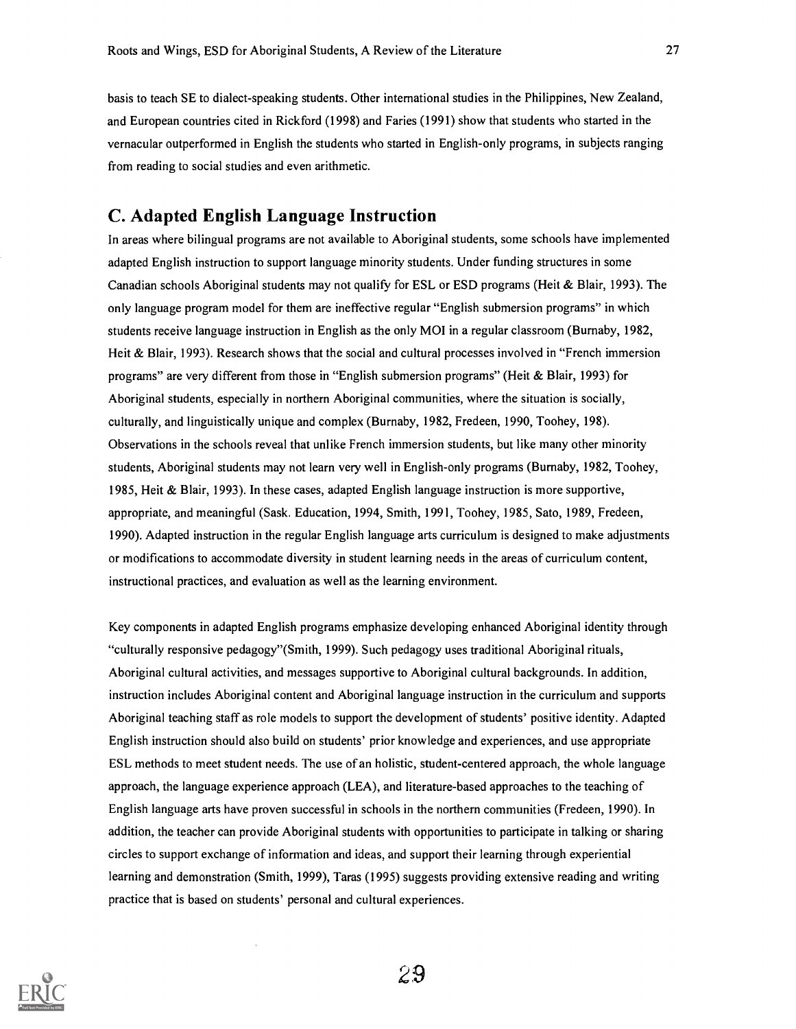basis to teach SE to dialect-speaking students. Other international studies in the Philippines, New Zealand, and European countries cited in Rickford (1998) and Faries (1991) show that students who started in the vernacular outperformed in English the students who started in English-only programs, in subjects ranging from reading to social studies and even arithmetic.

## C. Adapted English Language Instruction

In areas where bilingual programs are not available to Aboriginal students, some schools have implemented adapted English instruction to support language minority students. Under funding structures in some Canadian schools Aboriginal students may not qualify for ESL or ESD programs (Heit & Blair, 1993). The only language program model for them are ineffective regular "English submersion programs" in which students receive language instruction in English as the only MOI in a regular classroom (Burnaby, 1982, Heit & Blair, 1993). Research shows that the social and cultural processes involved in "French immersion programs" are very different from those in "English submersion programs" (Heit & Blair, 1993) for Aboriginal students, especially in northern Aboriginal communities, where the situation is socially, culturally, and linguistically unique and complex (Burnaby, 1982, Fredeen, 1990, Toohey, 198). Observations in the schools reveal that unlike French immersion students, but like many other minority students, Aboriginal students may not learn very well in English-only programs (Burnaby, 1982, Toohey, 1985, Heit & Blair, 1993). In these cases, adapted English language instruction is more supportive, appropriate, and meaningful (Sask. Education, 1994, Smith, 1991, Toohey, 1985, Sato, 1989, Fredeen, 1990). Adapted instruction in the regular English language arts curriculum is designed to make adjustments or modifications to accommodate diversity in student learning needs in the areas of curriculum content, instructional practices, and evaluation as well as the learning environment.

Key components in adapted English programs emphasize developing enhanced Aboriginal identity through "culturally responsive pedagogy"(Smith, 1999). Such pedagogy uses traditional Aboriginal rituals, Aboriginal cultural activities, and messages supportive to Aboriginal cultural backgrounds. In addition, instruction includes Aboriginal content and Aboriginal language instruction in the curriculum and supports Aboriginal teaching staff as role models to support the development of students' positive identity. Adapted English instruction should also build on students' prior knowledge and experiences, and use appropriate ESL methods to meet student needs. The use of an holistic, student-centered approach, the whole language approach, the language experience approach (LEA), and literature-based approaches to the teaching of English language arts have proven successful in schools in the northern communities (Fredeen, 1990). In addition, the teacher can provide Aboriginal students with opportunities to participate in talking or sharing circles to support exchange of information and ideas, and support their learning through experiential learning and demonstration (Smith, 1999), Taras (1995) suggests providing extensive reading and writing practice that is based on students' personal and cultural experiences.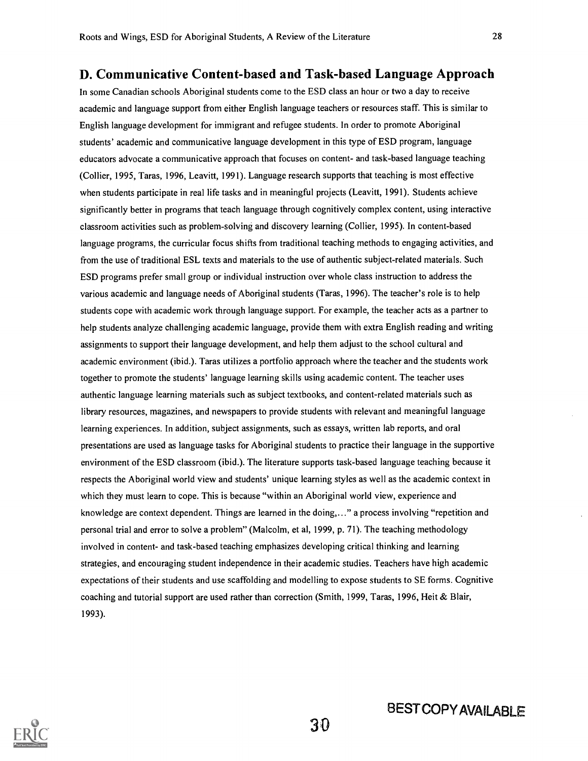## D. Communicative Content-based and Task-based Language Approach

In some Canadian schools Aboriginal students come to the ESD class an hour or two a day to receive academic and language support from either English language teachers or resources staff. This is similar to English language development for immigrant and refugee students. In order to promote Aboriginal students' academic and communicative language development in this type of ESD program, language educators advocate a communicative approach that focuses on content- and task-based language teaching (Collier, 1995, Taras, 1996, Leavitt, 1991). Language research supports that teaching is most effective when students participate in real life tasks and in meaningful projects (Leavitt, 1991). Students achieve significantly better in programs that teach language through cognitively complex content, using interactive classroom activities such as problem-solving and discovery learning (Collier, 1995). In content-based language programs, the curricular focus shifts from traditional teaching methods to engaging activities, and from the use of traditional ESL texts and materials to the use of authentic subject-related materials. Such ESD programs prefer small group or individual instruction over whole class instruction to address the various academic and language needs of Aboriginal students (Taras, 1996). The teacher's role is to help students cope with academic work through language support. For example, the teacher acts as a partner to help students analyze challenging academic language, provide them with extra English reading and writing assignments to support their language development, and help them adjust to the school cultural and academic environment (ibid.). Taras utilizes a portfolio approach where the teacher and the students work together to promote the students' language learning skills using academic content. The teacher uses authentic language learning materials such as subject textbooks, and content-related materials such as library resources, magazines, and newspapers to provide students with relevant and meaningful language learning experiences. In addition, subject assignments, such as essays, written lab reports, and oral presentations are used as language tasks for Aboriginal students to practice their language in the supportive environment of the ESD classroom (ibid.). The literature supports task-based language teaching because it respects the Aboriginal world view and students' unique learning styles as well as the academic context in which they must learn to cope. This is because "within an Aboriginal world view, experience and knowledge are context dependent. Things are learned in the doing,..." a process involving "repetition and personal trial and error to solve a problem" (Malcolm, et al, 1999, p. 71). The teaching methodology involved in content- and task-based teaching emphasizes developing critical thinking and learning strategies, and encouraging student independence in their academic studies. Teachers have high academic expectations of their students and use scaffolding and modelling to expose students to SE forms. Cognitive coaching and tutorial support are used rather than correction (Smith, 1999, Taras, 1996, Heit & Blair, 1993).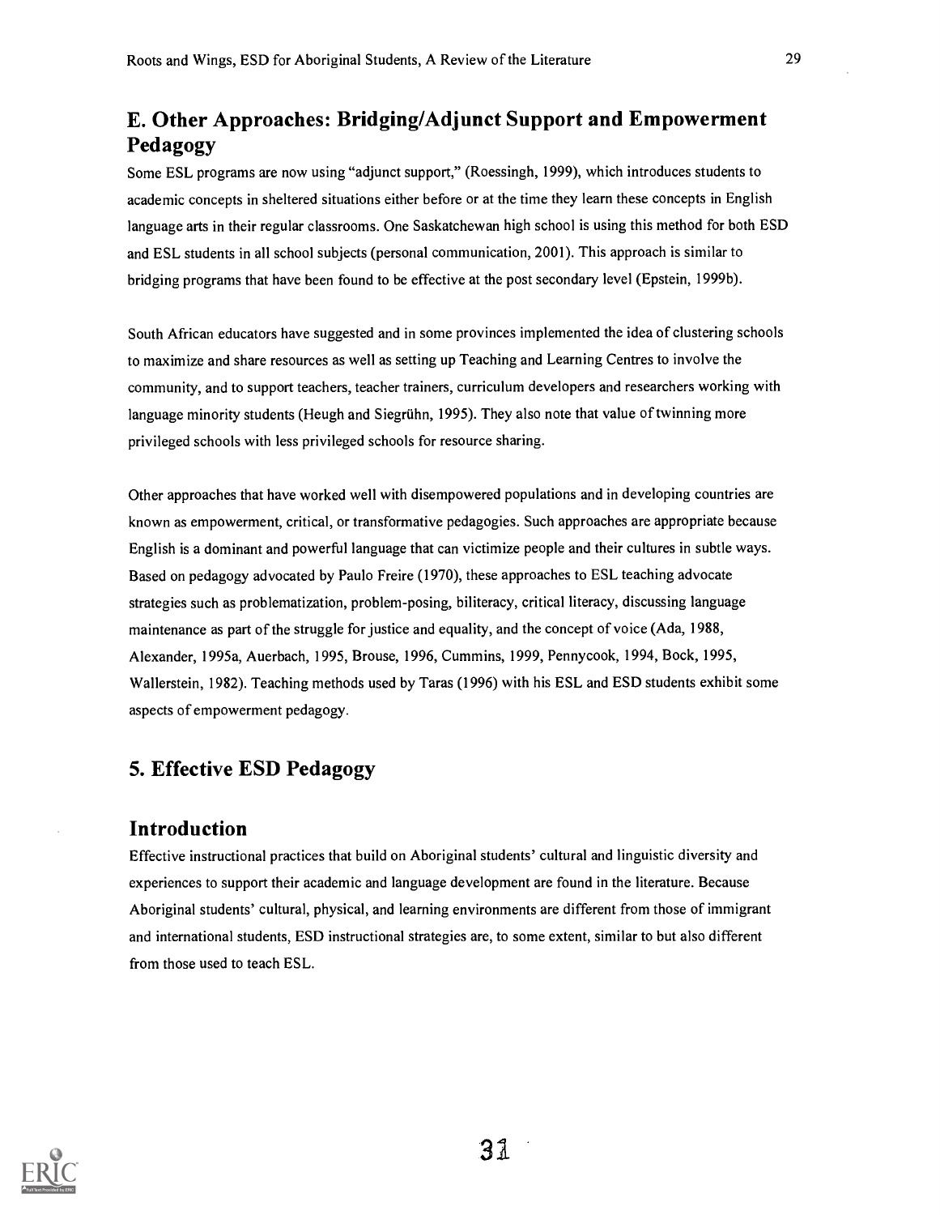## E. Other Approaches: Bridging/Adjunct Support and Empowerment Pedagogy

Some ESL programs are now using "adjunct support," (Roessingh, 1999), which introduces students to academic concepts in sheltered situations either before or at the time they learn these concepts in English language arts in their regular classrooms. One Saskatchewan high school is using this method for both ESD and ESL students in all school subjects (personal communication, 2001). This approach is similar to bridging programs that have been found to be effective at the post secondary level (Epstein, 1999b).

South African educators have suggested and in some provinces implemented the idea of clustering schools to maximize and share resources as well as setting up Teaching and Learning Centres to involve the community, and to support teachers, teacher trainers, curriculum developers and researchers working with language minority students (Heugh and Siegrühn, 1995). They also note that value of twinning more privileged schools with less privileged schools for resource sharing.

Other approaches that have worked well with disempowered populations and in developing countries are known as empowerment, critical, or transformative pedagogies. Such approaches are appropriate because English is a dominant and powerful language that can victimize people and their cultures in subtle ways. Based on pedagogy advocated by Paulo Freire (1970), these approaches to ESL teaching advocate strategies such as problematization, problem-posing, biliteracy, critical literacy, discussing language maintenance as part of the struggle for justice and equality, and the concept of voice (Ada, 1988, Alexander, 1995a, Auerbach, 1995, Brouse, 1996, Cummins, 1999, Pennycook, 1994, Bock, 1995, Wallerstein, 1982). Teaching methods used by Taras (1996) with his ESL and ESD students exhibit some aspects of empowerment pedagogy.

# 5. Effective ESD Pedagogy

## Introduction

Effective instructional practices that build on Aboriginal students' cultural and linguistic diversity and experiences to support their academic and language development are found in the literature. Because Aboriginal students' cultural, physical, and learning environments are different from those of immigrant and international students, ESD instructional strategies are, to some extent, similar to but also different from those used to teach ESL.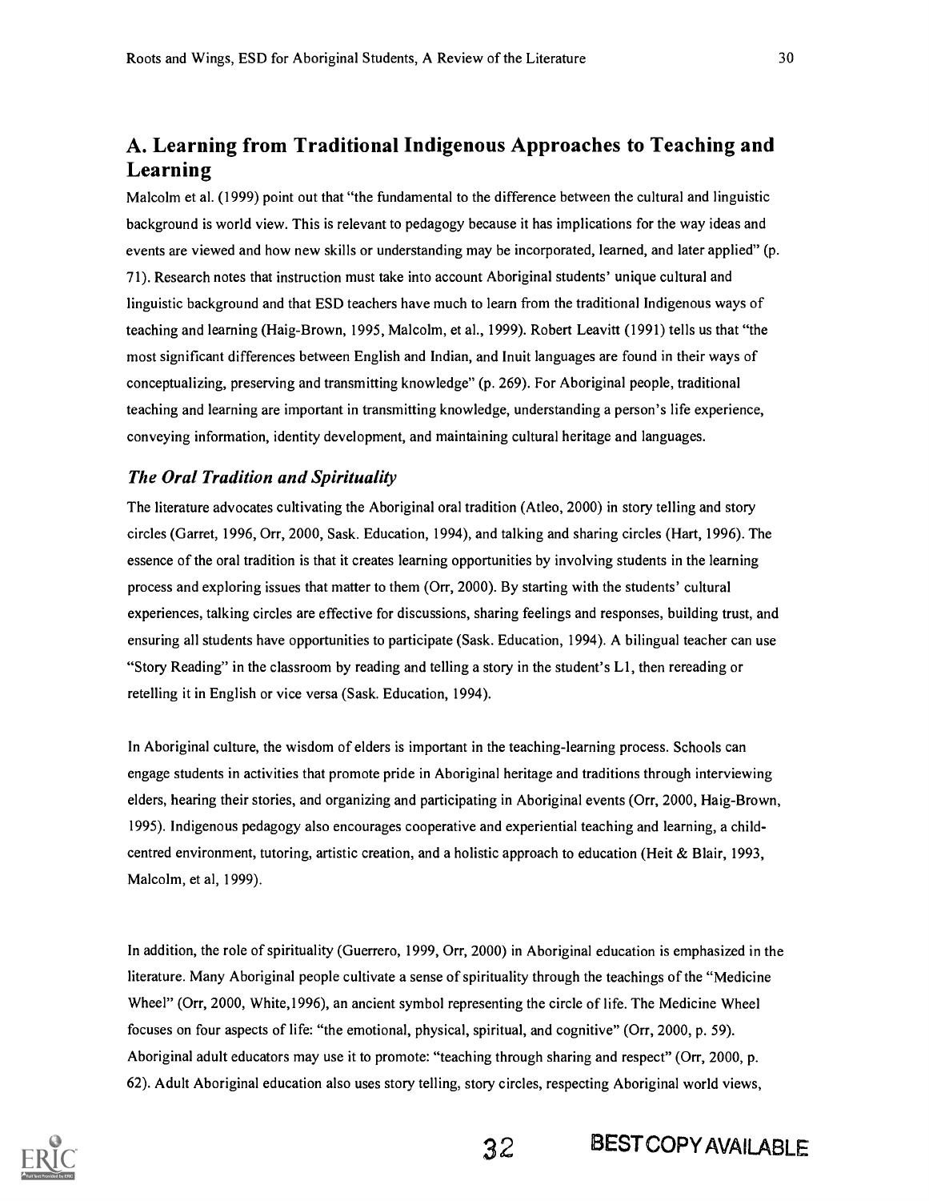## A. Learning from Traditional Indigenous Approaches to Teaching and Learning

Malcolm et al. (1999) point out that "the fundamental to the difference between the cultural and linguistic background is world view. This is relevant to pedagogy because it has implications for the way ideas and events are viewed and how new skills or understanding may be incorporated, learned, and later applied" (p. 71). Research notes that instruction must take into account Aboriginal students' unique cultural and linguistic background and that ESD teachers have much to learn from the traditional Indigenous ways of teaching and learning (Haig-Brown, 1995, Malcolm, et al., 1999). Robert Leavitt (1991) tells us that "the most significant differences between English and Indian, and Inuit languages are found in their ways of conceptualizing, preserving and transmitting knowledge" (p. 269). For Aboriginal people, traditional teaching and learning are important in transmitting knowledge, understanding a person's life experience, conveying information, identity development, and maintaining cultural heritage and languages.

### *The Oral Tradition and Spirituality*

The literature advocates cultivating the Aboriginal oral tradition (Atleo, 2000) in story telling and story circles (Garret, 1996, Orr, 2000, Sask. Education, 1994), and talking and sharing circles (Hart, 1996). The essence of the oral tradition is that it creates learning opportunities by involving students in the learning process and exploring issues that matter to them (Orr, 2000). By starting with the students' cultural experiences, talking circles are effective for discussions, sharing feelings and responses, building trust, and ensuring all students have opportunities to participate (Sask. Education, 1994). A bilingual teacher can use "Story Reading" in the classroom by reading and telling a story in the student's L1, then rereading or retelling it in English or vice versa (Sask. Education, 1994).

In Aboriginal culture, the wisdom of elders is important in the teaching-learning process. Schools can engage students in activities that promote pride in Aboriginal heritage and traditions through interviewing elders, hearing their stories, and organizing and participating in Aboriginal events (Orr, 2000, Haig-Brown, 1995). Indigenous pedagogy also encourages cooperative and experiential teaching and learning, a child-centred environment, tutoring, artistic creation, and a holistic approach to education (Heit & Blair, 1993, Malcolm, et al, 1999).

In addition, the role of spirituality (Guerrero, 1999, Orr, 2000) in Aboriginal education is emphasized in the literature. Many Aboriginal people cultivate a sense of spirituality through the teachings of the "Medicine Wheel" (Orr, 2000, White,1996), an ancient symbol representing the circle of life. The Medicine Wheel focuses on four aspects of life: "the emotional, physical, spiritual, and cognitive" (Orr, 2000, p. 59). Aboriginal adult educators may use it to promote: "teaching through sharing and respect" (Orr, 2000, p. 62). Adult Aboriginal education also uses story telling, story circles, respecting Aboriginal world views,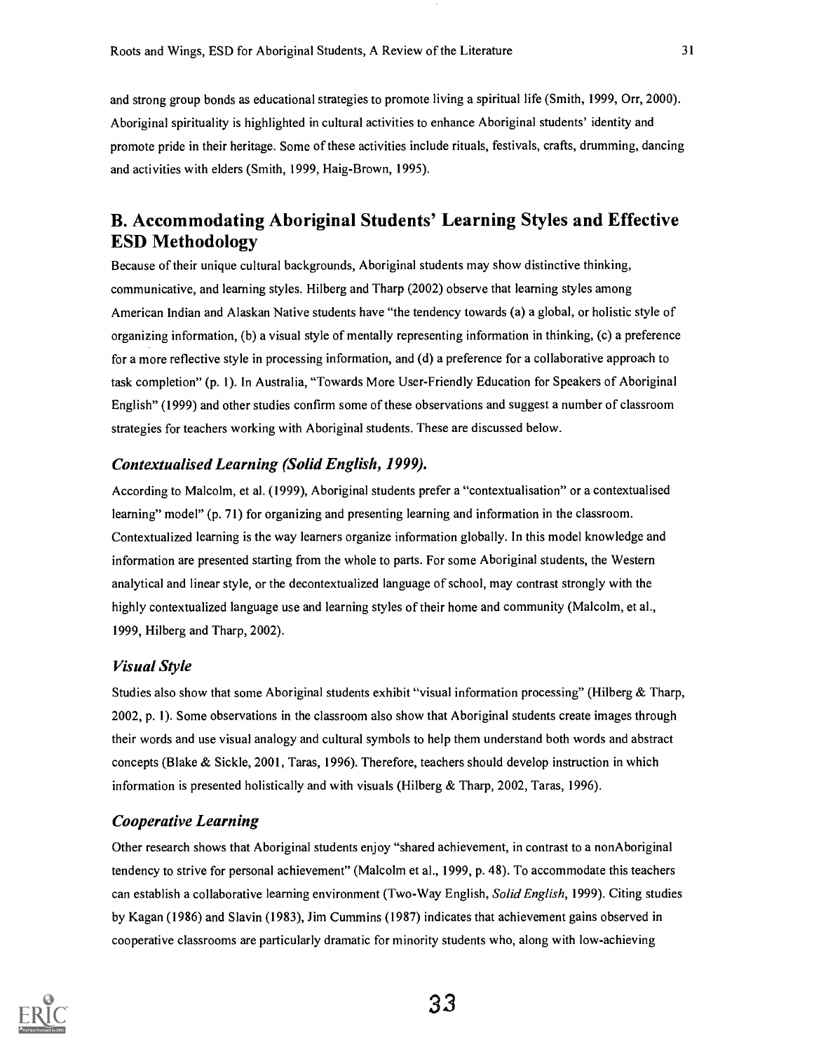and strong group bonds as educational strategies to promote living a spiritual life (Smith, 1999, Orr, 2000). Aboriginal spirituality is highlighted in cultural activities to enhance Aboriginal students' identity and promote pride in their heritage. Some of these activities include rituals, festivals, crafts, drumming, dancing and activities with elders (Smith, 1999, Haig-Brown, 1995).

## B. Accommodating Aboriginal Students' Learning Styles and Effective ESD Methodology

Because of their unique cultural backgrounds, Aboriginal students may show distinctive thinking, communicative, and learning styles. Hilberg and Tharp (2002) observe that learning styles among American Indian and Alaskan Native students have "the tendency towards (a) a global, or holistic style of organizing information, (b) a visual style of mentally representing information in thinking, (c) a preference for a more reflective style in processing information, and (d) a preference for a collaborative approach to task completion" (p. 1). In Australia, "Towards More User-Friendly Education for Speakers of Aboriginal English" (1999) and other studies confirm some of these observations and suggest a number of classroom strategies for teachers working with Aboriginal students. These are discussed below.

### *Contextualised Learning (Solid English, 1999).*

According to Malcolm, et al. (1999), Aboriginal students prefer a "contextualisation" or a contextualised learning" model" (p. 71) for organizing and presenting learning and information in the classroom. Contextualized learning is the way learners organize information globally. In this model knowledge and information are presented starting from the whole to parts. For some Aboriginal students, the Western analytical and linear style, or the decontextualized language of school, may contrast strongly with the highly contextualized language use and learning styles of their home and community (Malcolm, et al., 1999, Hilberg and Tharp, 2002).

### *Visual Style*

Studies also show that some Aboriginal students exhibit "visual information processing" (Hilberg & Tharp, 2002, p. 1). Some observations in the classroom also show that Aboriginal students create images through their words and use visual analogy and cultural symbols to help them understand both words and abstract concepts (Blake & Sickle, 2001, Taras, 1996). Therefore, teachers should develop instruction in which information is presented holistically and with visuals (Hilberg & Tharp, 2002, Taras, 1996).

### *Cooperative Learning*

Other research shows that Aboriginal students enjoy "shared achievement, in contrast to a nonAboriginal tendency to strive for personal achievement" (Malcolm et al., 1999, p. 48). To accommodate this teachers can establish a collaborative learning environment (Two-Way English, *Solid English*, 1999). Citing studies by Kagan (1986) and Slavin (1983), Jim Cummins (1987) indicates that achievement gains observed in cooperative classrooms are particularly dramatic for minority students who, along with low-achieving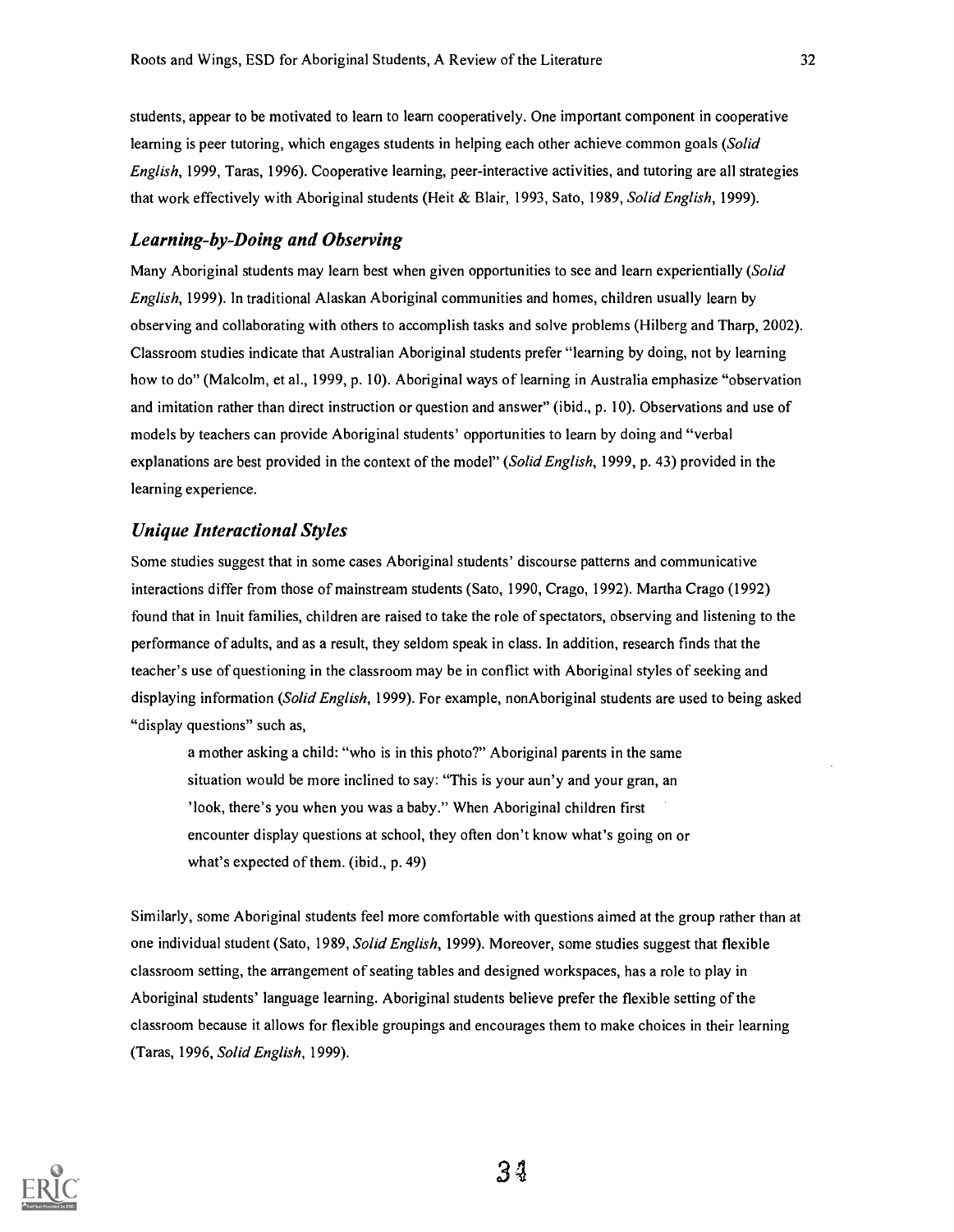students, appear to be motivated to learn to learn cooperatively. One important component in cooperative learning is peer tutoring, which engages students in helping each other achieve common goals (*Solid English*, 1999, Taras, 1996). Cooperative learning, peer-interactive activities, and tutoring are all strategies that work effectively with Aboriginal students (Heit & Blair, 1993, Sato, 1989, *Solid English*, 1999).

### *Learning-by-Doing and Observing*

Many Aboriginal students may learn best when given opportunities to see and learn experientially (*Solid English*, 1999). In traditional Alaskan Aboriginal communities and homes, children usually learn by observing and collaborating with others to accomplish tasks and solve problems (Hilberg and Tharp, 2002). Classroom studies indicate that Australian Aboriginal students prefer "learning by doing, not by learning how to do" (Malcolm, et al., 1999, p. 10). Aboriginal ways of learning in Australia emphasize "observation and imitation rather than direct instruction or question and answer" (ibid., p. 10). Observations and use of models by teachers can provide Aboriginal students' opportunities to learn by doing and "verbal explanations are best provided in the context of the model" (*Solid English*, 1999, p. 43) provided in the learning experience.

### *Unique Interactional Styles*

Some studies suggest that in some cases Aboriginal students' discourse patterns and communicative interactions differ from those of mainstream students (Sato, 1990, Crago, 1992). Martha Crago (1992) found that in Inuit families, children are raised to take the role of spectators, observing and listening to the performance of adults, and as a result, they seldom speak in class. In addition, research finds that the teacher's use of questioning in the classroom may be in conflict with Aboriginal styles of seeking and displaying information (*Solid English*, 1999). For example, nonAboriginal students are used to being asked "display questions" such as,

> a mother asking a child: "who is in this photo?" Aboriginal parents in the same situation would be more inclined to say: "This is your aun'y and your gran, an 'look, there's you when you was a baby." When Aboriginal children first encounter display questions at school, they often don't know what's going on or what's expected of them. (ibid., p. 49)

Similarly, some Aboriginal students feel more comfortable with questions aimed at the group rather than at one individual student (Sato, 1989, *Solid English*, 1999). Moreover, some studies suggest that flexible classroom setting, the arrangement of seating tables and designed workspaces, has a role to play in Aboriginal students' language learning. Aboriginal students believe prefer the flexible setting of the classroom because it allows for flexible groupings and encourages them to make choices in their learning (Taras, 1996, *Solid English*, 1999).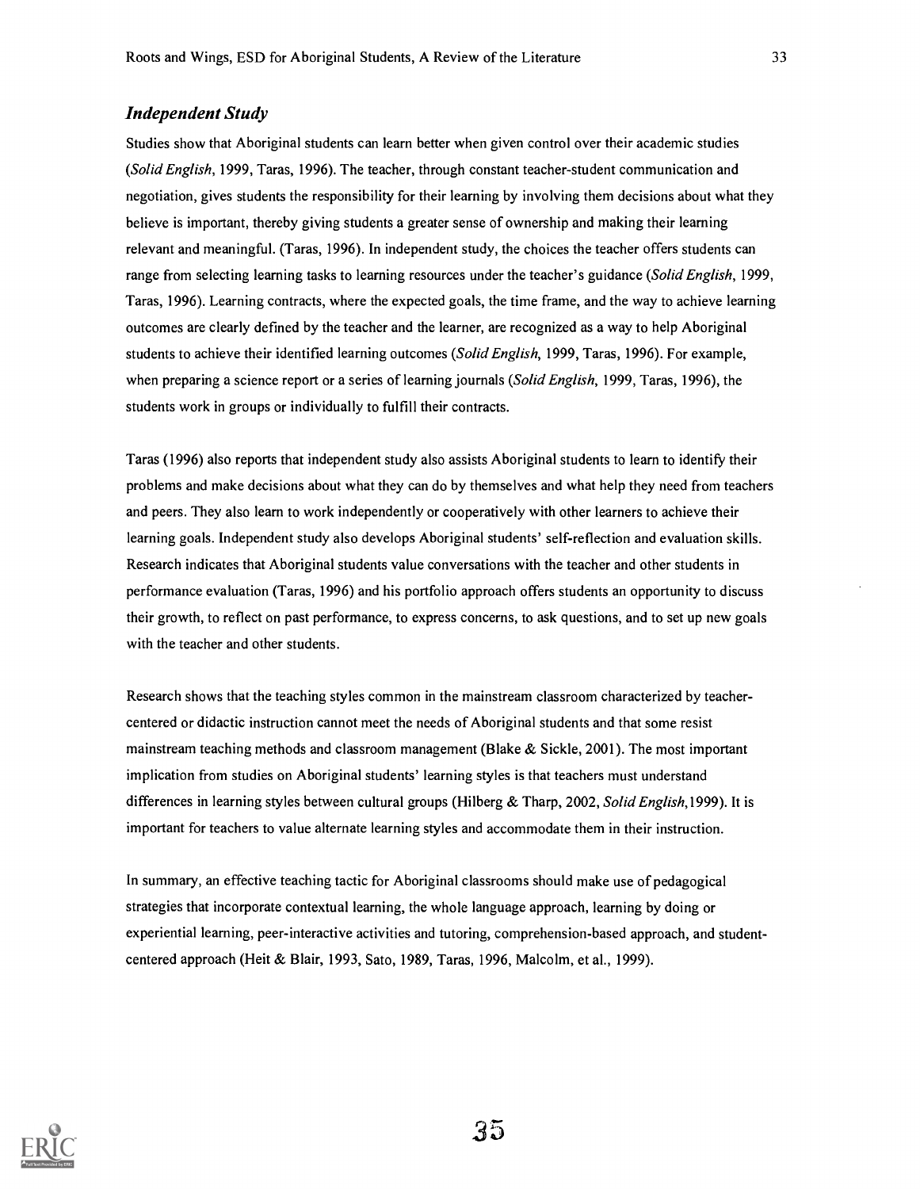### *Independent Study*

Studies show that Aboriginal students can learn better when given control over their academic studies (*Solid English*, 1999, Taras, 1996). The teacher, through constant teacher-student communication and negotiation, gives students the responsibility for their learning by involving them decisions about what they believe is important, thereby giving students a greater sense of ownership and making their learning relevant and meaningful. (Taras, 1996). In independent study, the choices the teacher offers students can range from selecting learning tasks to learning resources under the teacher's guidance (*Solid English*, 1999, Taras, 1996). Learning contracts, where the expected goals, the time frame, and the way to achieve learning outcomes are clearly defined by the teacher and the learner, are recognized as a way to help Aboriginal students to achieve their identified learning outcomes (*Solid English*, 1999, Taras, 1996). For example, when preparing a science report or a series of learning journals (*Solid English*, 1999, Taras, 1996), the students work in groups or individually to fulfill their contracts.

Taras (1996) also reports that independent study also assists Aboriginal students to learn to identify their problems and make decisions about what they can do by themselves and what help they need from teachers and peers. They also learn to work independently or cooperatively with other learners to achieve their learning goals. Independent study also develops Aboriginal students' self-reflection and evaluation skills. Research indicates that Aboriginal students value conversations with the teacher and other students in performance evaluation (Taras, 1996) and his portfolio approach offers students an opportunity to discuss their growth, to reflect on past performance, to express concerns, to ask questions, and to set up new goals with the teacher and other students.

Research shows that the teaching styles common in the mainstream classroom characterized by teacher-centered or didactic instruction cannot meet the needs of Aboriginal students and that some resist mainstream teaching methods and classroom management (Blake & Sickle, 2001). The most important implication from studies on Aboriginal students' learning styles is that teachers must understand differences in learning styles between cultural groups (Hilberg & Tharp, 2002, *Solid English*,1999). It is important for teachers to value alternate learning styles and accommodate them in their instruction.

In summary, an effective teaching tactic for Aboriginal classrooms should make use of pedagogical strategies that incorporate contextual learning, the whole language approach, learning by doing or experiential learning, peer-interactive activities and tutoring, comprehension-based approach, and student-centered approach (Heit & Blair, 1993, Sato, 1989, Taras, 1996, Malcolm, et al., 1999).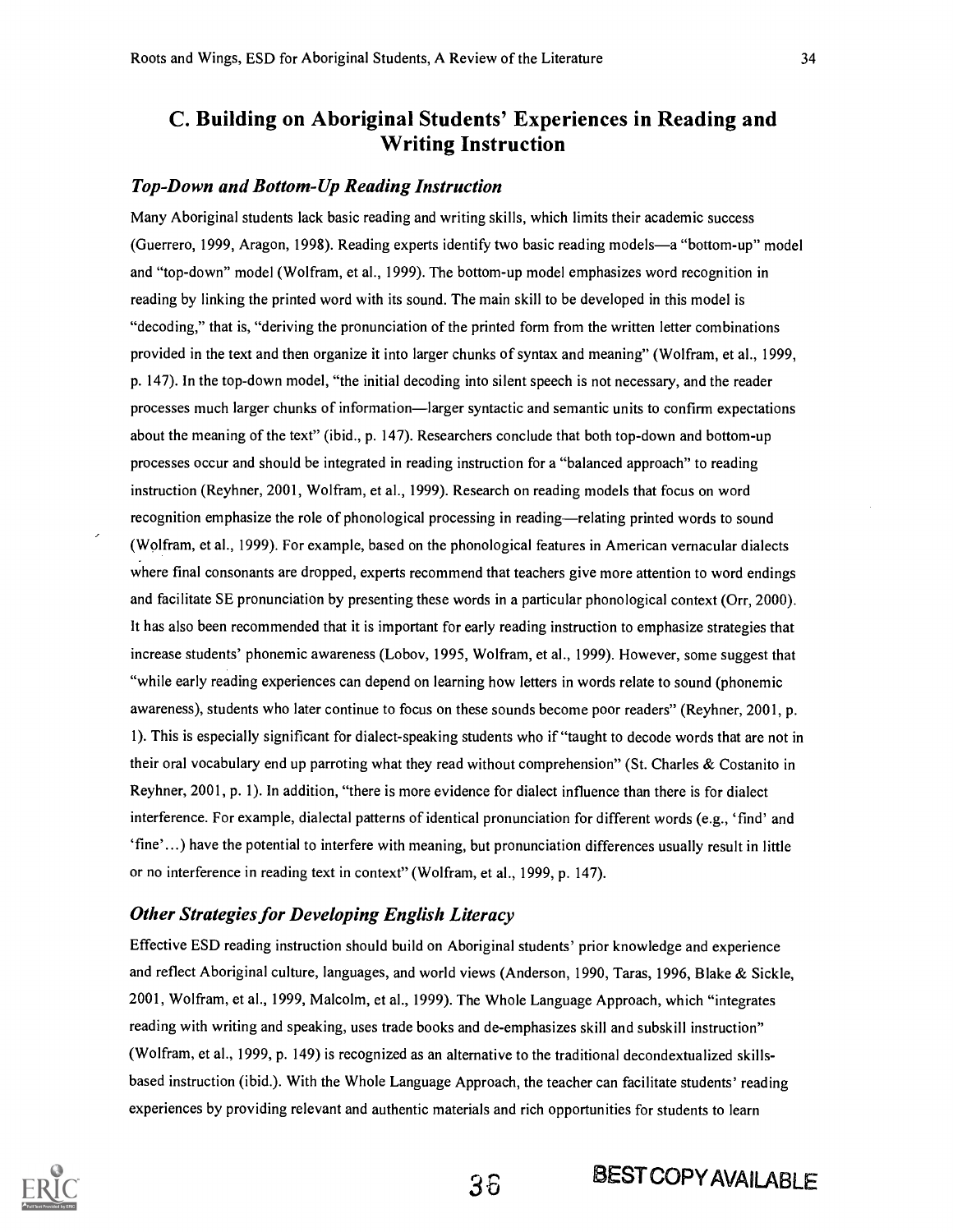## C. Building on Aboriginal Students' Experiences in Reading and Writing Instruction

### *Top-Down and Bottom-Up Reading Instruction*

Many Aboriginal students lack basic reading and writing skills, which limits their academic success (Guerrero, 1999, Aragon, 1998). Reading experts identify two basic reading models—a "bottom-up" model and "top-down" model (Wolfram, et al., 1999). The bottom-up model emphasizes word recognition in reading by linking the printed word with its sound. The main skill to be developed in this model is "decoding," that is, "deriving the pronunciation of the printed form from the written letter combinations provided in the text and then organize it into larger chunks of syntax and meaning" (Wolfram, et al., 1999, p. 147). In the top-down model, "the initial decoding into silent speech is not necessary, and the reader processes much larger chunks of information—larger syntactic and semantic units to confirm expectations about the meaning of the text" (ibid., p. 147). Researchers conclude that both top-down and bottom-up processes occur and should be integrated in reading instruction for a "balanced approach" to reading instruction (Reyhner, 2001, Wolfram, et al., 1999). Research on reading models that focus on word recognition emphasize the role of phonological processing in reading—relating printed words to sound (Wolfram, et al., 1999). For example, based on the phonological features in American vernacular dialects where final consonants are dropped, experts recommend that teachers give more attention to word endings and facilitate SE pronunciation by presenting these words in a particular phonological context (Orr, 2000). It has also been recommended that it is important for early reading instruction to emphasize strategies that increase students' phonemic awareness (Lobov, 1995, Wolfram, et al., 1999). However, some suggest that "while early reading experiences can depend on learning how letters in words relate to sound (phonemic awareness), students who later continue to focus on these sounds become poor readers" (Reyhner, 2001, p. 1). This is especially significant for dialect-speaking students who if "taught to decode words that are not in their oral vocabulary end up parroting what they read without comprehension" (St. Charles & Costanito in Reyhner, 2001, p. 1). In addition, "there is more evidence for dialect influence than there is for dialect interference. For example, dialectal patterns of identical pronunciation for different words (e.g., 'find' and 'fine'...) have the potential to interfere with meaning, but pronunciation differences usually result in little or no interference in reading text in context" (Wolfram, et al., 1999, p. 147).

### *Other Strategies for Developing English Literacy*

Effective ESD reading instruction should build on Aboriginal students' prior knowledge and experience and reflect Aboriginal culture, languages, and world views (Anderson, 1990, Taras, 1996, Blake & Sickle, 2001, Wolfram, et al., 1999, Malcolm, et al., 1999). The Whole Language Approach, which "integrates reading with writing and speaking, uses trade books and de-emphasizes skill and subskill instruction" (Wolfram, et al., 1999, p. 149) is recognized as an alternative to the traditional decondextualized skills-based instruction (ibid.). With the Whole Language Approach, the teacher can facilitate students' reading experiences by providing relevant and authentic materials and rich opportunities for students to learn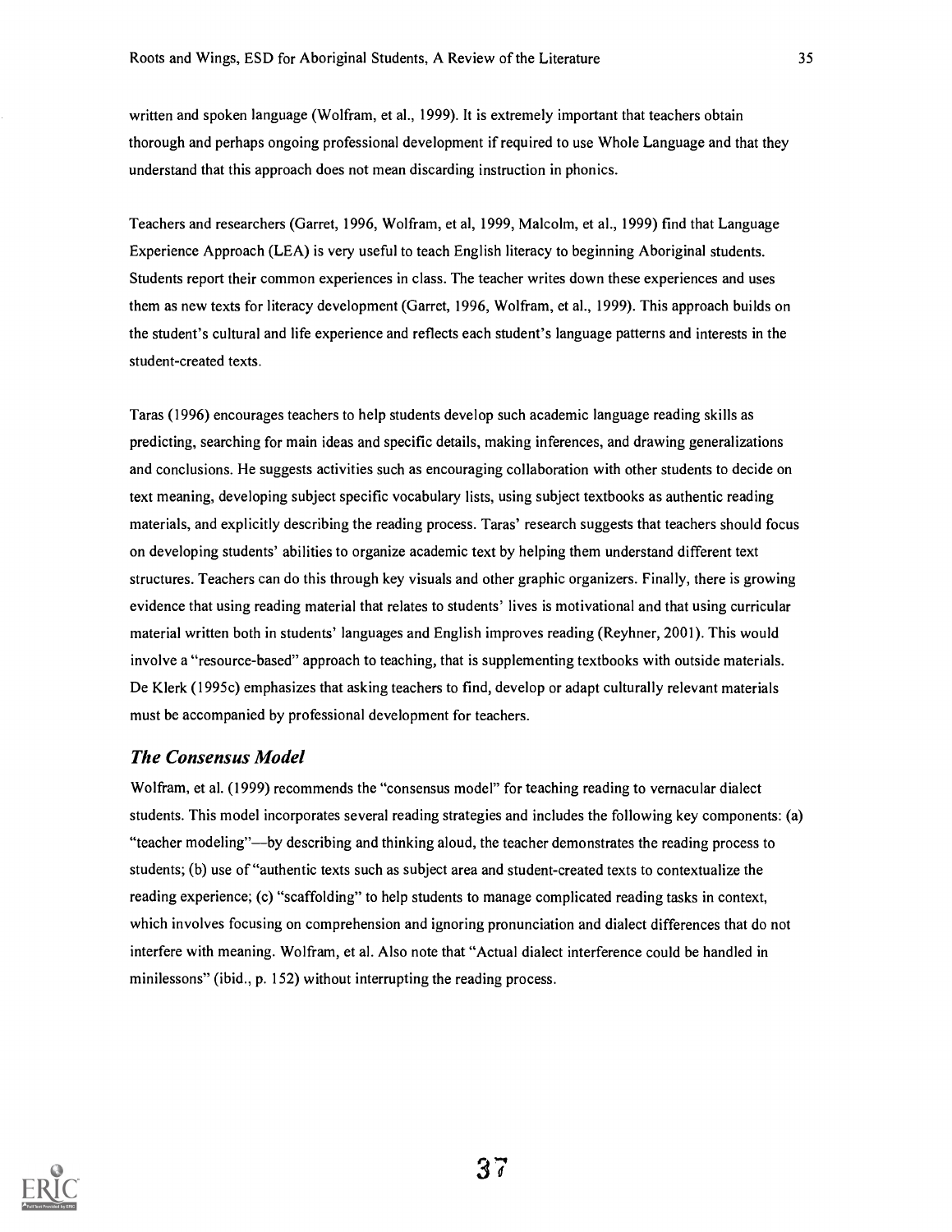written and spoken language (Wolfram, et al., 1999). It is extremely important that teachers obtain thorough and perhaps ongoing professional development if required to use Whole Language and that they understand that this approach does not mean discarding instruction in phonics.

Teachers and researchers (Garret, 1996, Wolfram, et al, 1999, Malcolm, et al., 1999) find that Language Experience Approach (LEA) is very useful to teach English literacy to beginning Aboriginal students. Students report their common experiences in class. The teacher writes down these experiences and uses them as new texts for literacy development (Garret, 1996, Wolfram, et al., 1999). This approach builds on the student's cultural and life experience and reflects each student's language patterns and interests in the student-created texts.

Taras (1996) encourages teachers to help students develop such academic language reading skills as predicting, searching for main ideas and specific details, making inferences, and drawing generalizations and conclusions. He suggests activities such as encouraging collaboration with other students to decide on text meaning, developing subject specific vocabulary lists, using subject textbooks as authentic reading materials, and explicitly describing the reading process. Taras' research suggests that teachers should focus on developing students' abilities to organize academic text by helping them understand different text structures. Teachers can do this through key visuals and other graphic organizers. Finally, there is growing evidence that using reading material that relates to students' lives is motivational and that using curricular material written both in students' languages and English improves reading (Reyhner, 2001). This would involve a "resource-based" approach to teaching, that is supplementing textbooks with outside materials. De Klerk (1995c) emphasizes that asking teachers to find, develop or adapt culturally relevant materials must be accompanied by professional development for teachers.

### *The Consensus Model*

Wolfram, et al. (1999) recommends the "consensus model" for teaching reading to vernacular dialect students. This model incorporates several reading strategies and includes the following key components: (a) "teacher modeling"—by describing and thinking aloud, the teacher demonstrates the reading process to students; (b) use of "authentic texts such as subject area and student-created texts to contextualize the reading experience; (c) "scaffolding" to help students to manage complicated reading tasks in context, which involves focusing on comprehension and ignoring pronunciation and dialect differences that do not interfere with meaning. Wolfram, et al. Also note that "Actual dialect interference could be handled in minilessons" (ibid., p. 152) without interrupting the reading process.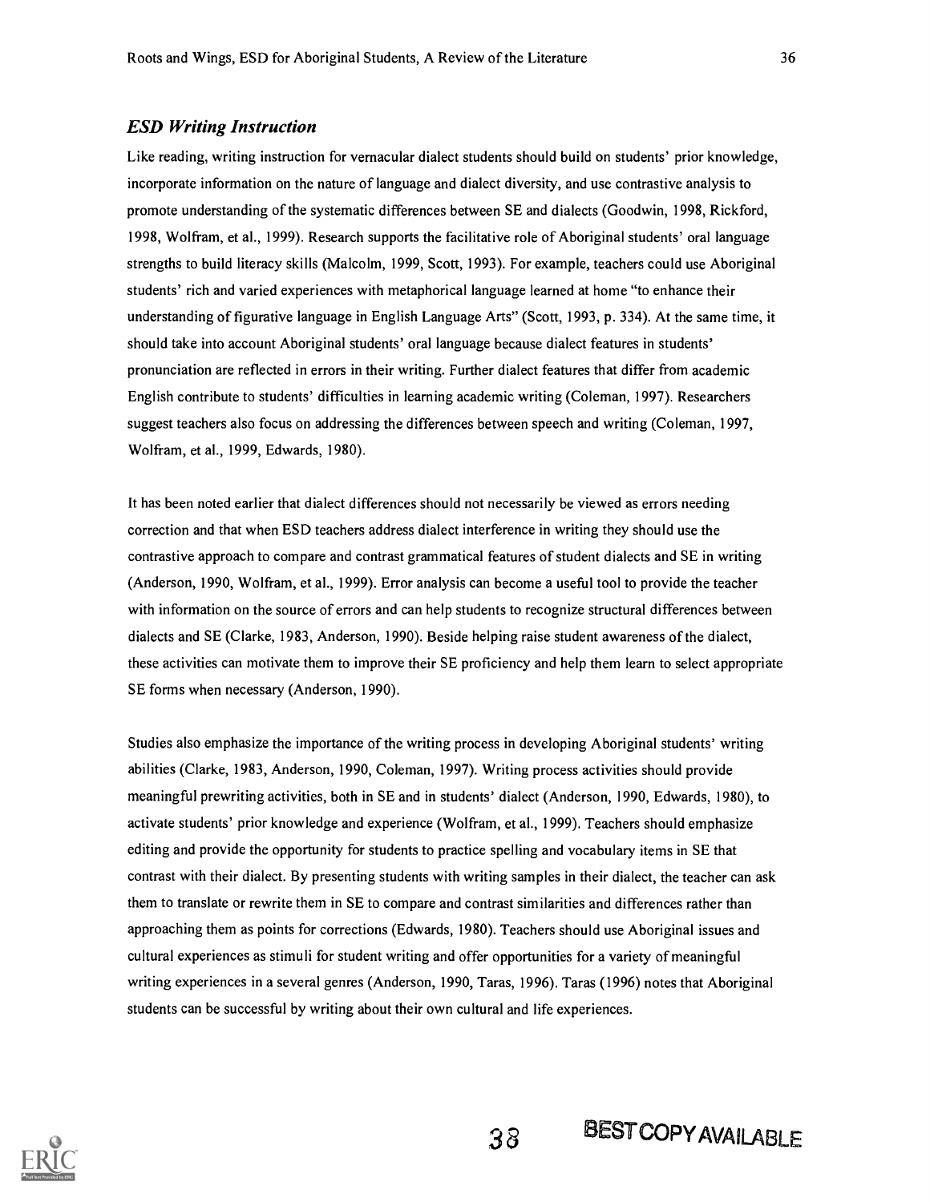### *ESD Writing Instruction*

Like reading, writing instruction for vernacular dialect students should build on students' prior knowledge, incorporate information on the nature of language and dialect diversity, and use contrastive analysis to promote understanding of the systematic differences between SE and dialects (Goodwin, 1998, Rickford, 1998, Wolfram, et al., 1999). Research supports the facilitative role of Aboriginal students' oral language strengths to build literacy skills (Malcolm, 1999, Scott, 1993). For example, teachers could use Aboriginal students' rich and varied experiences with metaphorical language learned at home "to enhance their understanding of figurative language in English Language Arts" (Scott, 1993, p. 334). At the same time, it should take into account Aboriginal students' oral language because dialect features in students' pronunciation are reflected in errors in their writing. Further dialect features that differ from academic English contribute to students' difficulties in learning academic writing (Coleman, 1997). Researchers suggest teachers also focus on addressing the differences between speech and writing (Coleman, 1997, Wolfram, et al., 1999, Edwards, 1980).

It has been noted earlier that dialect differences should not necessarily be viewed as errors needing correction and that when ESD teachers address dialect interference in writing they should use the contrastive approach to compare and contrast grammatical features of student dialects and SE in writing (Anderson, 1990, Wolfram, et al., 1999). Error analysis can become a useful tool to provide the teacher with information on the source of errors and can help students to recognize structural differences between dialects and SE (Clarke, 1983, Anderson, 1990). Beside helping raise student awareness of the dialect, these activities can motivate them to improve their SE proficiency and help them learn to select appropriate SE forms when necessary (Anderson, 1990).

Studies also emphasize the importance of the writing process in developing Aboriginal students' writing abilities (Clarke, 1983, Anderson, 1990, Coleman, 1997). Writing process activities should provide meaningful prewriting activities, both in SE and in students' dialect (Anderson, 1990, Edwards, 1980), to activate students' prior knowledge and experience (Wolfram, et al., 1999). Teachers should emphasize editing and provide the opportunity for students to practice spelling and vocabulary items in SE that contrast with their dialect. By presenting students with writing samples in their dialect, the teacher can ask them to translate or rewrite them in SE to compare and contrast similarities and differences rather than approaching them as points for corrections (Edwards, 1980). Teachers should use Aboriginal issues and cultural experiences as stimuli for student writing and offer opportunities for a variety of meaningful writing experiences in a several genres (Anderson, 1990, Taras, 1996). Taras (1996) notes that Aboriginal students can be successful by writing about their own cultural and life experiences.

BEST COPY AVAILABLE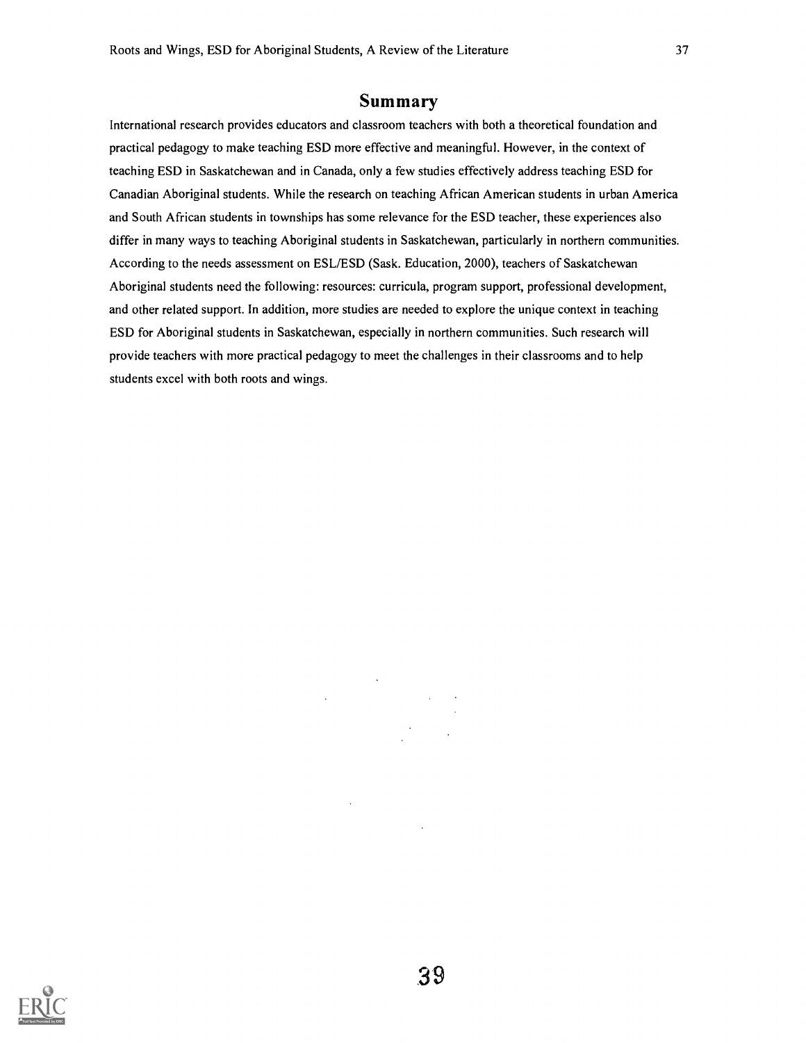## Summary

International research provides educators and classroom teachers with both a theoretical foundation and practical pedagogy to make teaching ESD more effective and meaningful. However, in the context of teaching ESD in Saskatchewan and in Canada, only a few studies effectively address teaching ESD for Canadian Aboriginal students. While the research on teaching African American students in urban America and South African students in townships has some relevance for the ESD teacher, these experiences also differ in many ways to teaching Aboriginal students in Saskatchewan, particularly in northern communities. According to the needs assessment on ESL/ESD (Sask. Education, 2000), teachers of Saskatchewan Aboriginal students need the following: resources: curricula, program support, professional development, and other related support. In addition, more studies are needed to explore the unique context in teaching ESD for Aboriginal students in Saskatchewan, especially in northern communities. Such research will provide teachers with more practical pedagogy to meet the challenges in their classrooms and to help students excel with both roots and wings.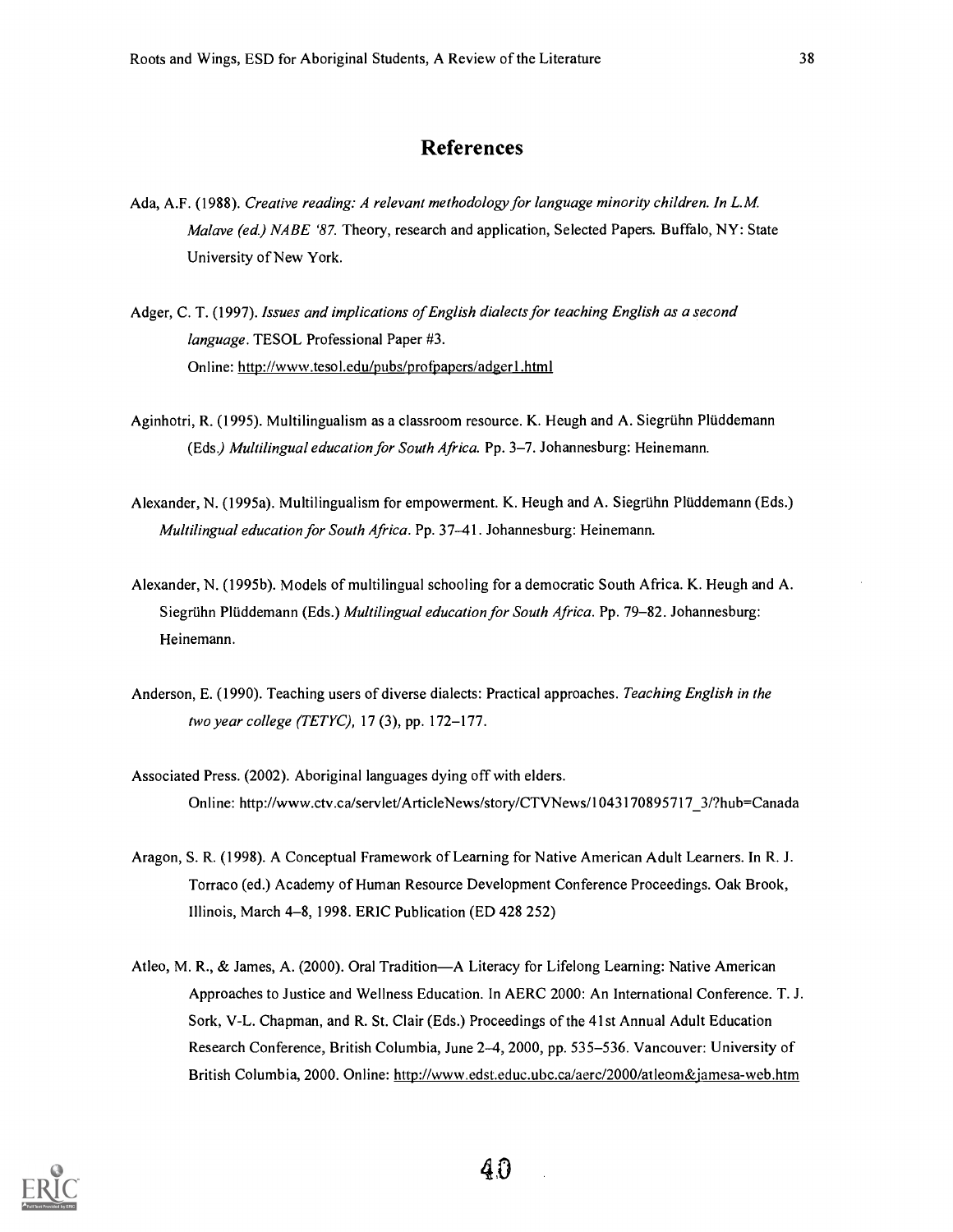## References

Ada, A.F. (1988). *Creative reading: A relevant methodology for language minority children. In L.M. Malave (ed.) NABE '87.* Theory, research and application, Selected Papers. Buffalo, NY: State University of New York.

Adger, C. T. (1997). *Issues and implications of English dialects for teaching English as a second language*. TESOL Professional Paper #3.
Online: http://www.tesol.edu/pubs/profpapers/adger1.html

Aginhotri, R. (1995). Multilingualism as a classroom resource. K. Heugh and A. Siegrühn Plüddemann (Eds.) *Multilingual education for South Africa.* Pp. 3–7. Johannesburg: Heinemann.

Alexander, N. (1995a). Multilingualism for empowerment. K. Heugh and A. Siegrühn Plüddemann (Eds.) *Multilingual education for South Africa*. Pp. 37–41. Johannesburg: Heinemann.

Alexander, N. (1995b). Models of multilingual schooling for a democratic South Africa. K. Heugh and A. Siegrühn Plüddemann (Eds.) *Multilingual education for South Africa*. Pp. 79–82. Johannesburg: Heinemann.

Anderson, E. (1990). Teaching users of diverse dialects: Practical approaches. *Teaching English in the two year college (TETYC),* 17 (3), pp. 172–177.

Associated Press. (2002). Aboriginal languages dying off with elders.
Online: http://www.ctv.ca/servlet/ArticleNews/story/CTVNews/1043170895717_3/?hub=Canada

Aragon, S. R. (1998). A Conceptual Framework of Learning for Native American Adult Learners. In R. J. Torraco (ed.) Academy of Human Resource Development Conference Proceedings. Oak Brook, Illinois, March 4–8, 1998. ERIC Publication (ED 428 252)

Atleo, M. R., & James, A. (2000). Oral Tradition—A Literacy for Lifelong Learning: Native American Approaches to Justice and Wellness Education. In AERC 2000: An International Conference. T. J. Sork, V-L. Chapman, and R. St. Clair (Eds.) Proceedings of the 41st Annual Adult Education Research Conference, British Columbia, June 2–4, 2000, pp. 535–536. Vancouver: University of British Columbia, 2000. Online: http://www.edst.educ.ubc.ca/aerc/2000/atleom&jamesa-web.htm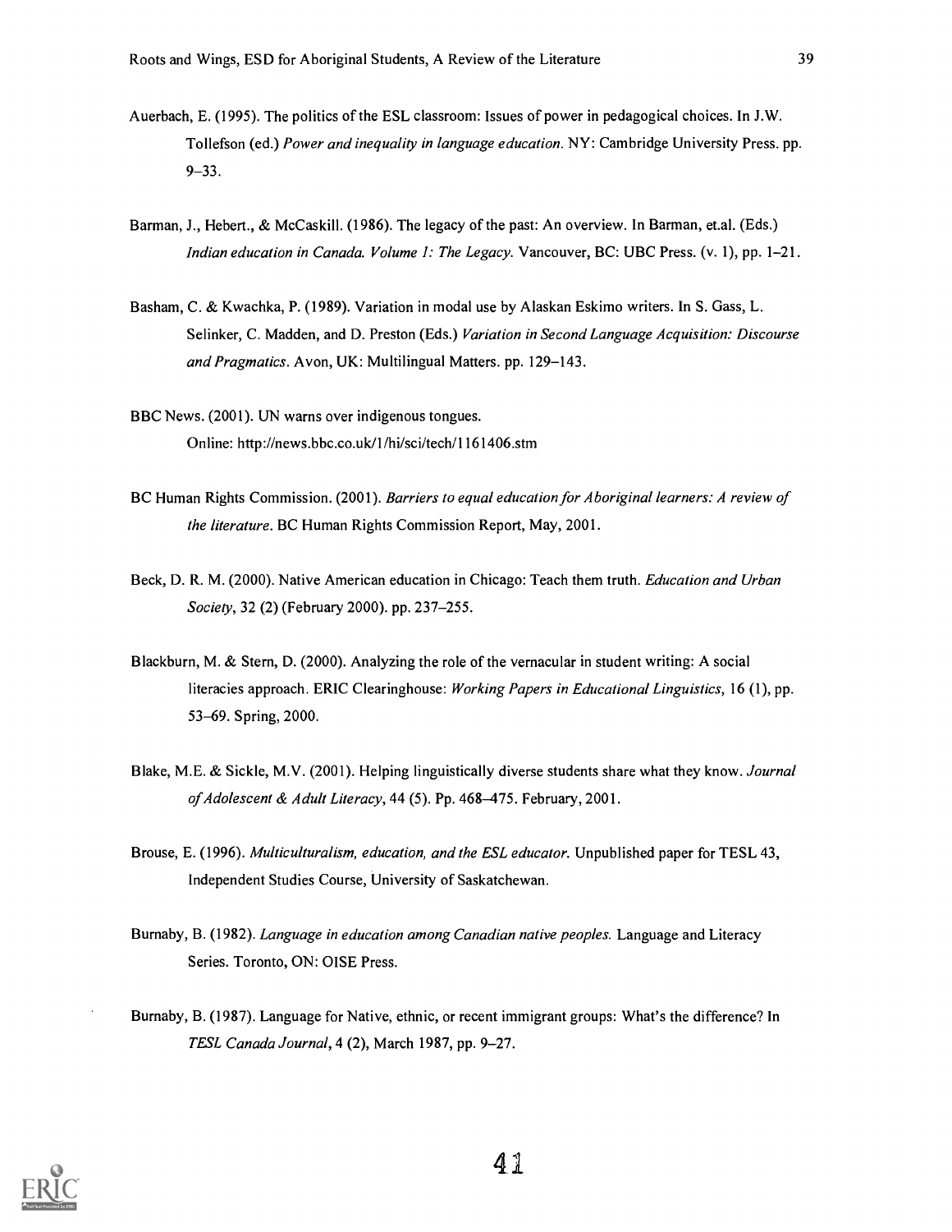Auerbach, E. (1995). The politics of the ESL classroom: Issues of power in pedagogical choices. In J.W. Tollefson (ed.) *Power and inequality in language education*. NY: Cambridge University Press. pp. 9–33.

Barman, J., Hebert., & McCaskill. (1986). The legacy of the past: An overview. In Barman, et.al. (Eds.) *Indian education in Canada. Volume 1: The Legacy*. Vancouver, BC: UBC Press. (v. 1), pp. 1–21.

Basham, C. & Kwachka, P. (1989). Variation in modal use by Alaskan Eskimo writers. In S. Gass, L. Selinker, C. Madden, and D. Preston (Eds.) *Variation in Second Language Acquisition: Discourse and Pragmatics*. Avon, UK: Multilingual Matters. pp. 129–143.

BBC News. (2001). UN warns over indigenous tongues.
Online: http://news.bbc.co.uk/1/hi/sci/tech/1161406.stm

BC Human Rights Commission. (2001). *Barriers to equal education for Aboriginal learners: A review of the literature*. BC Human Rights Commission Report, May, 2001.

Beck, D. R. M. (2000). Native American education in Chicago: Teach them truth. *Education and Urban Society*, 32 (2) (February 2000). pp. 237–255.

Blackburn, M. & Stern, D. (2000). Analyzing the role of the vernacular in student writing: A social literacies approach. ERIC Clearinghouse: *Working Papers in Educational Linguistics*, 16 (1), pp. 53–69. Spring, 2000.

Blake, M.E. & Sickle, M.V. (2001). Helping linguistically diverse students share what they know. *Journal of Adolescent & Adult Literacy*, 44 (5). Pp. 468–475. February, 2001.

Brouse, E. (1996). *Multiculturalism, education, and the ESL educator*. Unpublished paper for TESL 43, Independent Studies Course, University of Saskatchewan.

Burnaby, B. (1982). *Language in education among Canadian native peoples.* Language and Literacy Series. Toronto, ON: OISE Press.

Burnaby, B. (1987). Language for Native, ethnic, or recent immigrant groups: What's the difference? In *TESL Canada Journal*, 4 (2), March 1987, pp. 9–27.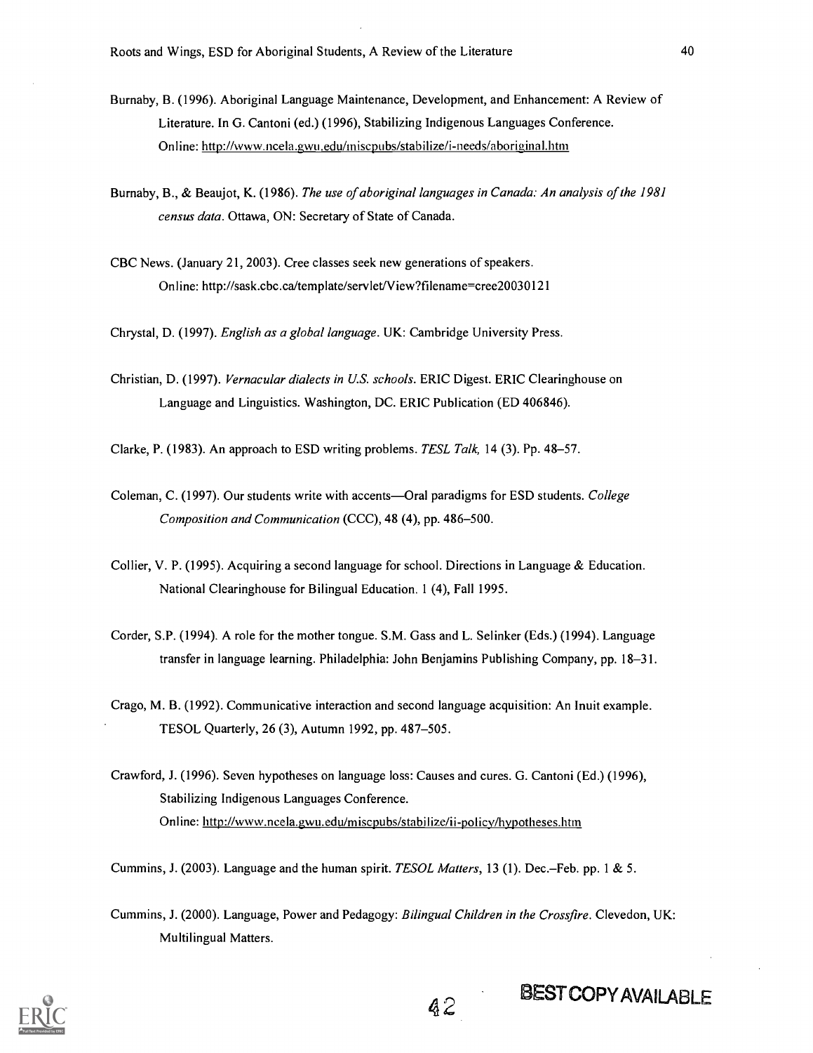Burnaby, B. (1996). Aboriginal Language Maintenance, Development, and Enhancement: A Review of Literature. In G. Cantoni (ed.) (1996), Stabilizing Indigenous Languages Conference. Online: http://www.ncela.gwu.edu/miscpubs/stabilize/i-needs/aboriginal.htm

Burnaby, B., & Beaujot, K. (1986). *The use of aboriginal languages in Canada: An analysis of the 1981 census data*. Ottawa, ON: Secretary of State of Canada.

CBC News. (January 21, 2003). Cree classes seek new generations of speakers. Online: http://sask.cbc.ca/template/servlet/View?filename=cree20030121

Chrystal, D. (1997). *English as a global language*. UK: Cambridge University Press.

Christian, D. (1997). *Vernacular dialects in U.S. schools*. ERIC Digest. ERIC Clearinghouse on Language and Linguistics. Washington, DC. ERIC Publication (ED 406846).

Clarke, P. (1983). An approach to ESD writing problems. *TESL Talk,* 14 (3). Pp. 48–57.

Coleman, C. (1997). Our students write with accents—Oral paradigms for ESD students. *College Composition and Communication* (CCC), 48 (4), pp. 486–500.

Collier, V. P. (1995). Acquiring a second language for school. Directions in Language & Education. National Clearinghouse for Bilingual Education. 1 (4), Fall 1995.

Corder, S.P. (1994). A role for the mother tongue. S.M. Gass and L. Selinker (Eds.) (1994). Language transfer in language learning. Philadelphia: John Benjamins Publishing Company, pp. 18–31.

Crago, M. B. (1992). Communicative interaction and second language acquisition: An Inuit example. TESOL Quarterly, 26 (3), Autumn 1992, pp. 487–505.

Crawford, J. (1996). Seven hypotheses on language loss: Causes and cures. G. Cantoni (Ed.) (1996), Stabilizing Indigenous Languages Conference. Online: http://www.ncela.gwu.edu/miscpubs/stabilize/ii-policy/hypotheses.htm

Cummins, J. (2003). Language and the human spirit. *TESOL Matters*, 13 (1). Dec.–Feb. pp. 1 & 5.

Cummins, J. (2000). Language, Power and Pedagogy: *Bilingual Children in the Crossfire*. Clevedon, UK: Multilingual Matters.

BEST COPY AVAILABLE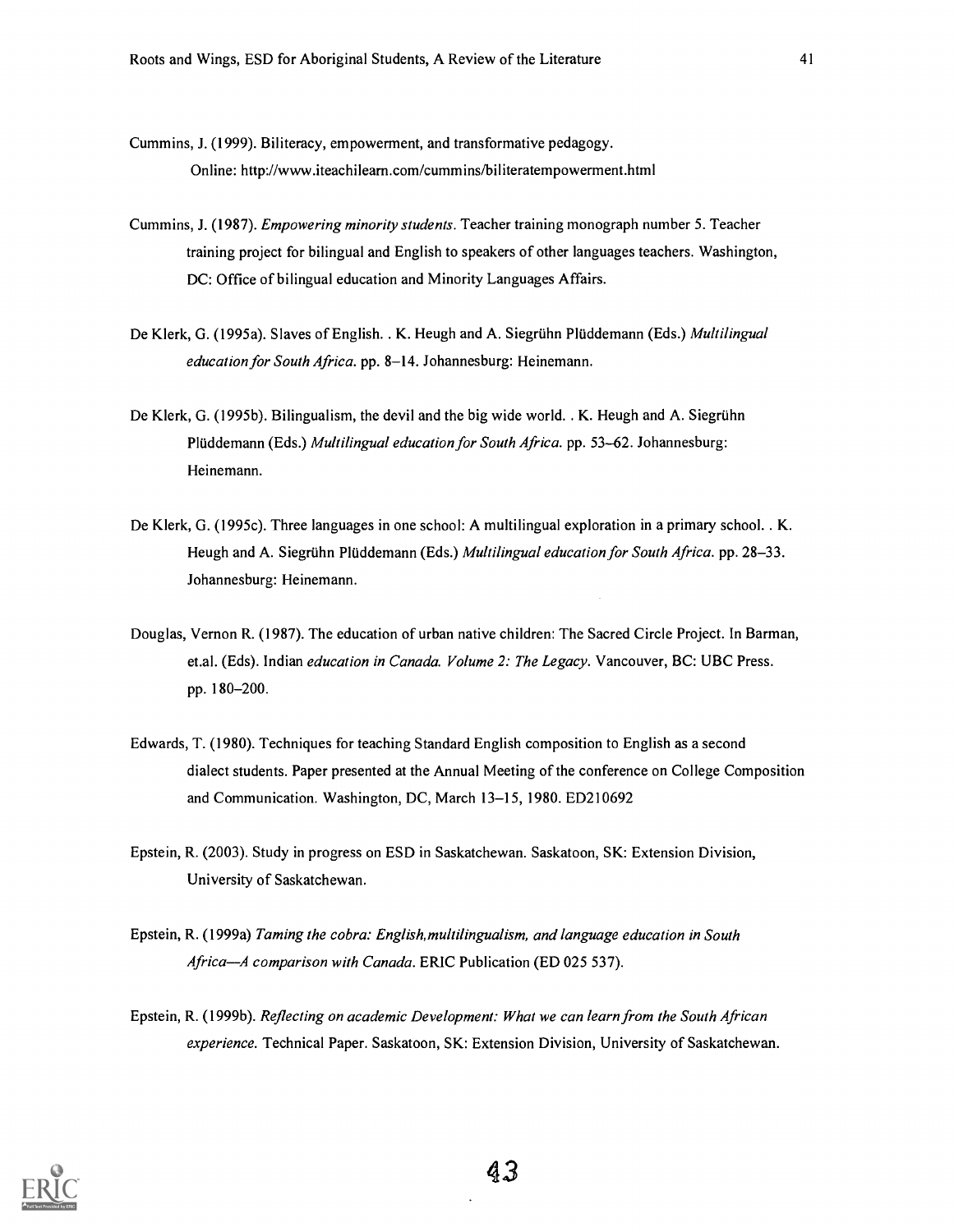Cummins, J. (1999). Biliteracy, empowerment, and transformative pedagogy. Online: http://www.iteachilearn.com/cummins/biliteratempowerment.html

Cummins, J. (1987). *Empowering minority students*. Teacher training monograph number 5. Teacher training project for bilingual and English to speakers of other languages teachers. Washington, DC: Office of bilingual education and Minority Languages Affairs.

De Klerk, G. (1995a). Slaves of English. . K. Heugh and A. Siegrühn Plüddemann (Eds.) *Multilingual education for South Africa*. pp. 8–14. Johannesburg: Heinemann.

De Klerk, G. (1995b). Bilingualism, the devil and the big wide world. . K. Heugh and A. Siegrühn Plüddemann (Eds.) *Multilingual education for South Africa*. pp. 53–62. Johannesburg: Heinemann.

De Klerk, G. (1995c). Three languages in one school: A multilingual exploration in a primary school. . K. Heugh and A. Siegrühn Plüddemann (Eds.) *Multilingual education for South Africa*. pp. 28–33. Johannesburg: Heinemann.

Douglas, Vernon R. (1987). The education of urban native children: The Sacred Circle Project. In Barman, et.al. (Eds). Indian *education in Canada. Volume 2: The Legacy*. Vancouver, BC: UBC Press. pp. 180–200.

Edwards, T. (1980). Techniques for teaching Standard English composition to English as a second dialect students. Paper presented at the Annual Meeting of the conference on College Composition and Communication. Washington, DC, March 13–15, 1980. ED210692

Epstein, R. (2003). Study in progress on ESD in Saskatchewan. Saskatoon, SK: Extension Division, University of Saskatchewan.

Epstein, R. (1999a) *Taming the cobra: English,multilingualism, and language education in South Africa—A comparison with Canada*. ERIC Publication (ED 025 537).

Epstein, R. (1999b). *Reflecting on academic Development: What we can learn from the South African experience*. Technical Paper. Saskatoon, SK: Extension Division, University of Saskatchewan.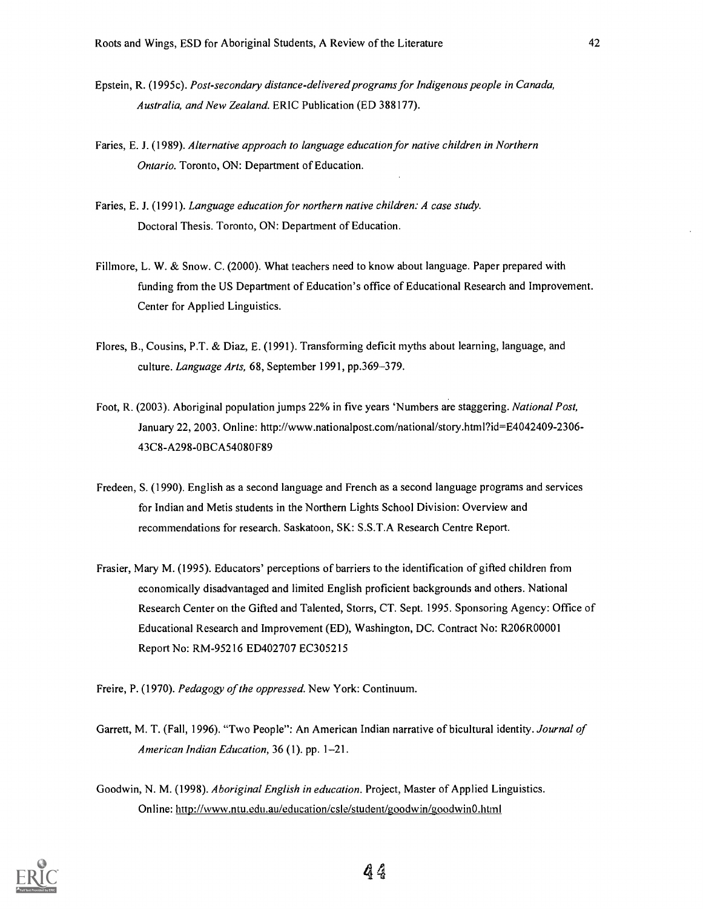Epstein, R. (1995c). *Post-secondary distance-delivered programs for Indigenous people in Canada, Australia, and New Zealand.* ERIC Publication (ED 388177).

Faries, E. J. (1989). *Alternative approach to language education for native children in Northern Ontario.* Toronto, ON: Department of Education.

Faries, E. J. (1991). *Language education for northern native children: A case study.* Doctoral Thesis. Toronto, ON: Department of Education.

Fillmore, L. W. & Snow. C. (2000). What teachers need to know about language. Paper prepared with funding from the US Department of Education's office of Educational Research and Improvement. Center for Applied Linguistics.

Flores, B., Cousins, P.T. & Diaz, E. (1991). Transforming deficit myths about learning, language, and culture. *Language Arts,* 68, September 1991, pp.369–379.

Foot, R. (2003). Aboriginal population jumps 22% in five years 'Numbers are staggering. *National Post,* January 22, 2003. Online: http://www.nationalpost.com/national/story.html?id=E4042409-2306-43C8-A298-0BCA54080F89

Fredeen, S. (1990). English as a second language and French as a second language programs and services for Indian and Metis students in the Northern Lights School Division: Overview and recommendations for research. Saskatoon, SK: S.S.T.A Research Centre Report.

Frasier, Mary M. (1995). Educators' perceptions of barriers to the identification of gifted children from economically disadvantaged and limited English proficient backgrounds and others. National Research Center on the Gifted and Talented, Storrs, CT. Sept. 1995. Sponsoring Agency: Office of Educational Research and Improvement (ED), Washington, DC. Contract No: R206R00001 Report No: RM-95216 ED402707 EC305215

Freire, P. (1970). *Pedagogy of the oppressed.* New York: Continuum.

Garrett, M. T. (Fall, 1996). "Two People": An American Indian narrative of bicultural identity. *Journal of American Indian Education,* 36 (1). pp. 1–21.

Goodwin, N. M. (1998). *Aboriginal English in education.* Project, Master of Applied Linguistics. Online: http://www.ntu.edu.au/education/csle/student/goodwin/goodwin0.html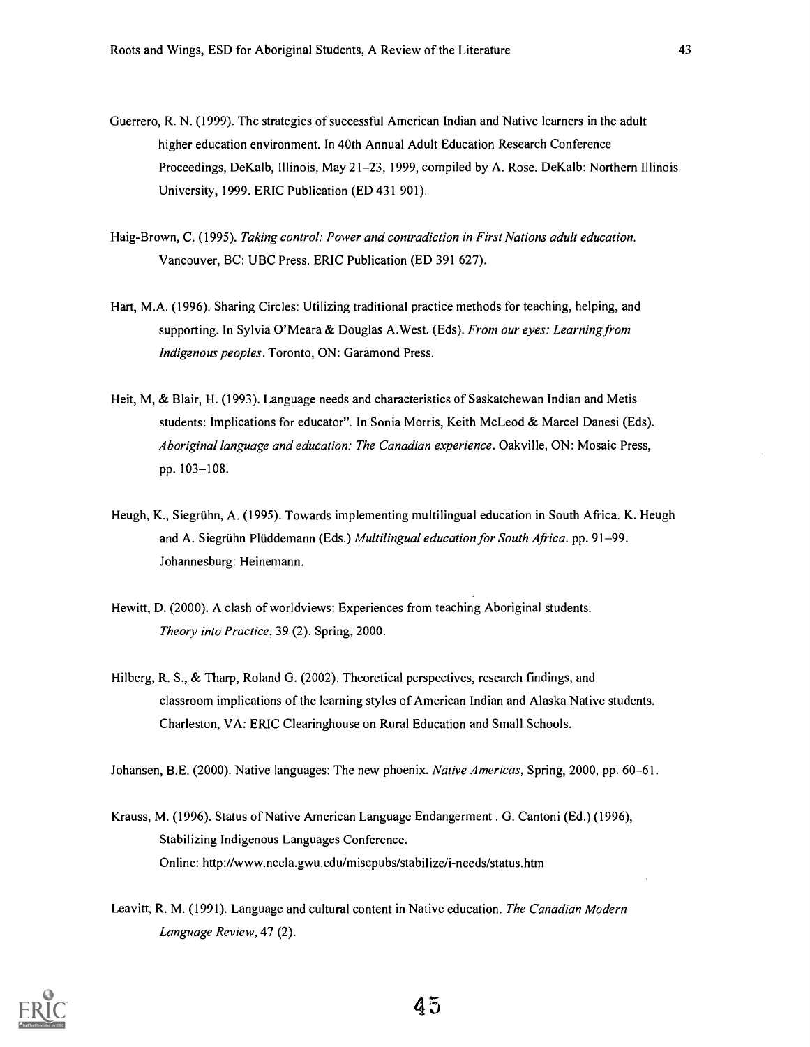Guerrero, R. N. (1999). The strategies of successful American Indian and Native learners in the adult higher education environment. In 40th Annual Adult Education Research Conference Proceedings, DeKalb, Illinois, May 21–23, 1999, compiled by A. Rose. DeKalb: Northern Illinois University, 1999. ERIC Publication (ED 431 901).

Haig-Brown, C. (1995). *Taking control: Power and contradiction in First Nations adult education.* Vancouver, BC: UBC Press. ERIC Publication (ED 391 627).

Hart, M.A. (1996). Sharing Circles: Utilizing traditional practice methods for teaching, helping, and supporting. In Sylvia O'Meara & Douglas A.West. (Eds). *From our eyes: Learning from Indigenous peoples*. Toronto, ON: Garamond Press.

Heit, M, & Blair, H. (1993). Language needs and characteristics of Saskatchewan Indian and Metis students: Implications for educator". In Sonia Morris, Keith McLeod & Marcel Danesi (Eds). *Aboriginal language and education: The Canadian experience*. Oakville, ON: Mosaic Press, pp. 103–108.

Heugh, K., Siegrühn, A. (1995). Towards implementing multilingual education in South Africa. K. Heugh and A. Siegrühn Plüddemann (Eds.) *Multilingual education for South Africa*. pp. 91–99. Johannesburg: Heinemann.

Hewitt, D. (2000). A clash of worldviews: Experiences from teaching Aboriginal students. *Theory into Practice*, 39 (2). Spring, 2000.

Hilberg, R. S., & Tharp, Roland G. (2002). Theoretical perspectives, research findings, and classroom implications of the learning styles of American Indian and Alaska Native students. Charleston, VA: ERIC Clearinghouse on Rural Education and Small Schools.

Johansen, B.E. (2000). Native languages: The new phoenix. *Native Americas*, Spring, 2000, pp. 60–61.

Krauss, M. (1996). Status of Native American Language Endangerment . G. Cantoni (Ed.) (1996), Stabilizing Indigenous Languages Conference. Online: http://www.ncela.gwu.edu/miscpubs/stabilize/i-needs/status.htm

Leavitt, R. M. (1991). Language and cultural content in Native education. *The Canadian Modern Language Review*, 47 (2).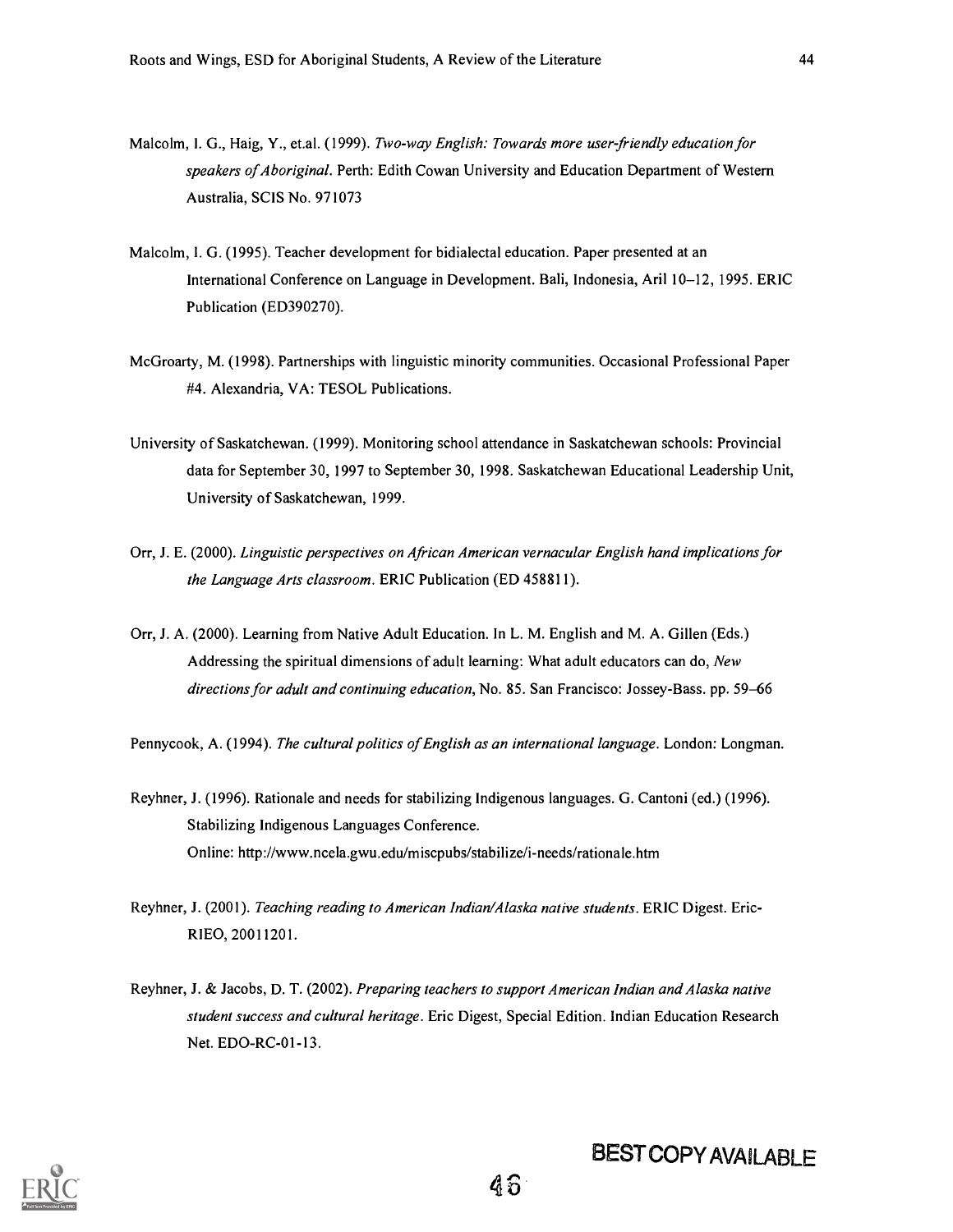Malcolm, I. G., Haig, Y., et.al. (1999). *Two-way English: Towards more user-friendly education for speakers of Aboriginal*. Perth: Edith Cowan University and Education Department of Western Australia, SCIS No. 971073

Malcolm, I. G. (1995). Teacher development for bidialectal education. Paper presented at an International Conference on Language in Development. Bali, Indonesia, Aril 10–12, 1995. ERIC Publication (ED390270).

McGroarty, M. (1998). Partnerships with linguistic minority communities. Occasional Professional Paper #4. Alexandria, VA: TESOL Publications.

University of Saskatchewan. (1999). Monitoring school attendance in Saskatchewan schools: Provincial data for September 30, 1997 to September 30, 1998. Saskatchewan Educational Leadership Unit, University of Saskatchewan, 1999.

Orr, J. E. (2000). *Linguistic perspectives on African American vernacular English hand implications for the Language Arts classroom*. ERIC Publication (ED 458811).

Orr, J. A. (2000). Learning from Native Adult Education. In L. M. English and M. A. Gillen (Eds.) Addressing the spiritual dimensions of adult learning: What adult educators can do, *New directions for adult and continuing education*, No. 85. San Francisco: Jossey-Bass. pp. 59–66

Pennycook, A. (1994). *The cultural politics of English as an international language*. London: Longman.

Reyhner, J. (1996). Rationale and needs for stabilizing Indigenous languages. G. Cantoni (ed.) (1996). Stabilizing Indigenous Languages Conference.
Online: http://www.ncela.gwu.edu/miscpubs/stabilize/i-needs/rationale.htm

Reyhner, J. (2001). *Teaching reading to American Indian/Alaska native students*. ERIC Digest. Eric-RIEO, 20011201.

Reyhner, J. & Jacobs, D. T. (2002). *Preparing teachers to support American Indian and Alaska native student success and cultural heritage*. Eric Digest, Special Edition. Indian Education Research Net. EDO-RC-01-13.

BEST COPY AVAILABLE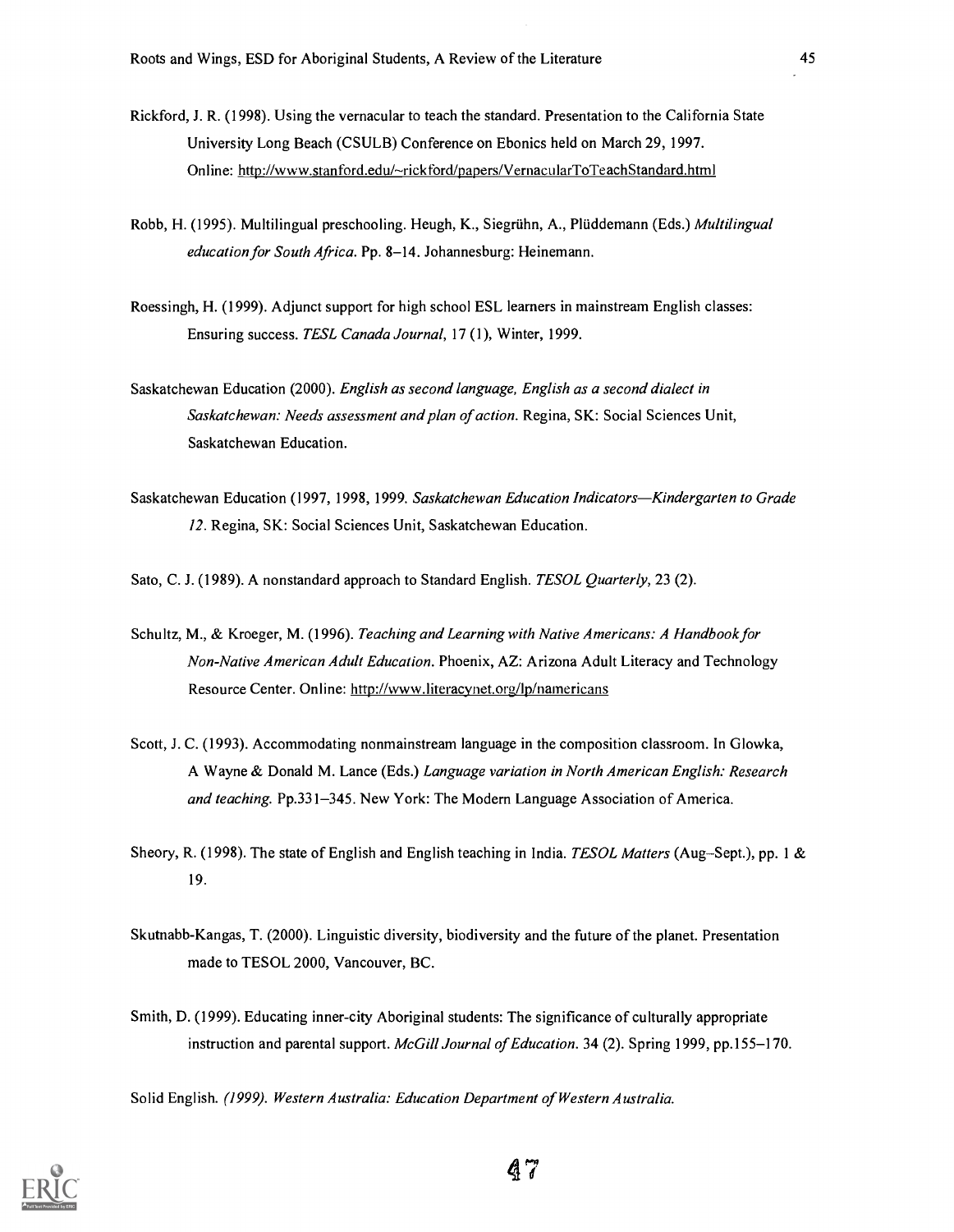Rickford, J. R. (1998). Using the vernacular to teach the standard. Presentation to the California State University Long Beach (CSULB) Conference on Ebonics held on March 29, 1997. Online: http://www.stanford.edu/~rickford/papers/VernacularToTeachStandard.html

Robb, H. (1995). Multilingual preschooling. Heugh, K., Siegrühn, A., Plüddemann (Eds.) *Multilingual education for South Africa*. Pp. 8–14. Johannesburg: Heinemann.

Roessingh, H. (1999). Adjunct support for high school ESL learners in mainstream English classes: Ensuring success. *TESL Canada Journal*, 17 (1), Winter, 1999.

Saskatchewan Education (2000). *English as second language, English as a second dialect in Saskatchewan: Needs assessment and plan of action*. Regina, SK: Social Sciences Unit, Saskatchewan Education.

Saskatchewan Education (1997, 1998, 1999. *Saskatchewan Education Indicators—Kindergarten to Grade 12*. Regina, SK: Social Sciences Unit, Saskatchewan Education.

Sato, C. J. (1989). A nonstandard approach to Standard English. *TESOL Quarterly*, 23 (2).

Schultz, M., & Kroeger, M. (1996). *Teaching and Learning with Native Americans: A Handbook for Non-Native American Adult Education*. Phoenix, AZ: Arizona Adult Literacy and Technology Resource Center. Online: http://www.literacynet.org/lp/namericans

Scott, J. C. (1993). Accommodating nonmainstream language in the composition classroom. In Glowka, A Wayne & Donald M. Lance (Eds.) *Language variation in North American English: Research and teaching*. Pp.331–345. New York: The Modern Language Association of America.

Sheory, R. (1998). The state of English and English teaching in India. *TESOL Matters* (Aug–Sept.), pp. 1 & 19.

Skutnabb-Kangas, T. (2000). Linguistic diversity, biodiversity and the future of the planet. Presentation made to TESOL 2000, Vancouver, BC.

Smith, D. (1999). Educating inner-city Aboriginal students: The significance of culturally appropriate instruction and parental support. *McGill Journal of Education*. 34 (2). Spring 1999, pp.155–170.

Solid English. *(1999). Western Australia: Education Department of Western Australia.*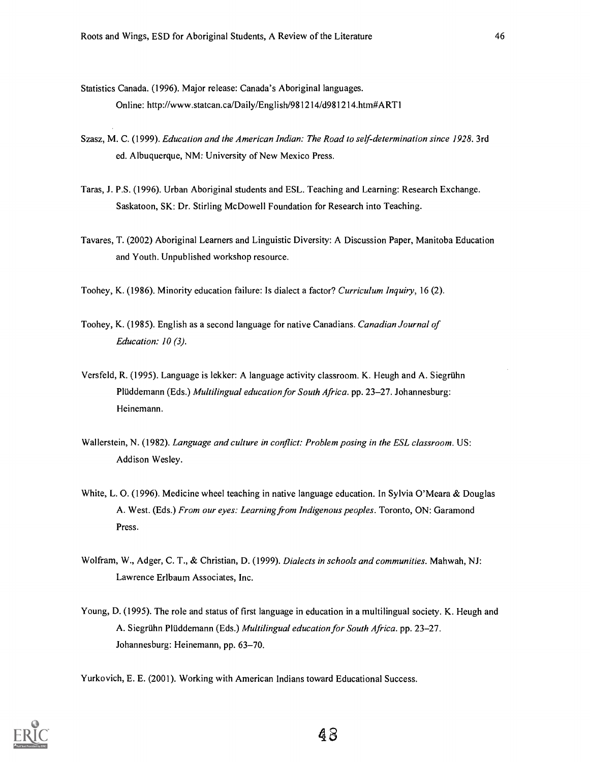Statistics Canada. (1996). Major release: Canada's Aboriginal languages. Online: http://www.statcan.ca/Daily/English/981214/d981214.htm#ART1

Szasz, M. C. (1999). *Education and the American Indian: The Road to self-determination since 1928*. 3rd ed. Albuquerque, NM: University of New Mexico Press.

Taras, J. P.S. (1996). Urban Aboriginal students and ESL. Teaching and Learning: Research Exchange. Saskatoon, SK: Dr. Stirling McDowell Foundation for Research into Teaching.

Tavares, T. (2002) Aboriginal Learners and Linguistic Diversity: A Discussion Paper, Manitoba Education and Youth. Unpublished workshop resource.

Toohey, K. (1986). Minority education failure: Is dialect a factor? *Curriculum Inquiry*, 16 (2).

Toohey, K. (1985). English as a second language for native Canadians. *Canadian Journal of Education: 10 (3).*

Versfeld, R. (1995). Language is lekker: A language activity classroom. K. Heugh and A. Siegrühn Plüddemann (Eds.) *Multilingual education for South Africa*. pp. 23–27. Johannesburg: Heinemann.

Wallerstein, N. (1982). *Language and culture in conflict: Problem posing in the ESL classroom*. US: Addison Wesley.

White, L. O. (1996). Medicine wheel teaching in native language education. In Sylvia O'Meara & Douglas A. West. (Eds.) *From our eyes: Learning from Indigenous peoples*. Toronto, ON: Garamond Press.

Wolfram, W., Adger, C. T., & Christian, D. (1999). *Dialects in schools and communities*. Mahwah, NJ: Lawrence Erlbaum Associates, Inc.

Young, D. (1995). The role and status of first language in education in a multilingual society. K. Heugh and A. Siegrühn Plüddemann (Eds.) *Multilingual education for South Africa*. pp. 23–27. Johannesburg: Heinemann, pp. 63–70.

Yurkovich, E. E. (2001). Working with American Indians toward Educational Success.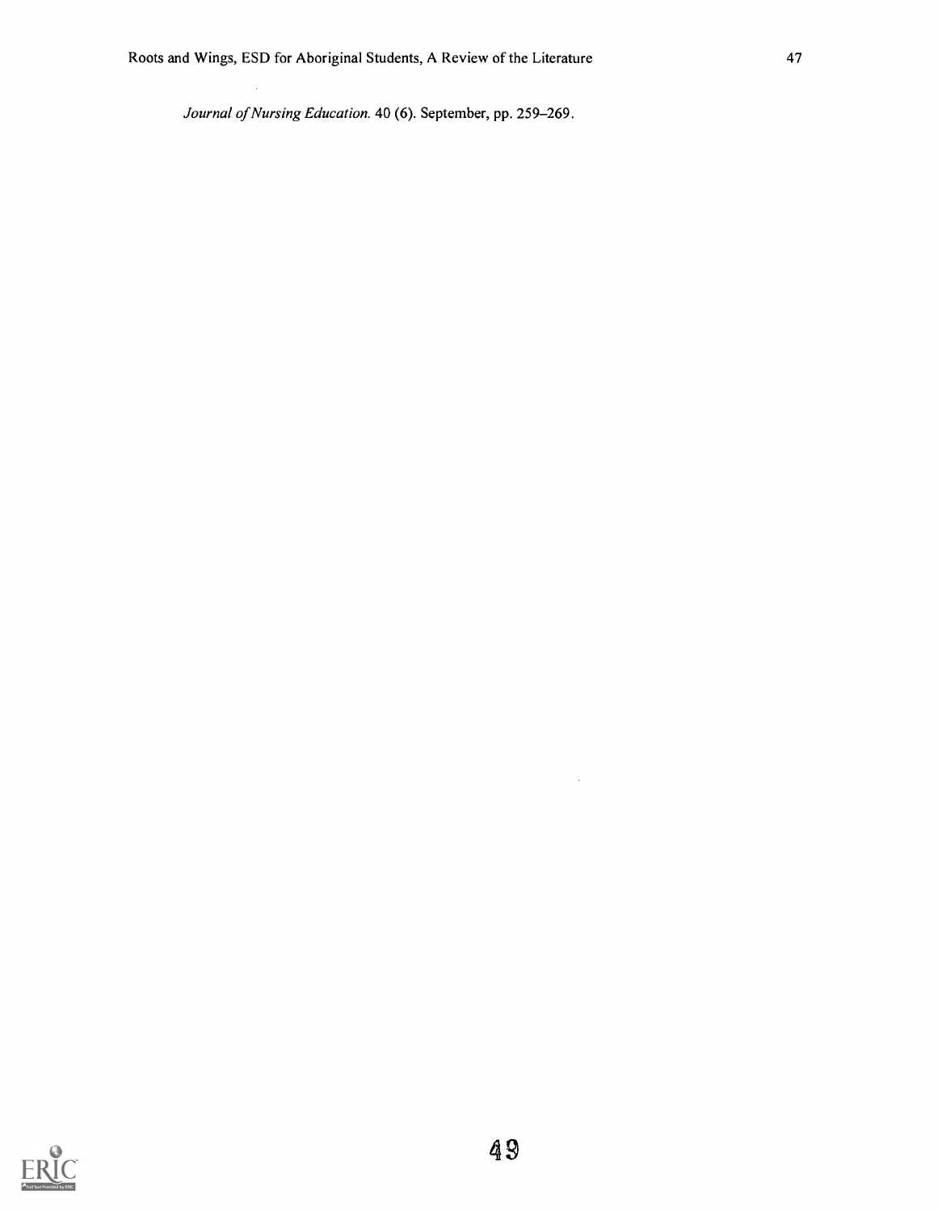*Journal of Nursing Education.* 40 (6). September, pp. 259–269.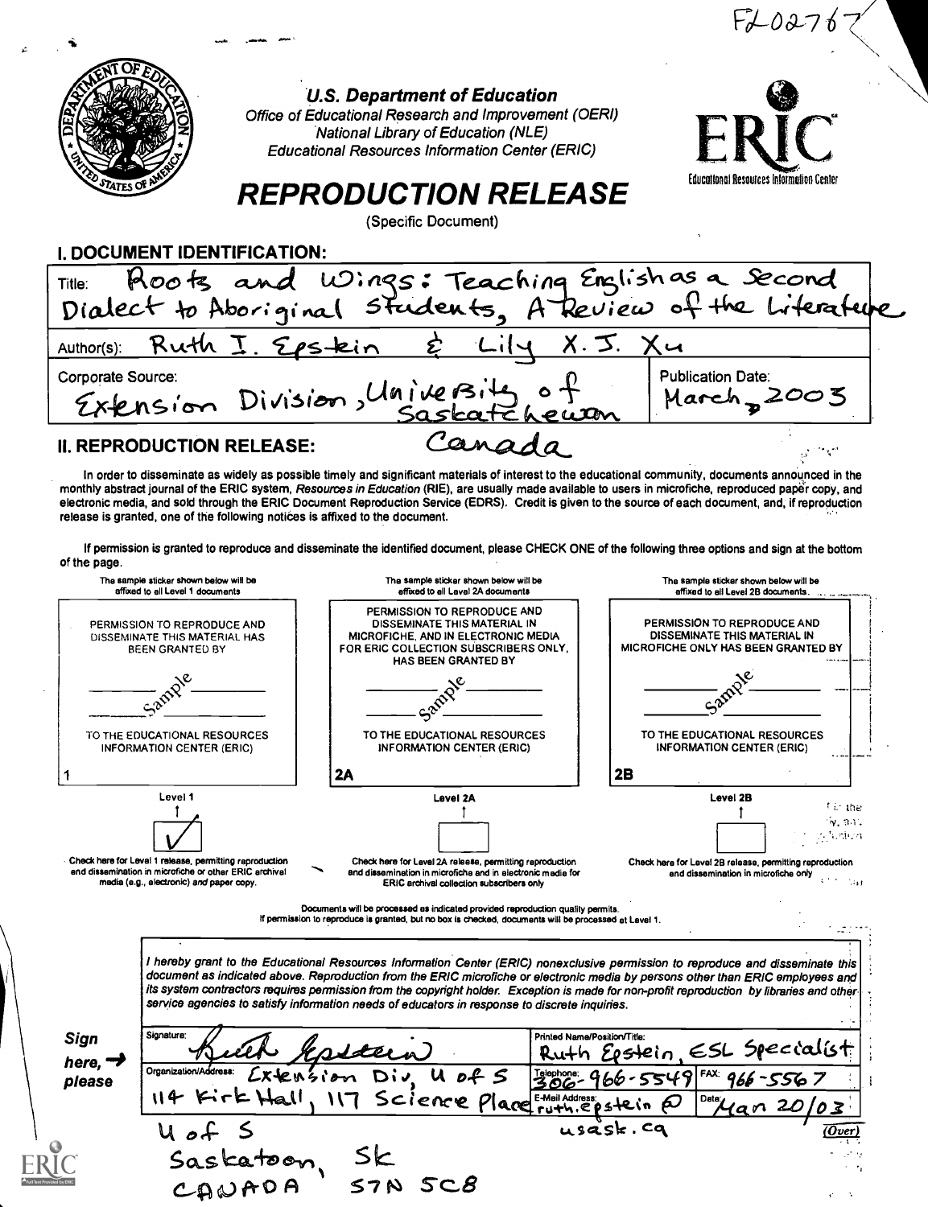FL027677

**U.S. Department of Education**
*Office of Educational Research and Improvement (OERI)*
*National Library of Education (NLE)*
*Educational Resources Information Center (ERIC)*

# REPRODUCTION RELEASE

(Specific Document)

## I. DOCUMENT IDENTIFICATION:

Title: Roots and Wings: Teaching English as a Second Dialect to Aboriginal Students, A Review of the Literature

Author(s): Ruth I. Epstein & Lily X. J. Xu

Corporate Source: Extension Division, University of Saskatchewan Canada

Publication Date: March, 2003

## II. REPRODUCTION RELEASE:

In order to disseminate as widely as possible timely and significant materials of interest to the educational community, documents announced in the monthly abstract journal of the ERIC system, *Resources in Education* (RIE), are usually made available to users in microfiche, reproduced paper copy, and electronic media, and sold through the ERIC Document Reproduction Service (EDRS). Credit is given to the source of each document, and, if reproduction release is granted, one of the following notices is affixed to the document.

If permission is granted to reproduce and disseminate the identified document, please CHECK ONE of the following three options and sign at the bottom of the page.

| The sample sticker shown below will be affixed to all Level 1 documents | The sample sticker shown below will be affixed to all Level 2A documents | The sample sticker shown below will be affixed to all Level 2B documents |
|---|---|---|
| PERMISSION TO REPRODUCE AND DISSEMINATE THIS MATERIAL HAS BEEN GRANTED BY Sample TO THE EDUCATIONAL RESOURCES INFORMATION CENTER (ERIC) | PERMISSION TO REPRODUCE AND DISSEMINATE THIS MATERIAL IN MICROFICHE, AND IN ELECTRONIC MEDIA FOR ERIC COLLECTION SUBSCRIBERS ONLY, HAS BEEN GRANTED BY Sample TO THE EDUCATIONAL RESOURCES INFORMATION CENTER (ERIC) | PERMISSION TO REPRODUCE AND DISSEMINATE THIS MATERIAL IN MICROFICHE ONLY HAS BEEN GRANTED BY Sample TO THE EDUCATIONAL RESOURCES INFORMATION CENTER (ERIC) |
| 1 | 2A | 2B |
| Level 1 ☑ | Level 2A ☐ | Level 2B ☐ |
| Check here for Level 1 release, permitting reproduction and dissemination in microfiche or other ERIC archival media (e.g., electronic) *and* paper copy. | Check here for Level 2A release, permitting reproduction and dissemination in microfiche and in electronic media for ERIC archival collection subscribers only | Check here for Level 2B release, permitting reproduction and dissemination in microfiche only |

Documents will be processed as indicated provided reproduction quality permits.
If permission to reproduce is granted, but no box is checked, documents will be processed at Level 1.

*I hereby grant to the Educational Resources Information Center (ERIC) nonexclusive permission to reproduce and disseminate this document as indicated above. Reproduction from the ERIC microfiche or electronic media by persons other than ERIC employees and its system contractors requires permission from the copyright holder. Exception is made for non-profit reproduction by libraries and other service agencies to satisfy information needs of educators in response to discrete inquiries.*

**Sign here, → please**

Signature: Ruth Epstein

Printed Name/Position/Title: Ruth Epstein, ESL Specialist

Organization/Address: Extension Div, U of S
114 Kirk Hall, 117 Science Place
U of S
Saskatoon, SK
CANADA S7N 5C8

Telephone: 306-966-5549

FAX: 966-5567

E-Mail Address: ruth.epstein@usask.ca

Date: Mar 20/03

(Over)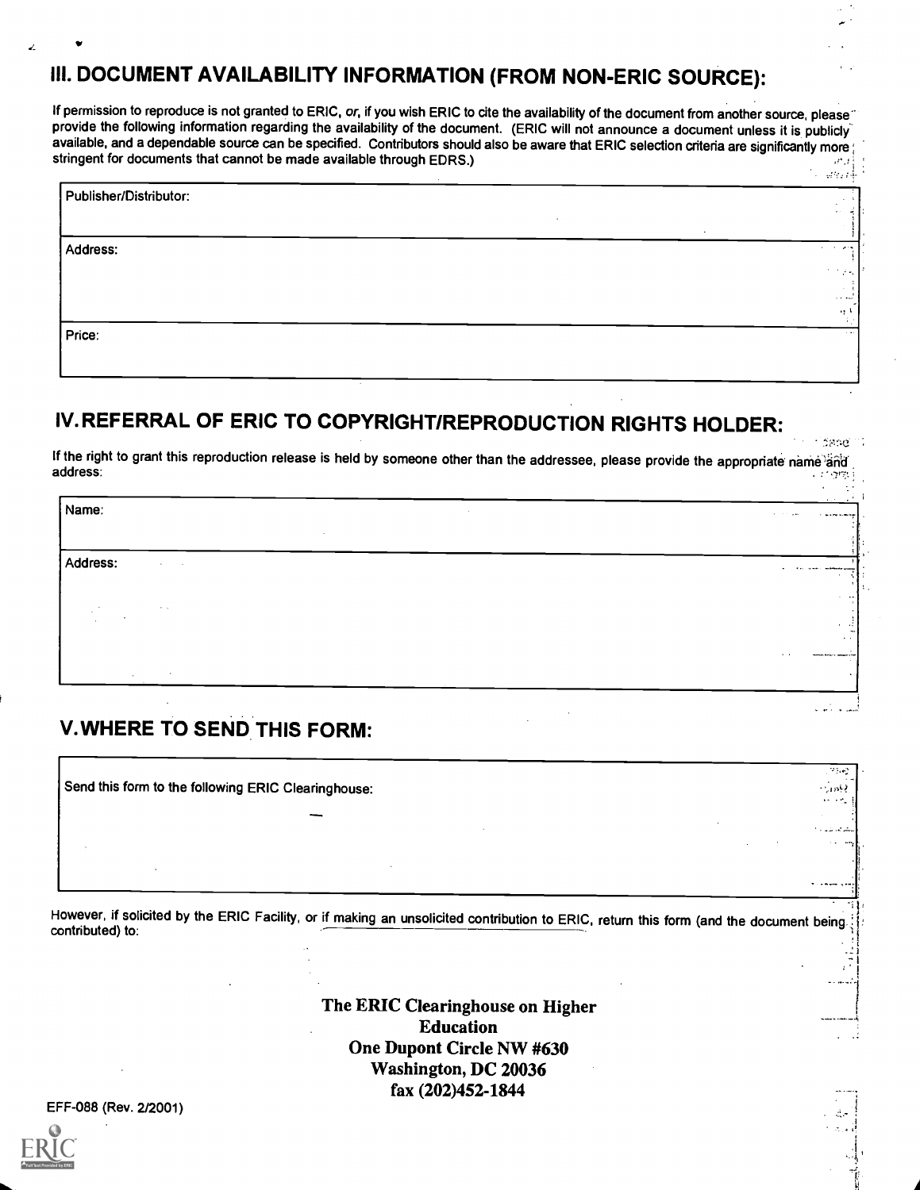## III. DOCUMENT AVAILABILITY INFORMATION (FROM NON-ERIC SOURCE):

If permission to reproduce is not granted to ERIC, *or*, if you wish ERIC to cite the availability of the document from another source, please provide the following information regarding the availability of the document. (ERIC will not announce a document unless it is publicly available, and a dependable source can be specified. Contributors should also be aware that ERIC selection criteria are significantly more stringent for documents that cannot be made available through EDRS.)

| |
|---|
| Publisher/Distributor: |
| Address: |
| Price: |

## IV. REFERRAL OF ERIC TO COPYRIGHT/REPRODUCTION RIGHTS HOLDER:

If the right to grant this reproduction release is held by someone other than the addressee, please provide the appropriate name and address:

| |
|---|
| Name: |
| Address: |

## V. WHERE TO SEND THIS FORM:

| |
|---|
| Send this form to the following ERIC Clearinghouse: |

However, if solicited by the ERIC Facility, or if making an unsolicited contribution to ERIC, return this form (and the document being contributed) to:

**The ERIC Clearinghouse on Higher Education**
**One Dupont Circle NW #630**
**Washington, DC 20036**
**fax (202)452-1844**

EFF-088 (Rev. 2/2001)